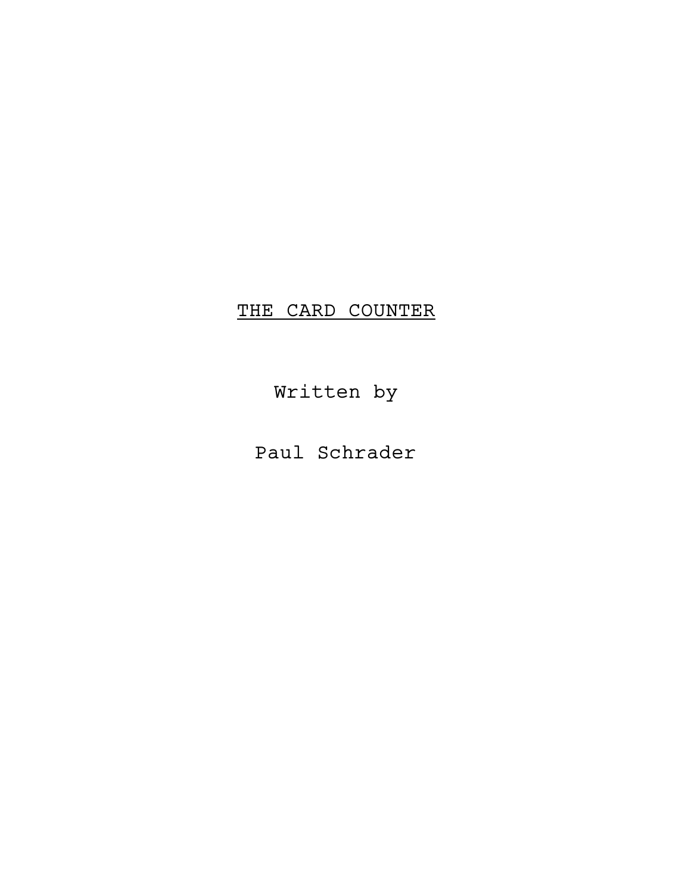# THE CARD COUNTER

Written by

Paul Schrader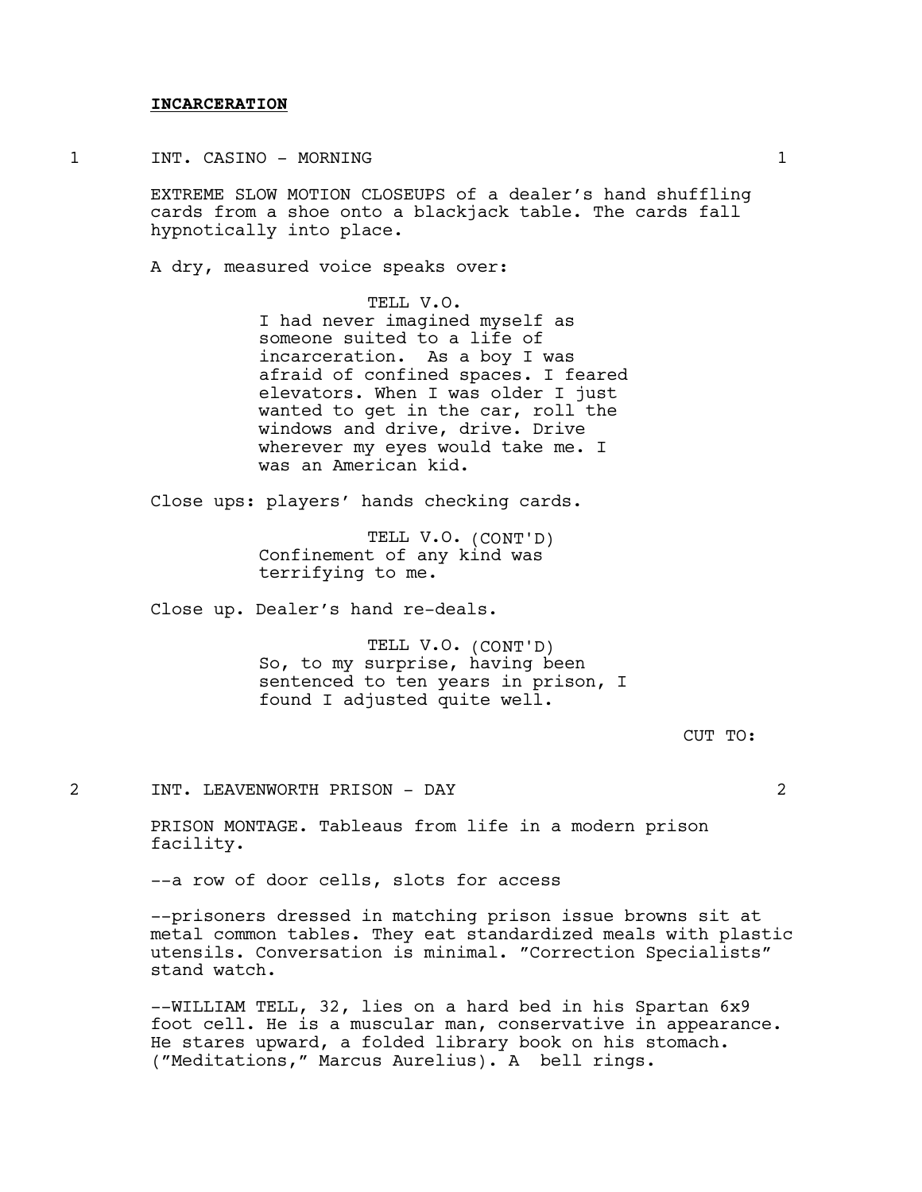**INCARCERATION**

1 INT. CASINO - MORNING 1

EXTREME SLOW MOTION CLOSEUPS of a dealer's hand shuffling cards from a shoe onto a blackjack table. The cards fall hypnotically into place.

A dry, measured voice speaks over:

TELL V.O.
I had never imagined myself as someone suited to a life of incarceration. As a boy I was afraid of confined spaces. I feared elevators. When I was older I just wanted to get in the car, roll the windows and drive, drive. Drive wherever my eyes would take me. I was an American kid.

Close ups: players' hands checking cards.

TELL V.O. (CONT'D)
Confinement of any kind was terrifying to me.

Close up. Dealer's hand re-deals.

TELL V.O. (CONT'D)
So, to my surprise, having been sentenced to ten years in prison, I found I adjusted quite well.

CUT TO:

2 INT. LEAVENWORTH PRISON - DAY 2

PRISON MONTAGE. Tableaus from life in a modern prison facility.

--a row of door cells, slots for access

--prisoners dressed in matching prison issue browns sit at metal common tables. They eat standardized meals with plastic utensils. Conversation is minimal. "Correction Specialists" stand watch.

--WILLIAM TELL, 32, lies on a hard bed in his Spartan 6x9 foot cell. He is a muscular man, conservative in appearance. He stares upward, a folded library book on his stomach. ("Meditations," Marcus Aurelius). A bell rings.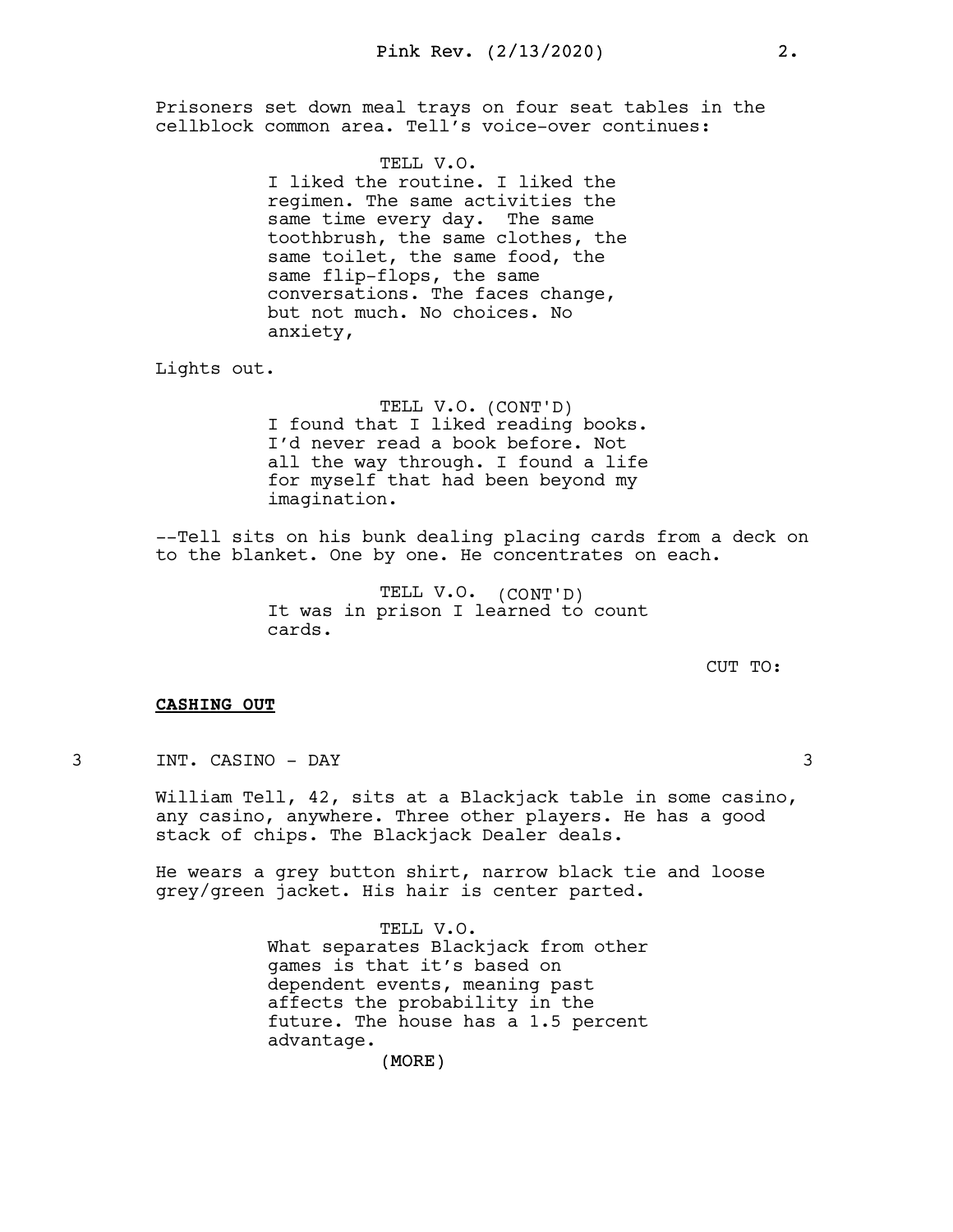Prisoners set down meal trays on four seat tables in the cellblock common area. Tell's voice-over continues:

TELL V.O.
I liked the routine. I liked the regimen. The same activities the same time every day. The same toothbrush, the same clothes, the same toilet, the same food, the same flip-flops, the same conversations. The faces change, but not much. No choices. No anxiety,

Lights out.

TELL V.O. (CONT'D)
I found that I liked reading books. I'd never read a book before. Not all the way through. I found a life for myself that had been beyond my imagination.

--Tell sits on his bunk dealing placing cards from a deck on to the blanket. One by one. He concentrates on each.

TELL V.O. (CONT'D)
It was in prison I learned to count cards.

CUT TO:

**CASHING OUT**

3 INT. CASINO - DAY 3

William Tell, 42, sits at a Blackjack table in some casino, any casino, anywhere. Three other players. He has a good stack of chips. The Blackjack Dealer deals.

He wears a grey button shirt, narrow black tie and loose grey/green jacket. His hair is center parted.

TELL V.O.
What separates Blackjack from other games is that it's based on dependent events, meaning past affects the probability in the future. The house has a 1.5 percent advantage.
(MORE)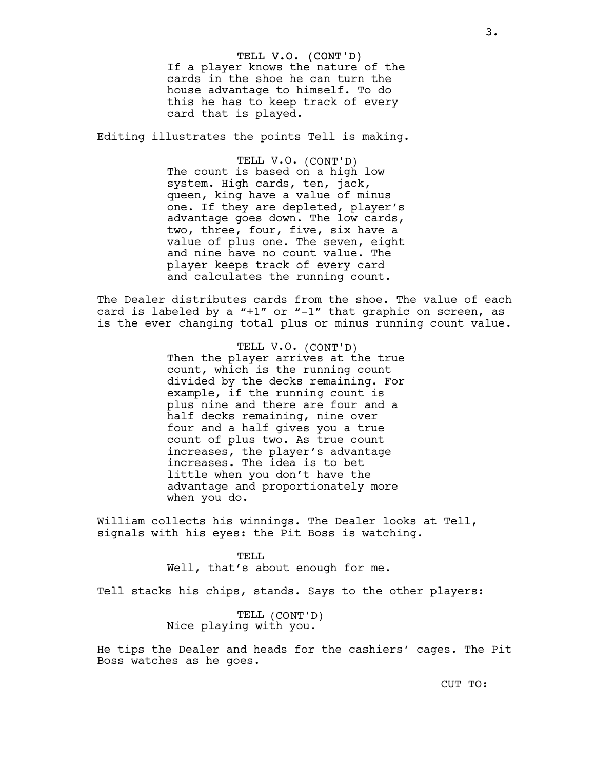TELL V.O. (CONT'D)
If a player knows the nature of the cards in the shoe he can turn the house advantage to himself. To do this he has to keep track of every card that is played.

Editing illustrates the points Tell is making.

TELL V.O. (CONT'D)
The count is based on a high low system. High cards, ten, jack, queen, king have a value of minus one. If they are depleted, player's advantage goes down. The low cards, two, three, four, five, six have a value of plus one. The seven, eight and nine have no count value. The player keeps track of every card and calculates the running count.

The Dealer distributes cards from the shoe. The value of each card is labeled by a "+1" or "-1" that graphic on screen, as is the ever changing total plus or minus running count value.

TELL V.O. (CONT'D)
Then the player arrives at the true count, which is the running count divided by the decks remaining. For example, if the running count is plus nine and there are four and a half decks remaining, nine over four and a half gives you a true count of plus two. As true count increases, the player's advantage increases. The idea is to bet little when you don't have the advantage and proportionately more when you do.

William collects his winnings. The Dealer looks at Tell, signals with his eyes: the Pit Boss is watching.

TELL
Well, that's about enough for me.

Tell stacks his chips, stands. Says to the other players:

TELL (CONT'D)
Nice playing with you.

He tips the Dealer and heads for the cashiers' cages. The Pit Boss watches as he goes.

CUT TO: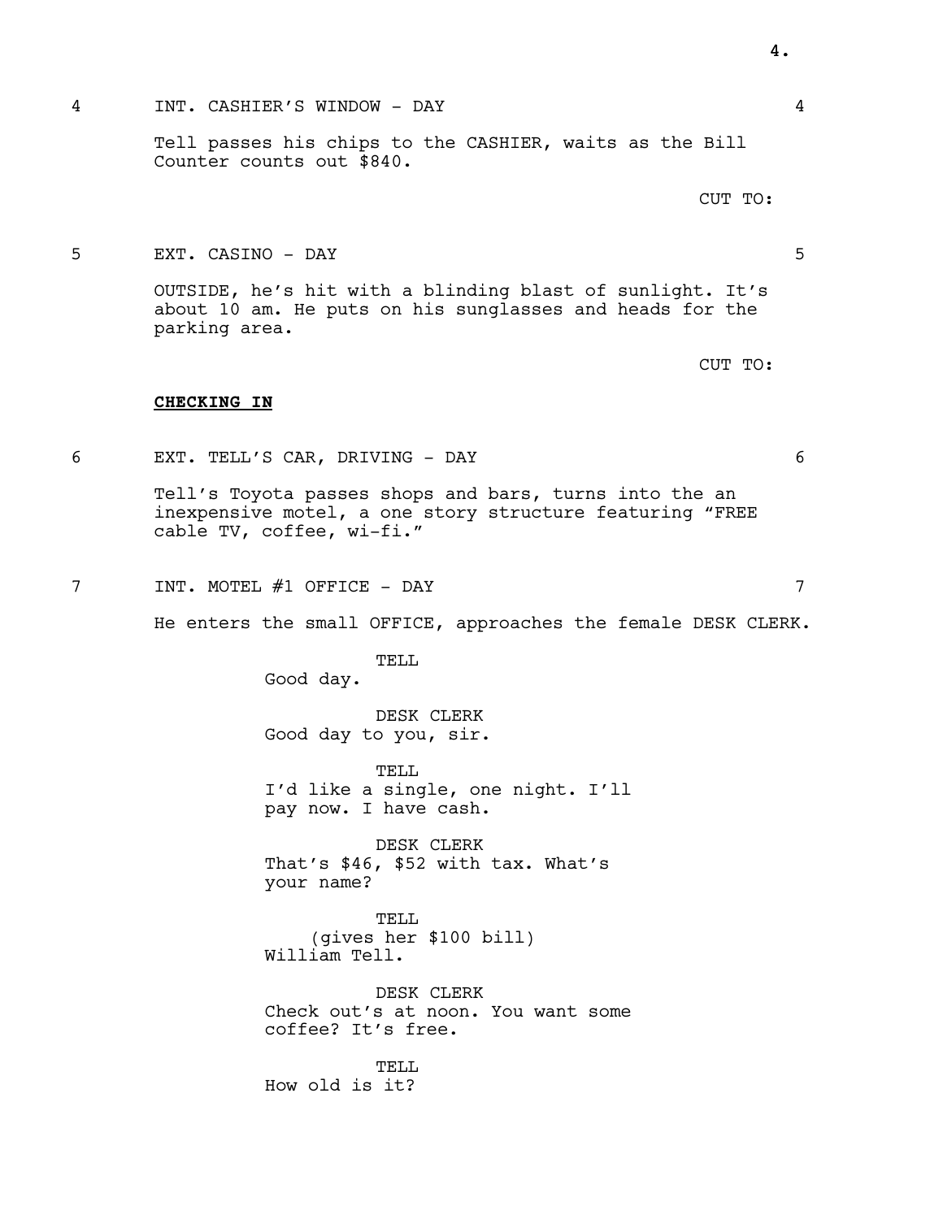4 INT. CASHIER'S WINDOW - DAY 4

Tell passes his chips to the CASHIER, waits as the Bill Counter counts out $840.

CUT TO:

5 EXT. CASINO - DAY 5

OUTSIDE, he's hit with a blinding blast of sunlight. It's about 10 am. He puts on his sunglasses and heads for the parking area.

CUT TO:

**<u>CHECKING IN</u>**

6 EXT. TELL'S CAR, DRIVING - DAY 6

Tell's Toyota passes shops and bars, turns into the an inexpensive motel, a one story structure featuring "FREE cable TV, coffee, wi-fi."

7 INT. MOTEL #1 OFFICE - DAY 7

He enters the small OFFICE, approaches the female DESK CLERK.

TELL
Good day.

DESK CLERK
Good day to you, sir.

TELL
I'd like a single, one night. I'll pay now. I have cash.

DESK CLERK
That's $46, $52 with tax. What's your name?

TELL
(gives her $100 bill)
William Tell.

DESK CLERK
Check out's at noon. You want some coffee? It's free.

TELL
How old is it?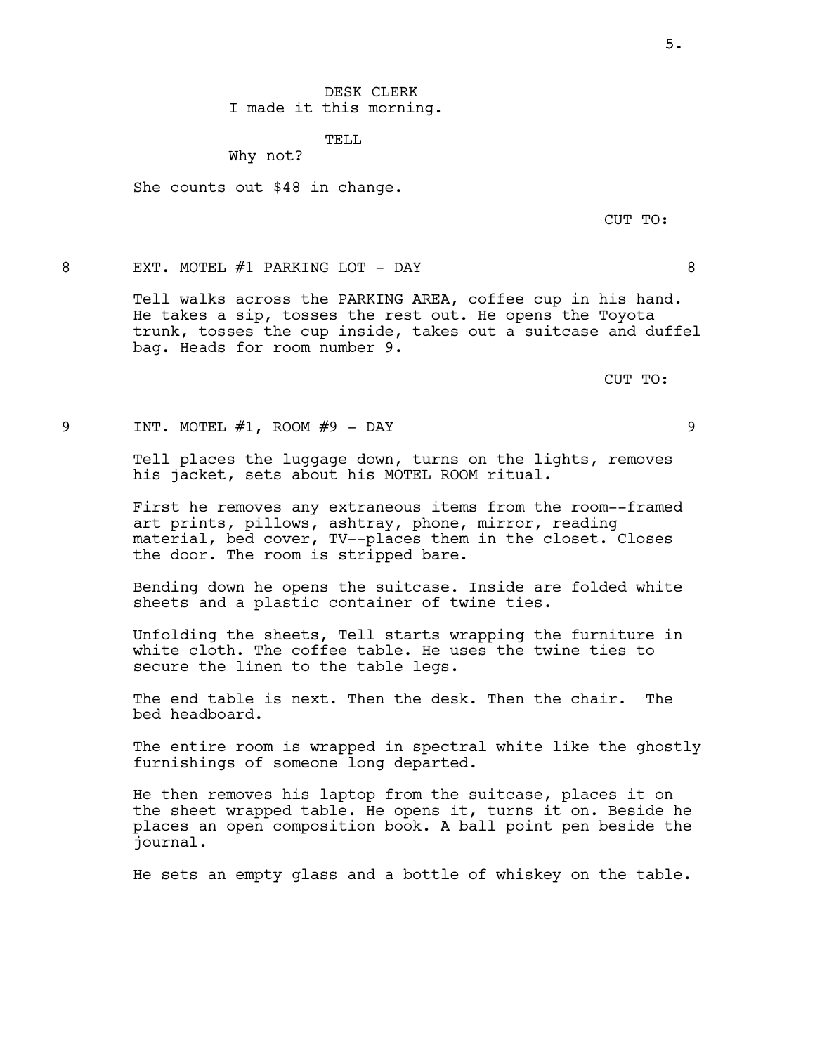DESK CLERK
I made it this morning.

TELL
Why not?

She counts out $48 in change.

CUT TO:

8 EXT. MOTEL #1 PARKING LOT - DAY 8

Tell walks across the PARKING AREA, coffee cup in his hand. He takes a sip, tosses the rest out. He opens the Toyota trunk, tosses the cup inside, takes out a suitcase and duffel bag. Heads for room number 9.

CUT TO:

9 INT. MOTEL #1, ROOM #9 - DAY 9

Tell places the luggage down, turns on the lights, removes his jacket, sets about his MOTEL ROOM ritual.

First he removes any extraneous items from the room--framed art prints, pillows, ashtray, phone, mirror, reading material, bed cover, TV--places them in the closet. Closes the door. The room is stripped bare.

Bending down he opens the suitcase. Inside are folded white sheets and a plastic container of twine ties.

Unfolding the sheets, Tell starts wrapping the furniture in white cloth. The coffee table. He uses the twine ties to secure the linen to the table legs.

The end table is next. Then the desk. Then the chair. The bed headboard.

The entire room is wrapped in spectral white like the ghostly furnishings of someone long departed.

He then removes his laptop from the suitcase, places it on the sheet wrapped table. He opens it, turns it on. Beside he places an open composition book. A ball point pen beside the journal.

He sets an empty glass and a bottle of whiskey on the table.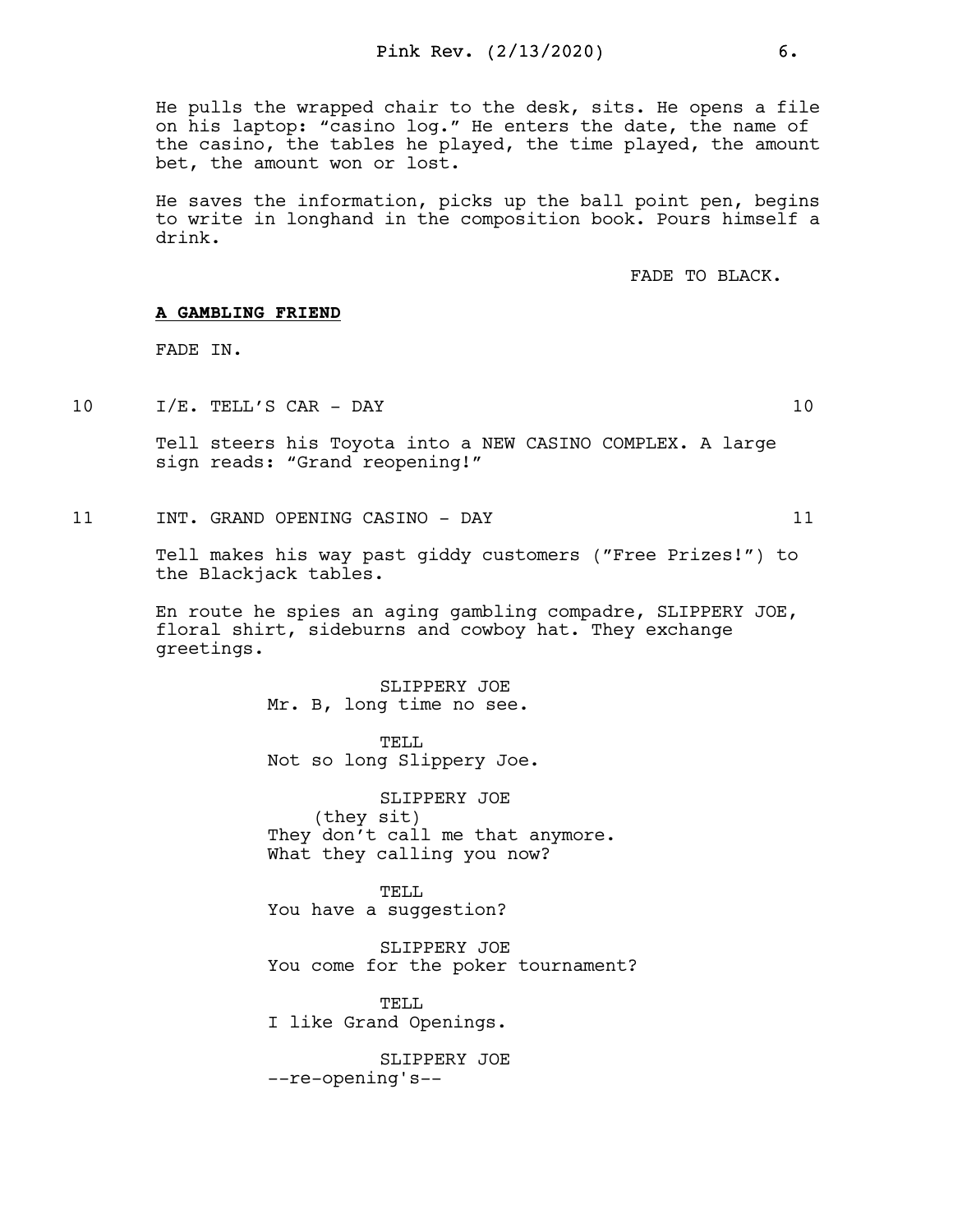He pulls the wrapped chair to the desk, sits. He opens a file on his laptop: "casino log." He enters the date, the name of the casino, the tables he played, the time played, the amount bet, the amount won or lost.

He saves the information, picks up the ball point pen, begins to write in longhand in the composition book. Pours himself a drink.

FADE TO BLACK.

**A GAMBLING FRIEND**

FADE IN.

10 I/E. TELL'S CAR - DAY 10

Tell steers his Toyota into a NEW CASINO COMPLEX. A large sign reads: "Grand reopening!"

11 INT. GRAND OPENING CASINO - DAY 11

Tell makes his way past giddy customers ("Free Prizes!") to the Blackjack tables.

En route he spies an aging gambling compadre, SLIPPERY JOE, floral shirt, sideburns and cowboy hat. They exchange greetings.

SLIPPERY JOE
Mr. B, long time no see.

TELL
Not so long Slippery Joe.

SLIPPERY JOE
(they sit)
They don't call me that anymore. What they calling you now?

TELL
You have a suggestion?

SLIPPERY JOE
You come for the poker tournament?

TELL
I like Grand Openings.

SLIPPERY JOE
--re-opening's--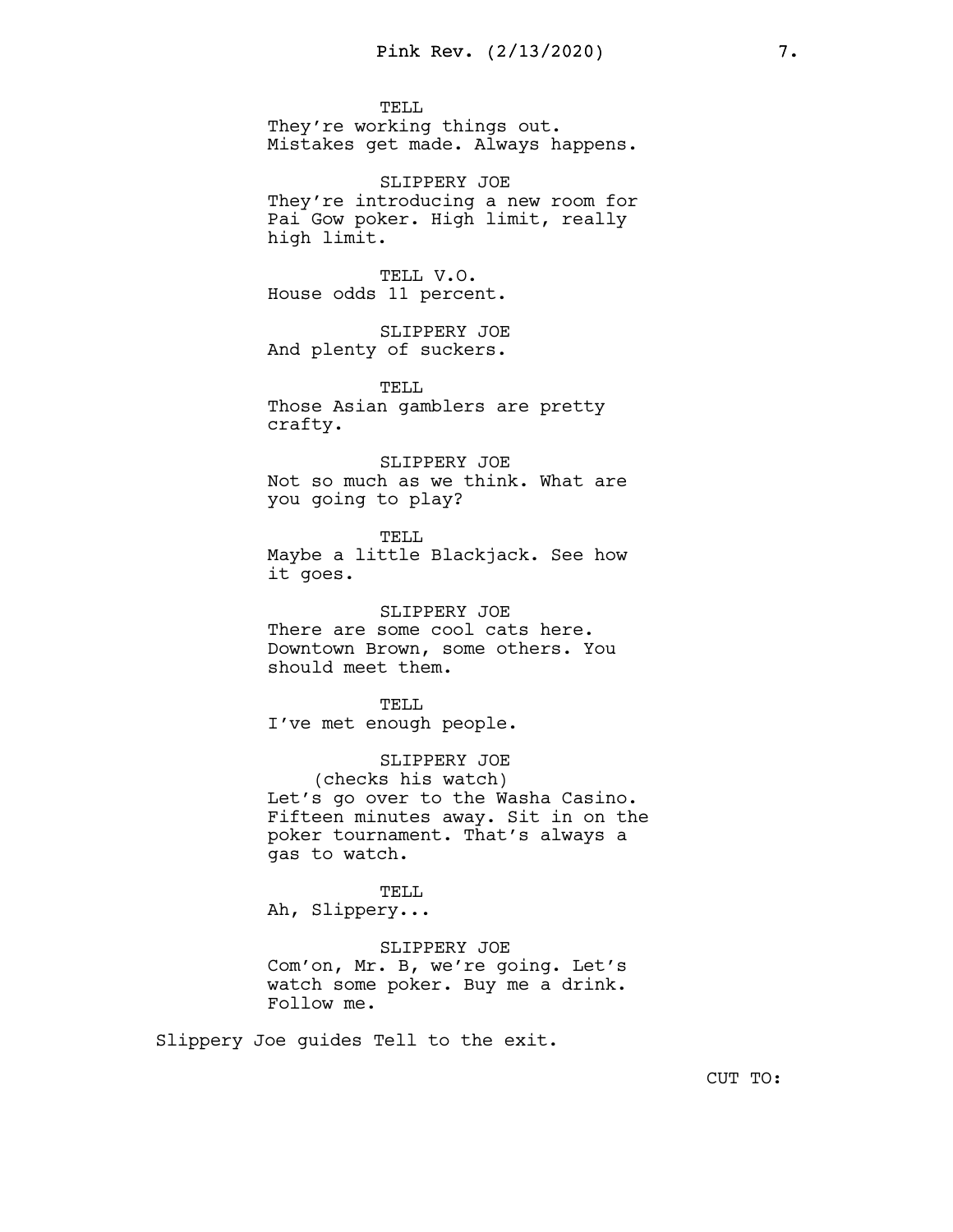TELL
They're working things out.
Mistakes get made. Always happens.

SLIPPERY JOE
They're introducing a new room for
Pai Gow poker. High limit, really
high limit.

TELL V.O.
House odds 11 percent.

SLIPPERY JOE
And plenty of suckers.

TELL
Those Asian gamblers are pretty
crafty.

SLIPPERY JOE
Not so much as we think. What are
you going to play?

TELL
Maybe a little Blackjack. See how
it goes.

SLIPPERY JOE
There are some cool cats here.
Downtown Brown, some others. You
should meet them.

TELL
I've met enough people.

SLIPPERY JOE
(checks his watch)
Let's go over to the Washa Casino.
Fifteen minutes away. Sit in on the
poker tournament. That's always a
gas to watch.

TELL
Ah, Slippery...

SLIPPERY JOE
Com'on, Mr. B, we're going. Let's
watch some poker. Buy me a drink.
Follow me.

Slippery Joe guides Tell to the exit.

CUT TO: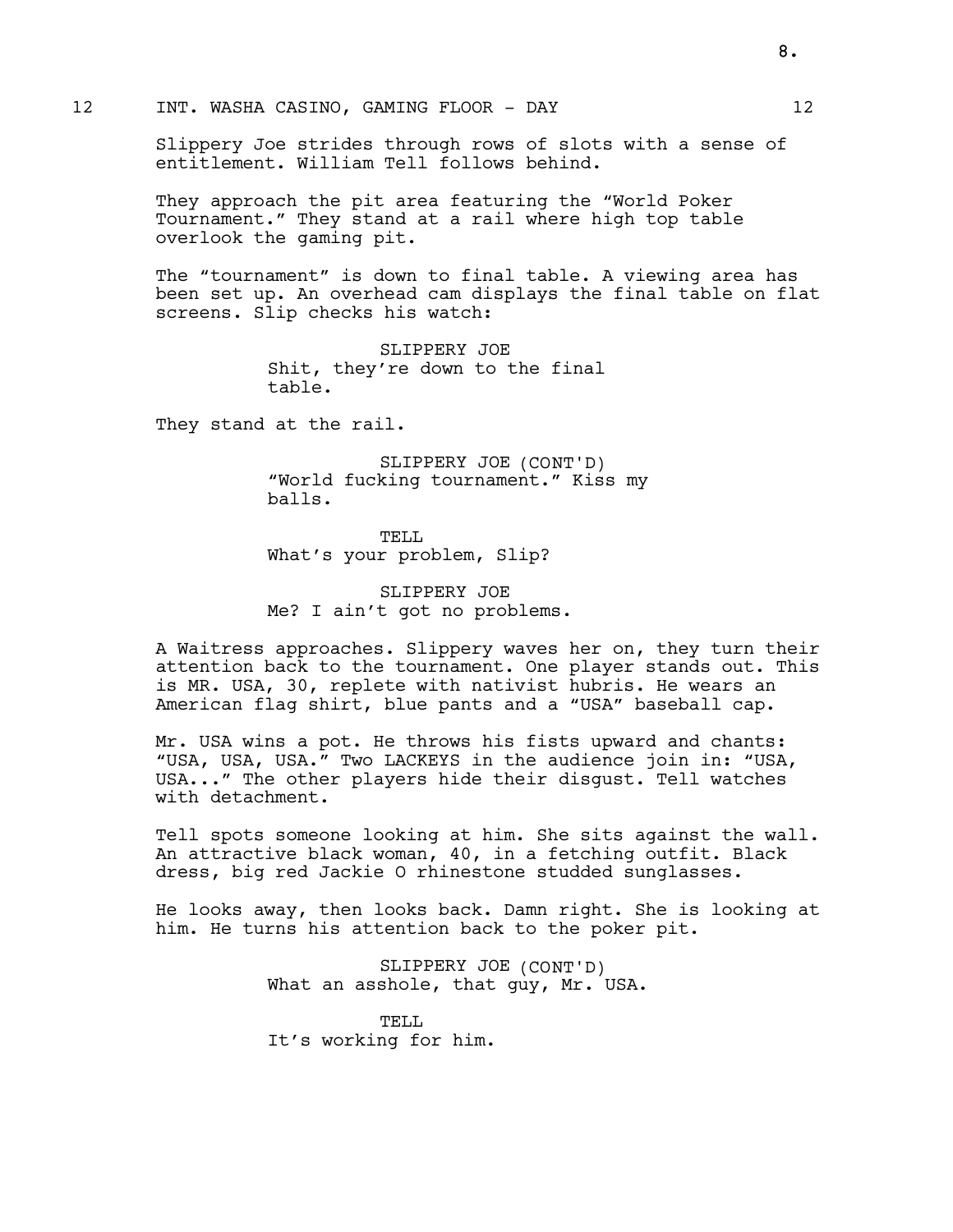12 INT. WASHA CASINO, GAMING FLOOR - DAY 12

Slippery Joe strides through rows of slots with a sense of entitlement. William Tell follows behind.

They approach the pit area featuring the "World Poker Tournament." They stand at a rail where high top table overlook the gaming pit.

The "tournament" is down to final table. A viewing area has been set up. An overhead cam displays the final table on flat screens. Slip checks his watch:

SLIPPERY JOE
Shit, they're down to the final table.

They stand at the rail.

SLIPPERY JOE (CONT'D)
"World fucking tournament." Kiss my balls.

TELL
What's your problem, Slip?

SLIPPERY JOE
Me? I ain't got no problems.

A Waitress approaches. Slippery waves her on, they turn their attention back to the tournament. One player stands out. This is MR. USA, 30, replete with nativist hubris. He wears an American flag shirt, blue pants and a "USA" baseball cap.

Mr. USA wins a pot. He throws his fists upward and chants: "USA, USA, USA." Two LACKEYS in the audience join in: "USA, USA..." The other players hide their disgust. Tell watches with detachment.

Tell spots someone looking at him. She sits against the wall. An attractive black woman, 40, in a fetching outfit. Black dress, big red Jackie O rhinestone studded sunglasses.

He looks away, then looks back. Damn right. She is looking at him. He turns his attention back to the poker pit.

SLIPPERY JOE (CONT'D)
What an asshole, that guy, Mr. USA.

TELL
It's working for him.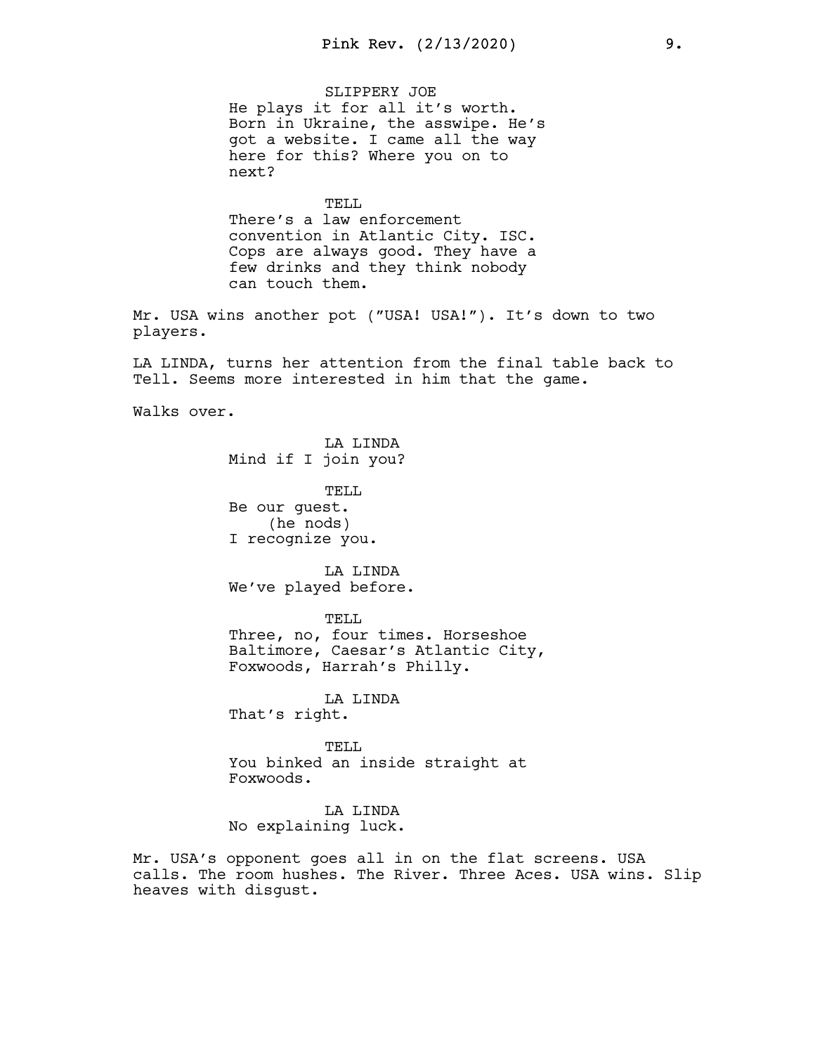SLIPPERY JOE

He plays it for all it's worth. Born in Ukraine, the asswipe. He's got a website. I came all the way here for this? Where you on to next?

TELL

There's a law enforcement convention in Atlantic City. ISC. Cops are always good. They have a few drinks and they think nobody can touch them.

Mr. USA wins another pot ("USA! USA!"). It's down to two players.

LA LINDA, turns her attention from the final table back to Tell. Seems more interested in him that the game.

Walks over.

LA LINDA

Mind if I join you?

TELL

Be our guest.

(he nods)

I recognize you.

LA LINDA

We've played before.

TELL

Three, no, four times. Horseshoe Baltimore, Caesar's Atlantic City, Foxwoods, Harrah's Philly.

LA LINDA

That's right.

TELL

You binked an inside straight at Foxwoods.

LA LINDA

No explaining luck.

Mr. USA's opponent goes all in on the flat screens. USA calls. The room hushes. The River. Three Aces. USA wins. Slip heaves with disgust.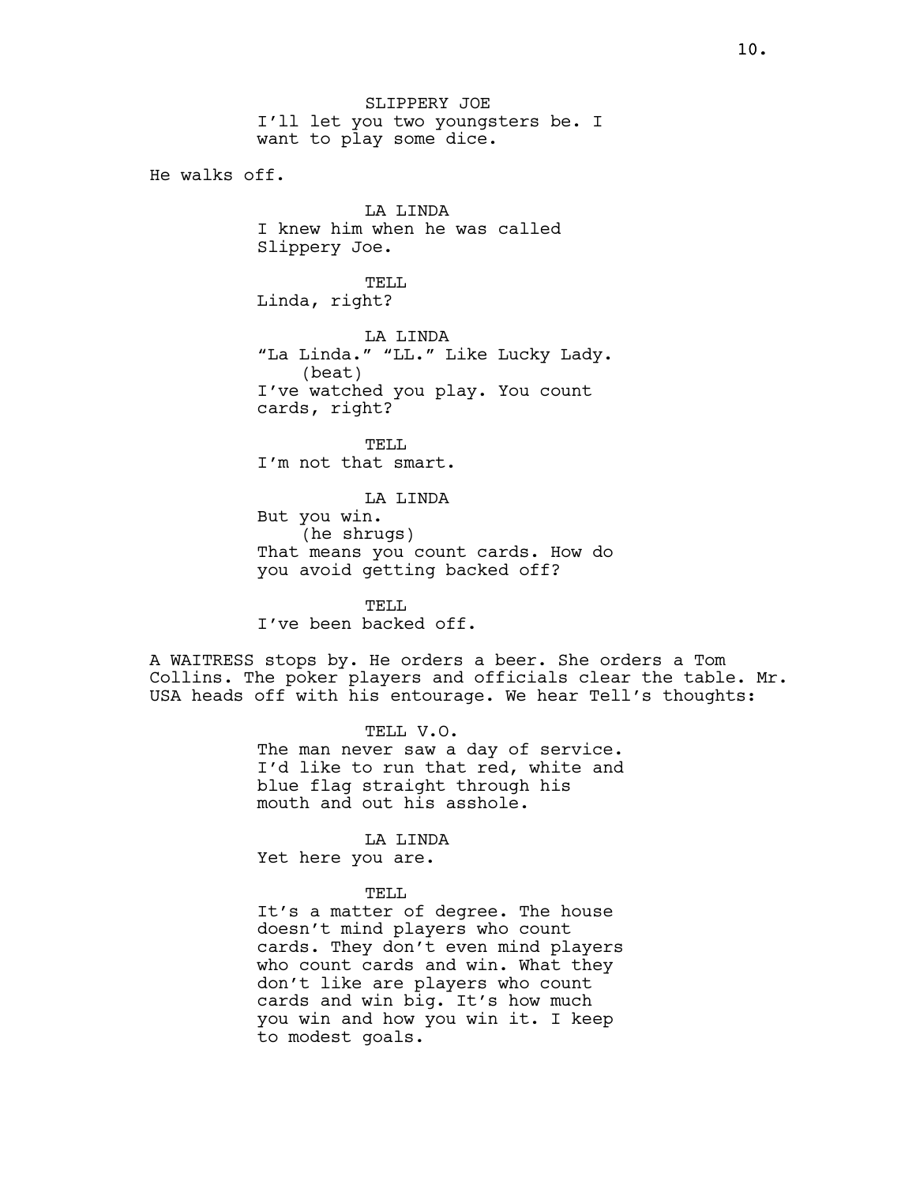SLIPPERY JOE
I'll let you two youngsters be. I want to play some dice.

He walks off.

LA LINDA
I knew him when he was called Slippery Joe.

TELL
Linda, right?

LA LINDA
"La Linda." "LL." Like Lucky Lady.
(beat)
I've watched you play. You count cards, right?

TELL
I'm not that smart.

LA LINDA
But you win.
(he shrugs)
That means you count cards. How do you avoid getting backed off?

TELL
I've been backed off.

A WAITRESS stops by. He orders a beer. She orders a Tom Collins. The poker players and officials clear the table. Mr. USA heads off with his entourage. We hear Tell's thoughts:

TELL V.O.
The man never saw a day of service. I'd like to run that red, white and blue flag straight through his mouth and out his asshole.

LA LINDA
Yet here you are.

TELL
It's a matter of degree. The house doesn't mind players who count cards. They don't even mind players who count cards and win. What they don't like are players who count cards and win big. It's how much you win and how you win it. I keep to modest goals.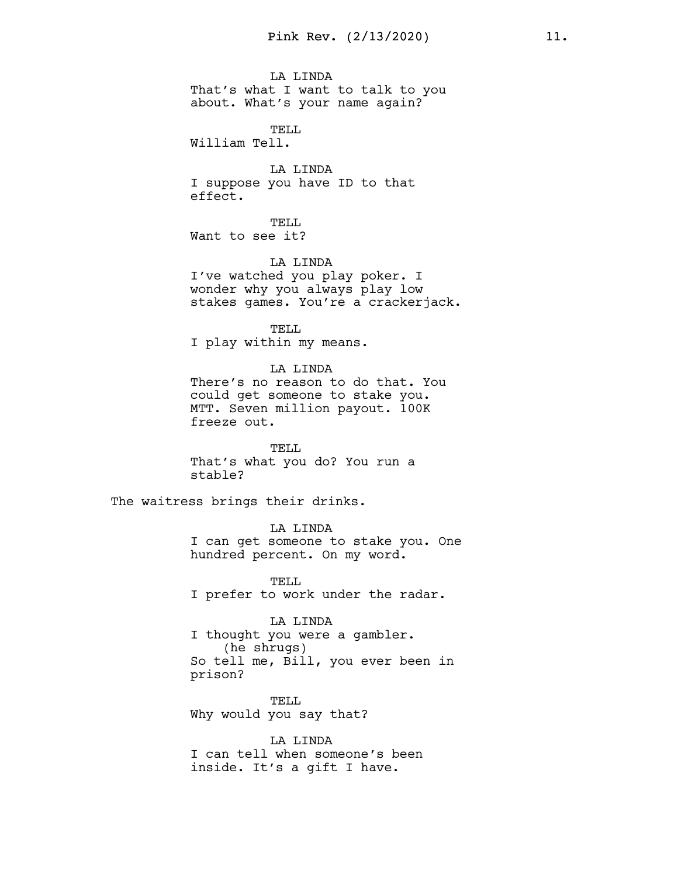LA LINDA
That's what I want to talk to you about. What's your name again?

TELL
William Tell.

LA LINDA
I suppose you have ID to that effect.

TELL
Want to see it?

LA LINDA
I've watched you play poker. I wonder why you always play low stakes games. You're a crackerjack.

TELL
I play within my means.

LA LINDA
There's no reason to do that. You could get someone to stake you. MTT. Seven million payout. 100K freeze out.

TELL
That's what you do? You run a stable?

The waitress brings their drinks.

LA LINDA
I can get someone to stake you. One hundred percent. On my word.

TELL
I prefer to work under the radar.

LA LINDA
I thought you were a gambler.
(he shrugs)
So tell me, Bill, you ever been in prison?

TELL
Why would you say that?

LA LINDA
I can tell when someone's been inside. It's a gift I have.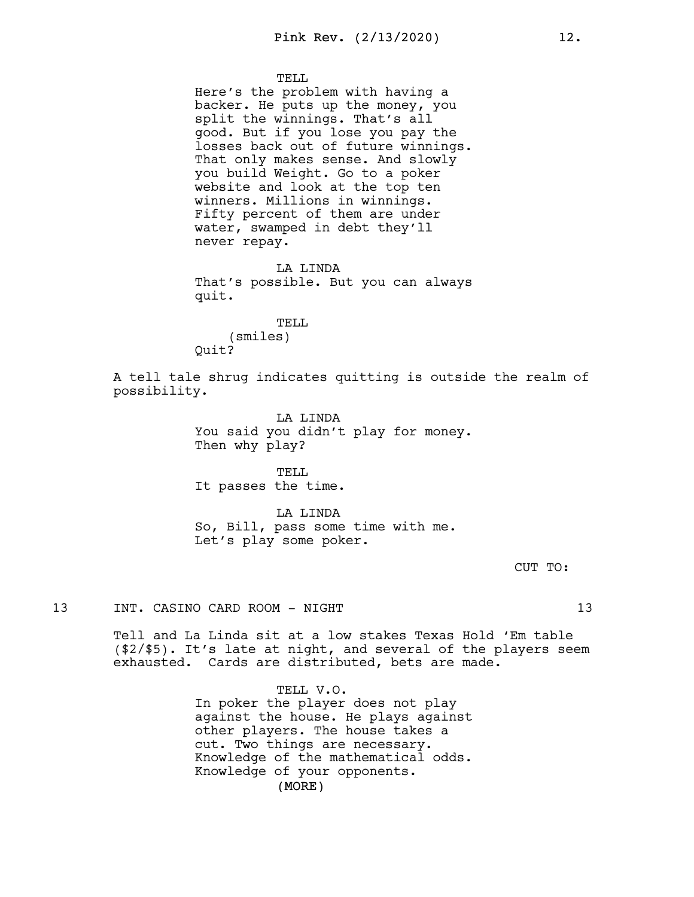TELL
Here's the problem with having a backer. He puts up the money, you split the winnings. That's all good. But if you lose you pay the losses back out of future winnings. That only makes sense. And slowly you build Weight. Go to a poker website and look at the top ten winners. Millions in winnings. Fifty percent of them are under water, swamped in debt they'll never repay.

LA LINDA
That's possible. But you can always quit.

TELL
(smiles)
Quit?

A tell tale shrug indicates quitting is outside the realm of possibility.

LA LINDA
You said you didn't play for money. Then why play?

TELL
It passes the time.

LA LINDA
So, Bill, pass some time with me. Let's play some poker.

CUT TO:

13 INT. CASINO CARD ROOM - NIGHT 13

Tell and La Linda sit at a low stakes Texas Hold 'Em table ($2/$5). It's late at night, and several of the players seem exhausted. Cards are distributed, bets are made.

TELL V.O.
In poker the player does not play against the house. He plays against other players. The house takes a cut. Two things are necessary. Knowledge of the mathematical odds. Knowledge of your opponents.
(MORE)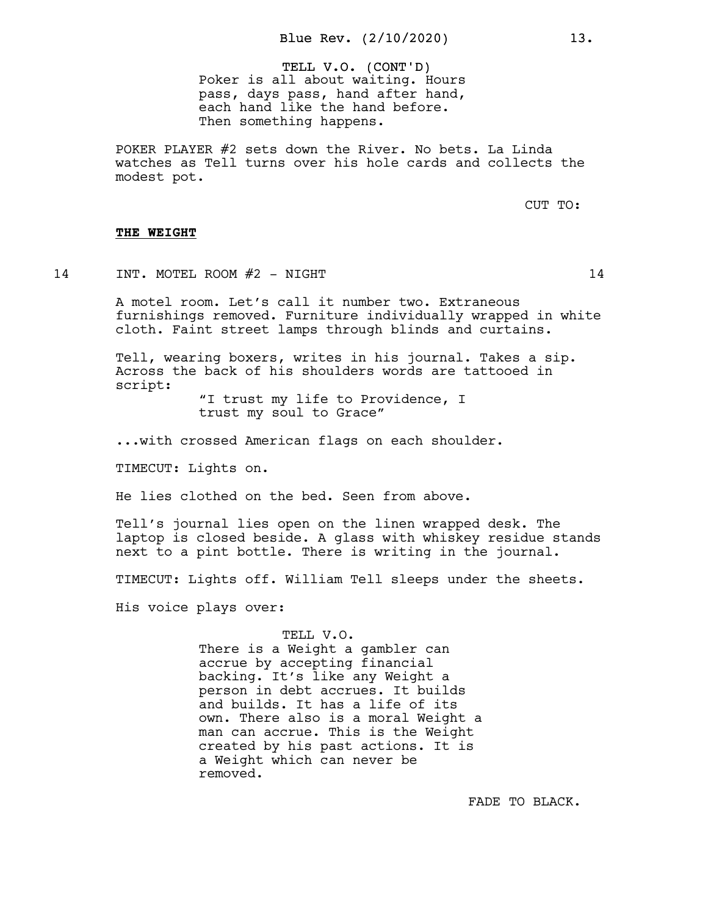TELL V.O. (CONT'D)
Poker is all about waiting. Hours pass, days pass, hand after hand, each hand like the hand before. Then something happens.

POKER PLAYER #2 sets down the River. No bets. La Linda watches as Tell turns over his hole cards and collects the modest pot.

CUT TO:

**THE WEIGHT**

14 INT. MOTEL ROOM #2 - NIGHT 14

A motel room. Let's call it number two. Extraneous furnishings removed. Furniture individually wrapped in white cloth. Faint street lamps through blinds and curtains.

Tell, wearing boxers, writes in his journal. Takes a sip. Across the back of his shoulders words are tattooed in script:

"I trust my life to Providence, I trust my soul to Grace"

...with crossed American flags on each shoulder.

TIMECUT: Lights on.

He lies clothed on the bed. Seen from above.

Tell's journal lies open on the linen wrapped desk. The laptop is closed beside. A glass with whiskey residue stands next to a pint bottle. There is writing in the journal.

TIMECUT: Lights off. William Tell sleeps under the sheets.

His voice plays over:

TELL V.O.
There is a Weight a gambler can accrue by accepting financial backing. It's like any Weight a person in debt accrues. It builds and builds. It has a life of its own. There also is a moral Weight a man can accrue. This is the Weight created by his past actions. It is a Weight which can never be removed.

FADE TO BLACK.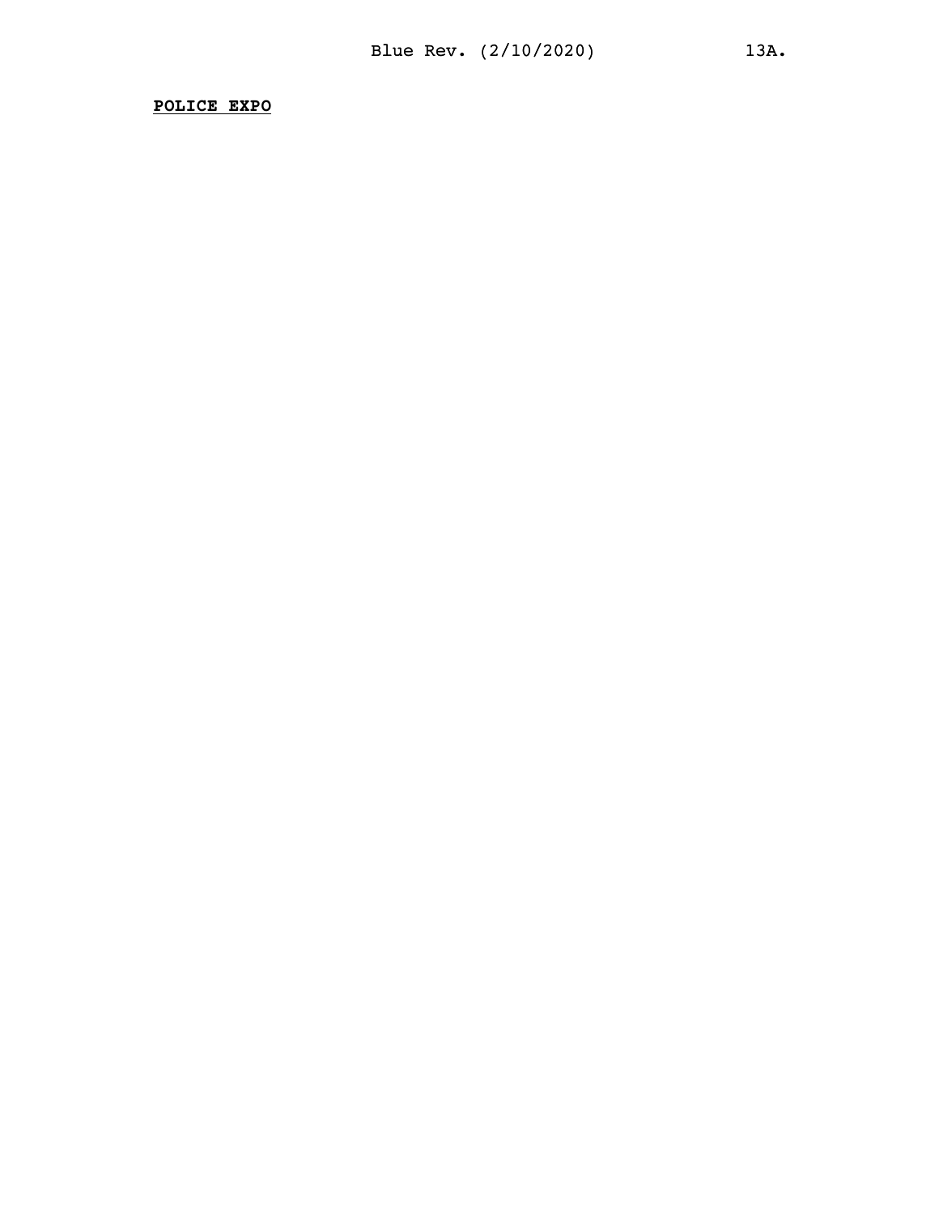**POLICE EXPO**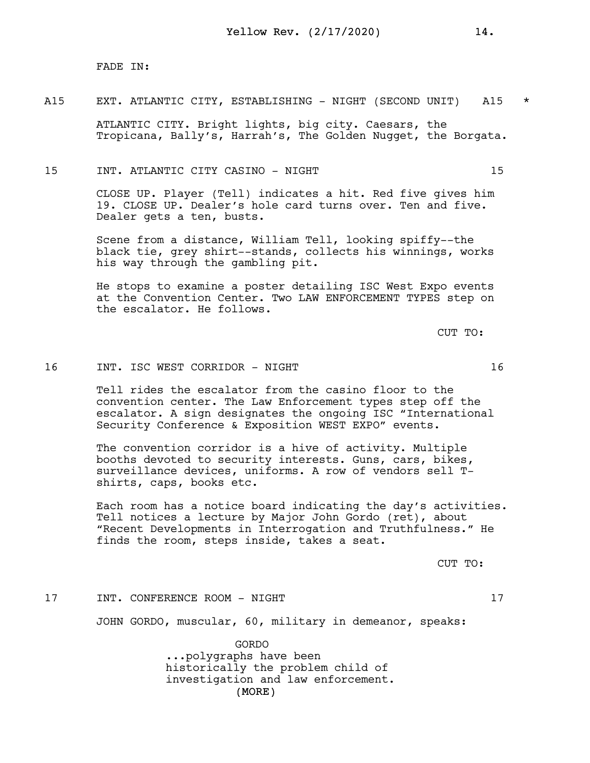FADE IN:

A15 EXT. ATLANTIC CITY, ESTABLISHING - NIGHT (SECOND UNIT) A15 *

ATLANTIC CITY. Bright lights, big city. Caesars, the Tropicana, Bally's, Harrah's, The Golden Nugget, the Borgata.

15 INT. ATLANTIC CITY CASINO - NIGHT 15

CLOSE UP. Player (Tell) indicates a hit. Red five gives him 19. CLOSE UP. Dealer's hole card turns over. Ten and five. Dealer gets a ten, busts.

Scene from a distance, William Tell, looking spiffy--the black tie, grey shirt--stands, collects his winnings, works his way through the gambling pit.

He stops to examine a poster detailing ISC West Expo events at the Convention Center. Two LAW ENFORCEMENT TYPES step on the escalator. He follows.

CUT TO:

16 INT. ISC WEST CORRIDOR - NIGHT 16

Tell rides the escalator from the casino floor to the convention center. The Law Enforcement types step off the escalator. A sign designates the ongoing ISC "International Security Conference & Exposition WEST EXPO" events.

The convention corridor is a hive of activity. Multiple booths devoted to security interests. Guns, cars, bikes, surveillance devices, uniforms. A row of vendors sell T-shirts, caps, books etc.

Each room has a notice board indicating the day's activities. Tell notices a lecture by Major John Gordo (ret), about "Recent Developments in Interrogation and Truthfulness." He finds the room, steps inside, takes a seat.

CUT TO:

17 INT. CONFERENCE ROOM - NIGHT 17

JOHN GORDO, muscular, 60, military in demeanor, speaks:

GORDO
...polygraphs have been historically the problem child of investigation and law enforcement.
(MORE)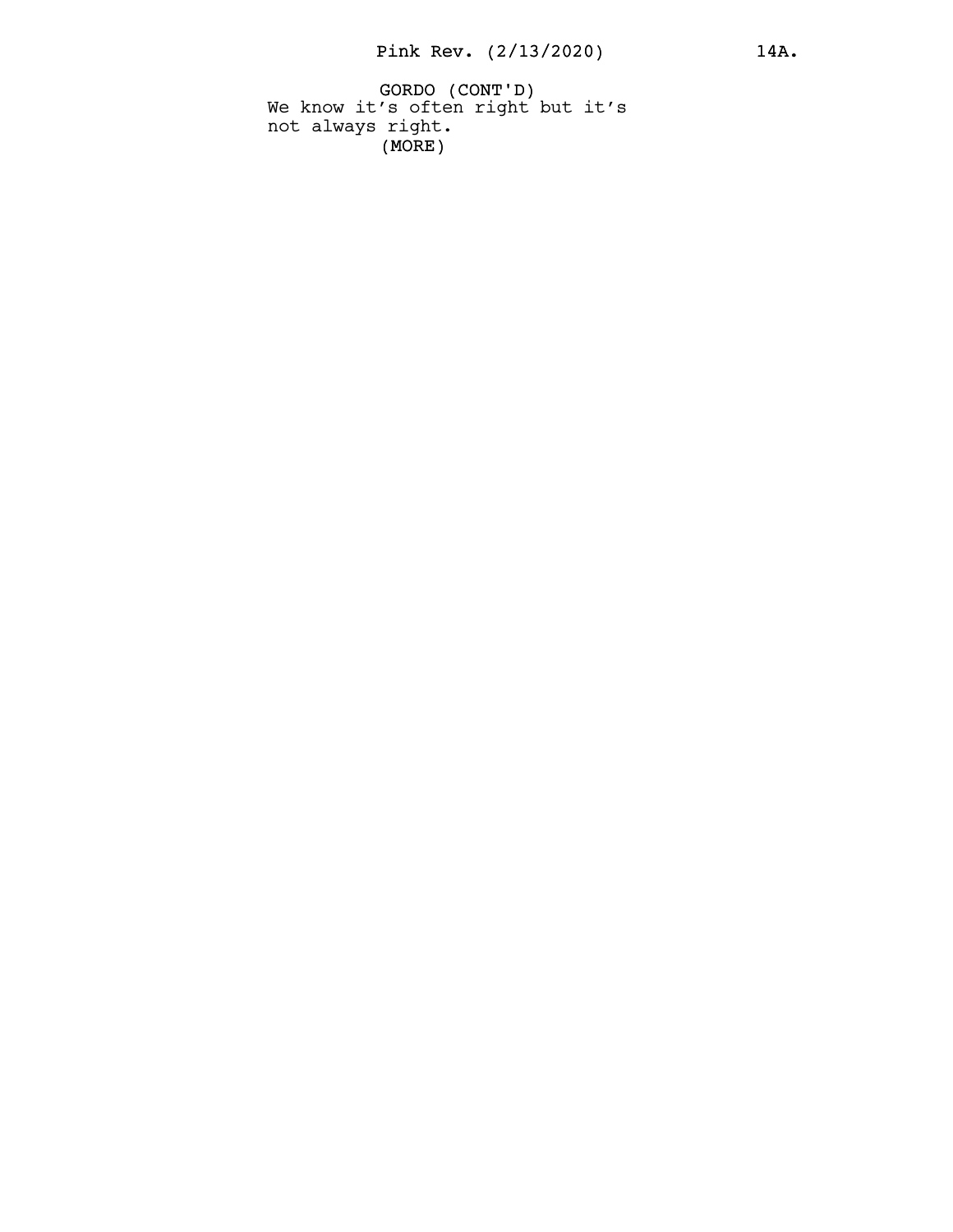GORDO (CONT'D)
We know it's often right but it's not always right.
(MORE)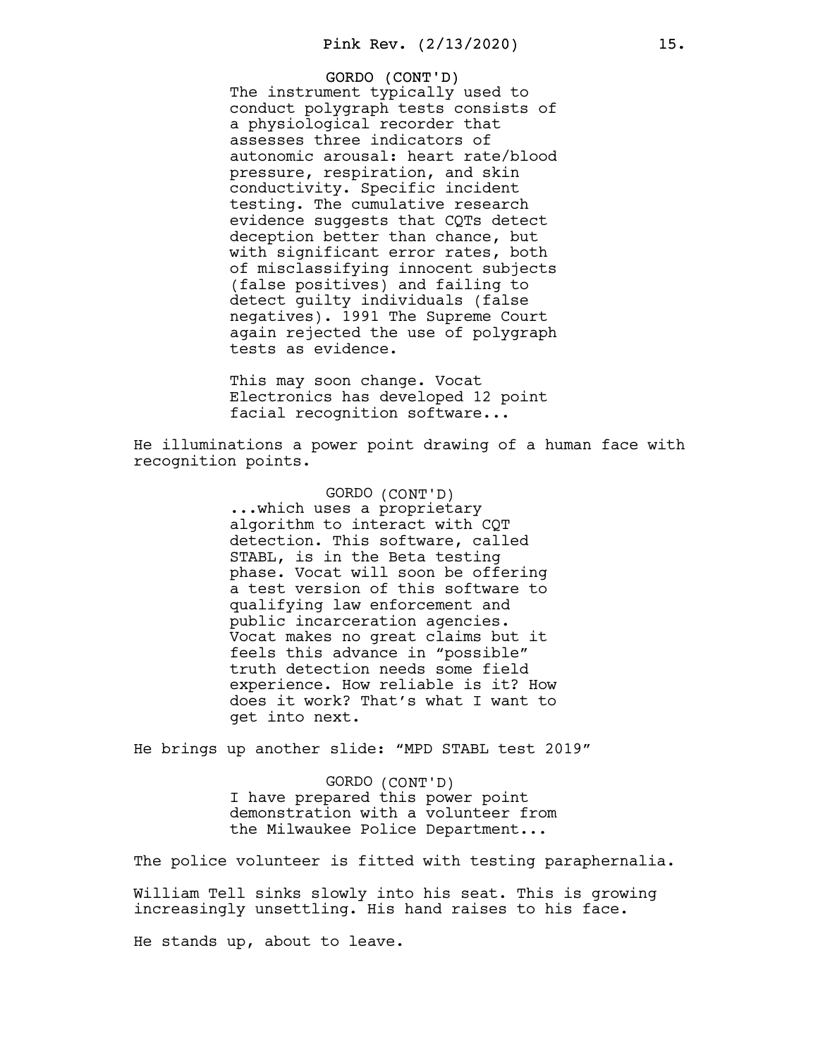GORDO (CONT'D)
The instrument typically used to conduct polygraph tests consists of a physiological recorder that assesses three indicators of autonomic arousal: heart rate/blood pressure, respiration, and skin conductivity. Specific incident testing. The cumulative research evidence suggests that CQTs detect deception better than chance, but with significant error rates, both of misclassifying innocent subjects (false positives) and failing to detect guilty individuals (false negatives). 1991 The Supreme Court again rejected the use of polygraph tests as evidence.

This may soon change. Vocat Electronics has developed 12 point facial recognition software...

He illuminations a power point drawing of a human face with recognition points.

GORDO (CONT'D)
...which uses a proprietary algorithm to interact with CQT detection. This software, called STABL, is in the Beta testing phase. Vocat will soon be offering a test version of this software to qualifying law enforcement and public incarceration agencies. Vocat makes no great claims but it feels this advance in "possible" truth detection needs some field experience. How reliable is it? How does it work? That's what I want to get into next.

He brings up another slide: "MPD STABL test 2019"

GORDO (CONT'D)
I have prepared this power point demonstration with a volunteer from the Milwaukee Police Department...

The police volunteer is fitted with testing paraphernalia.

William Tell sinks slowly into his seat. This is growing increasingly unsettling. His hand raises to his face.

He stands up, about to leave.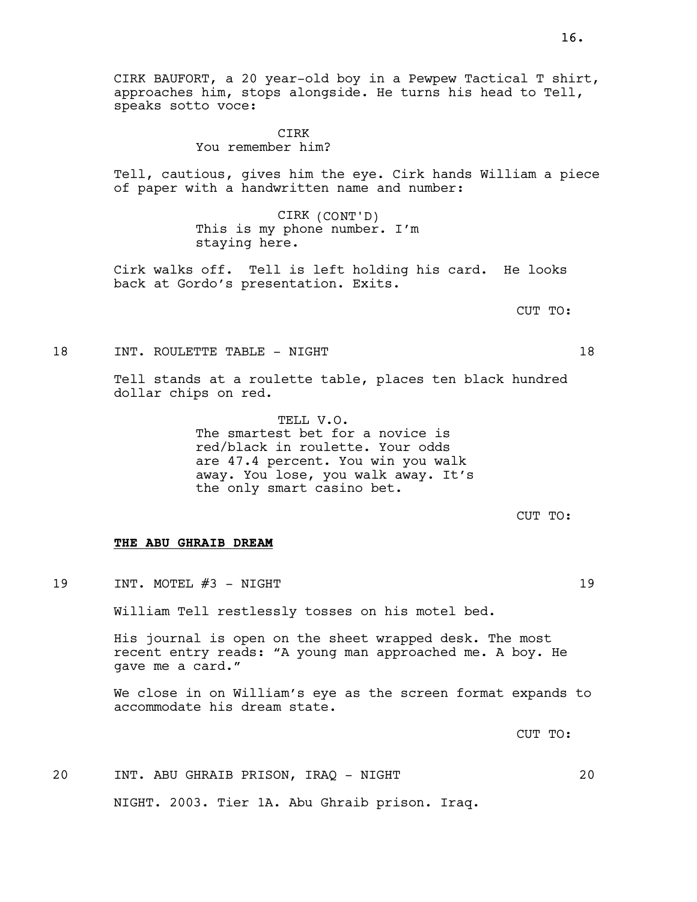CIRK BAUFORT, a 20 year-old boy in a Pewpew Tactical T shirt, approaches him, stops alongside. He turns his head to Tell, speaks sotto voce:

CIRK
You remember him?

Tell, cautious, gives him the eye. Cirk hands William a piece of paper with a handwritten name and number:

CIRK (CONT'D)
This is my phone number. I'm staying here.

Cirk walks off. Tell is left holding his card. He looks back at Gordo's presentation. Exits.

CUT TO:

18 INT. ROULETTE TABLE - NIGHT 18

Tell stands at a roulette table, places ten black hundred dollar chips on red.

TELL V.O.
The smartest bet for a novice is red/black in roulette. Your odds are 47.4 percent. You win you walk away. You lose, you walk away. It's the only smart casino bet.

CUT TO:

**THE ABU GHRAIB DREAM**

19 INT. MOTEL #3 - NIGHT 19

William Tell restlessly tosses on his motel bed.

His journal is open on the sheet wrapped desk. The most recent entry reads: "A young man approached me. A boy. He gave me a card."

We close in on William's eye as the screen format expands to accommodate his dream state.

CUT TO:

20 INT. ABU GHRAIB PRISON, IRAQ - NIGHT 20

NIGHT. 2003. Tier 1A. Abu Ghraib prison. Iraq.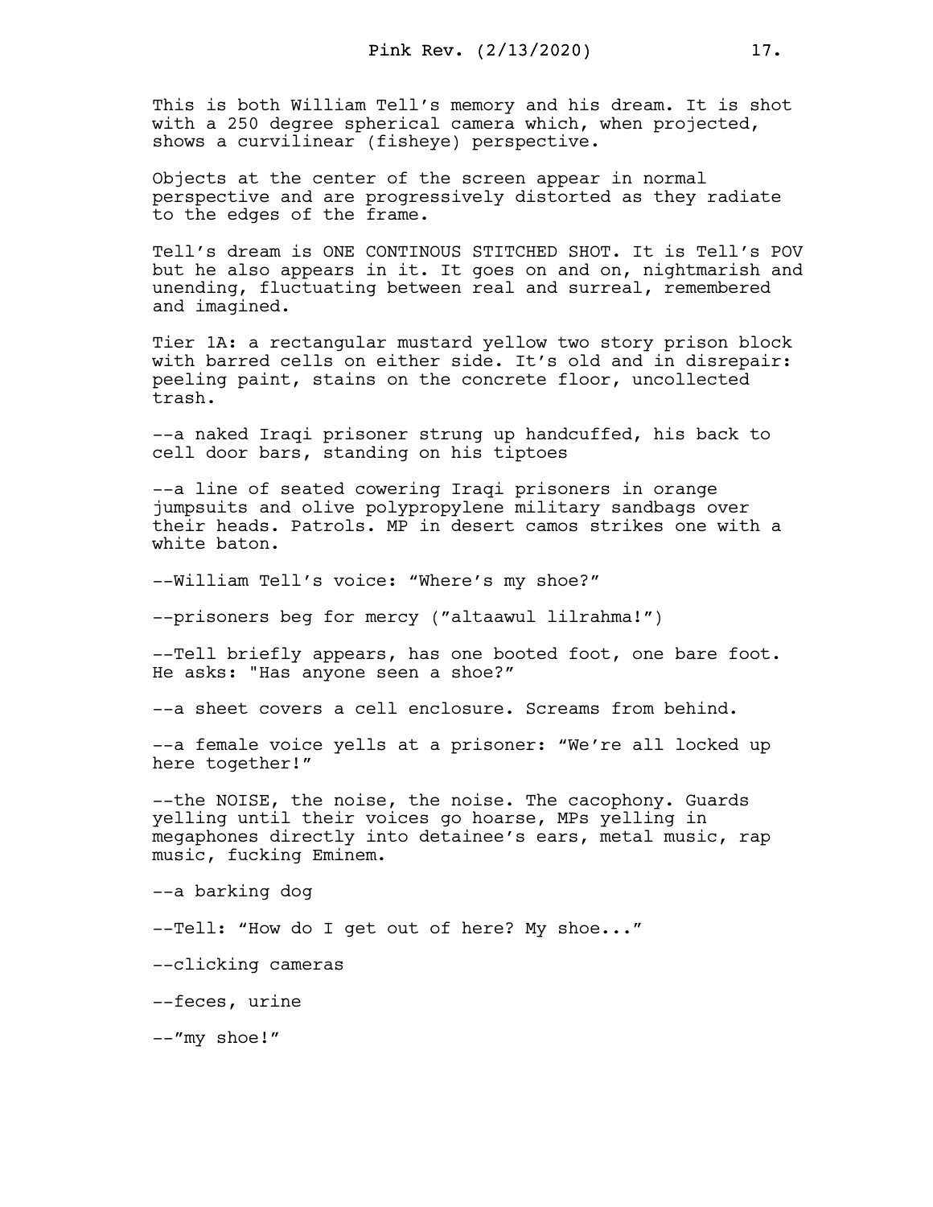This is both William Tell's memory and his dream. It is shot with a 250 degree spherical camera which, when projected, shows a curvilinear (fisheye) perspective.

Objects at the center of the screen appear in normal perspective and are progressively distorted as they radiate to the edges of the frame.

Tell's dream is ONE CONTINOUS STITCHED SHOT. It is Tell's POV but he also appears in it. It goes on and on, nightmarish and unending, fluctuating between real and surreal, remembered and imagined.

Tier 1A: a rectangular mustard yellow two story prison block with barred cells on either side. It's old and in disrepair: peeling paint, stains on the concrete floor, uncollected trash.

--a naked Iraqi prisoner strung up handcuffed, his back to cell door bars, standing on his tiptoes

--a line of seated cowering Iraqi prisoners in orange jumpsuits and olive polypropylene military sandbags over their heads. Patrols. MP in desert camos strikes one with a white baton.

--William Tell's voice: "Where's my shoe?"

--prisoners beg for mercy ("altaawul lilrahma!")

--Tell briefly appears, has one booted foot, one bare foot. He asks: "Has anyone seen a shoe?"

--a sheet covers a cell enclosure. Screams from behind.

--a female voice yells at a prisoner: "We're all locked up here together!"

--the NOISE, the noise, the noise. The cacophony. Guards yelling until their voices go hoarse, MPs yelling in megaphones directly into detainee's ears, metal music, rap music, fucking Eminem.

--a barking dog

--Tell: "How do I get out of here? My shoe..."

--clicking cameras

--feces, urine

--"my shoe!"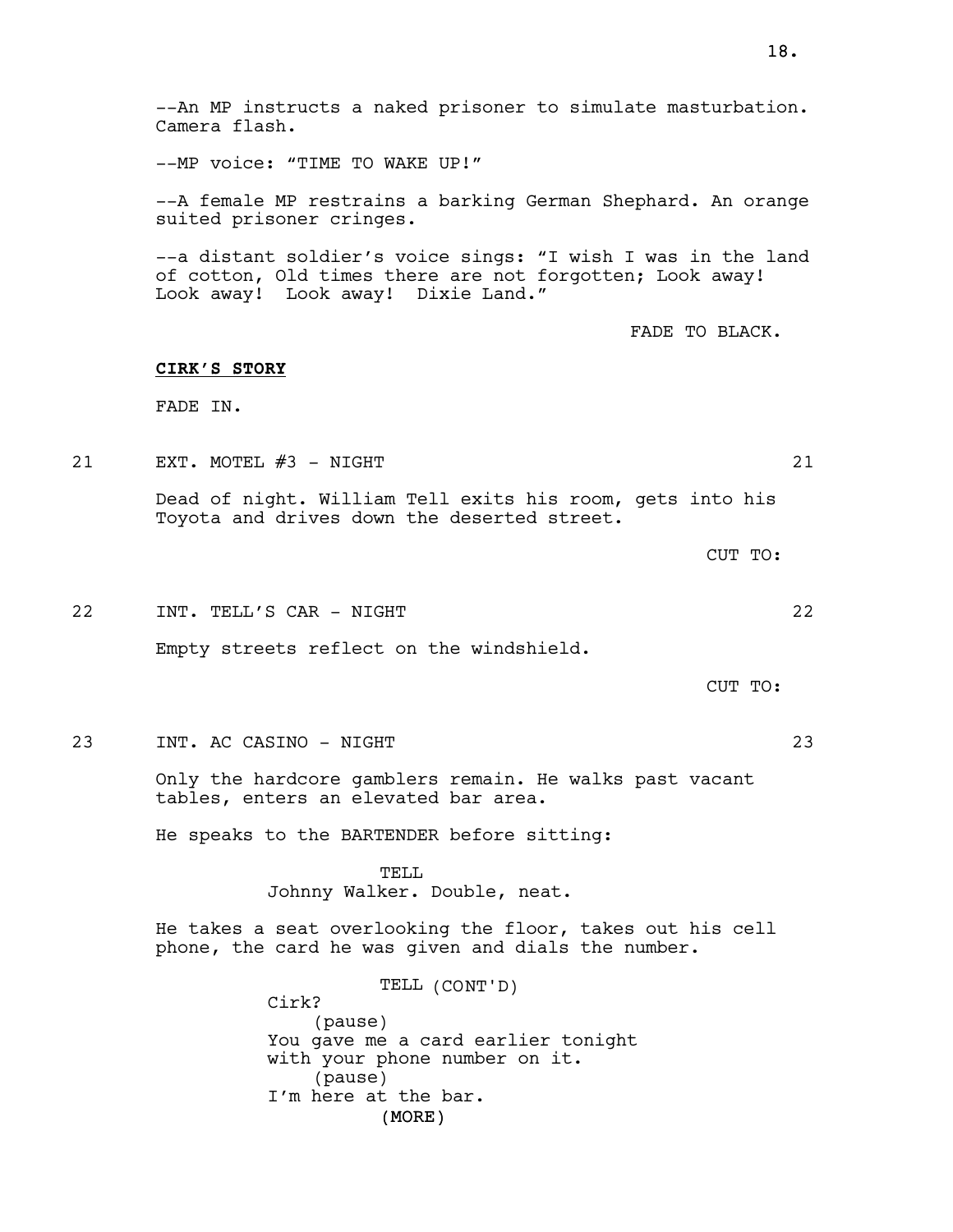--An MP instructs a naked prisoner to simulate masturbation. Camera flash.

--MP voice: "TIME TO WAKE UP!"

--A female MP restrains a barking German Shephard. An orange suited prisoner cringes.

--a distant soldier's voice sings: "I wish I was in the land of cotton, Old times there are not forgotten; Look away! Look away! Look away! Dixie Land."

FADE TO BLACK.

**CIRK'S STORY**

FADE IN.

21 EXT. MOTEL #3 - NIGHT 21

Dead of night. William Tell exits his room, gets into his Toyota and drives down the deserted street.

CUT TO:

22 INT. TELL'S CAR - NIGHT 22

Empty streets reflect on the windshield.

CUT TO:

23 INT. AC CASINO - NIGHT 23

Only the hardcore gamblers remain. He walks past vacant tables, enters an elevated bar area.

He speaks to the BARTENDER before sitting:

TELL
Johnny Walker. Double, neat.

He takes a seat overlooking the floor, takes out his cell phone, the card he was given and dials the number.

TELL (CONT'D)
Cirk?
(pause)
You gave me a card earlier tonight with your phone number on it.
(pause)
I'm here at the bar.
(MORE)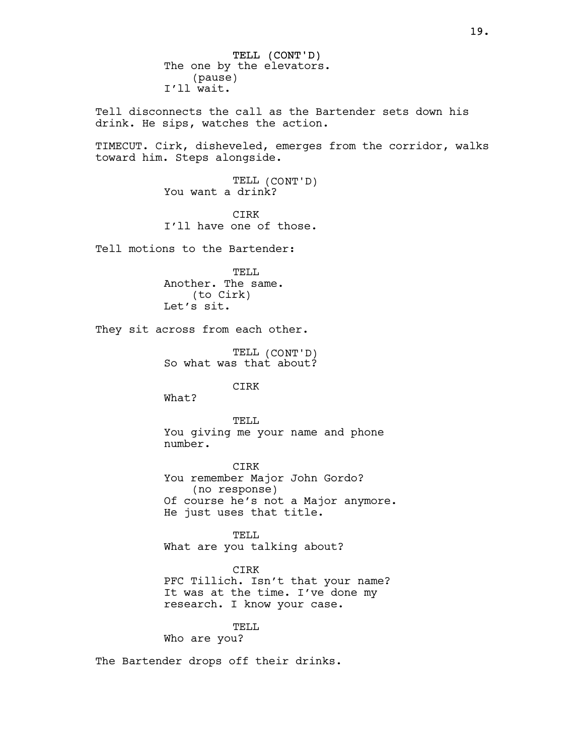TELL (CONT'D)
The one by the elevators.
(pause)
I'll wait.

Tell disconnects the call as the Bartender sets down his drink. He sips, watches the action.

TIMECUT. Cirk, disheveled, emerges from the corridor, walks toward him. Steps alongside.

TELL (CONT'D)
You want a drink?

CIRK
I'll have one of those.

Tell motions to the Bartender:

TELL
Another. The same.
(to Cirk)
Let's sit.

They sit across from each other.

TELL (CONT'D)
So what was that about?

CIRK
What?

TELL
You giving me your name and phone number.

CIRK
You remember Major John Gordo?
(no response)
Of course he's not a Major anymore. He just uses that title.

TELL
What are you talking about?

CIRK
PFC Tillich. Isn't that your name? It was at the time. I've done my research. I know your case.

TELL
Who are you?

The Bartender drops off their drinks.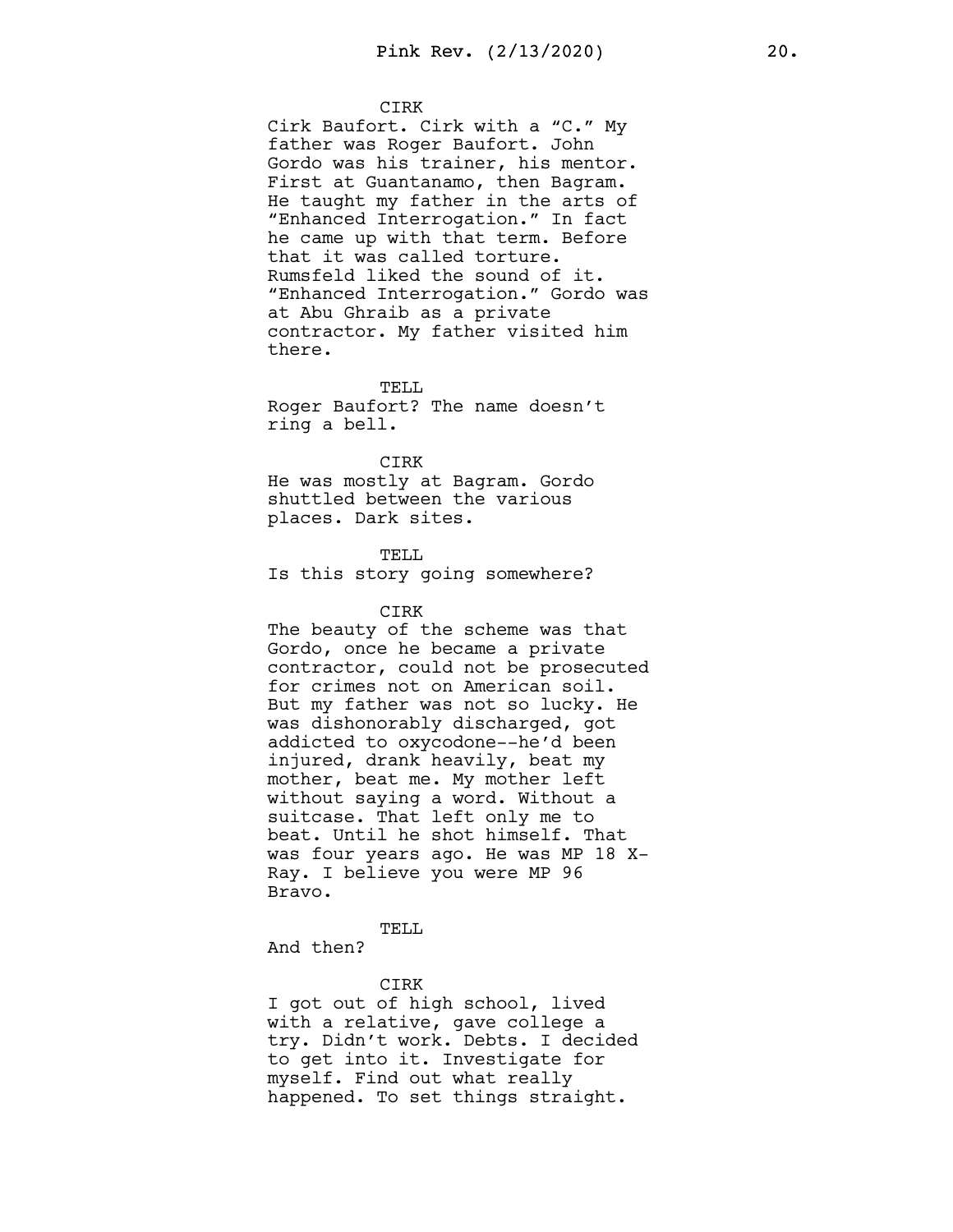CIRK

Cirk Baufort. Cirk with a “C.” My father was Roger Baufort. John Gordo was his trainer, his mentor. First at Guantanamo, then Bagram. He taught my father in the arts of “Enhanced Interrogation.” In fact he came up with that term. Before that it was called torture. Rumsfeld liked the sound of it. “Enhanced Interrogation.” Gordo was at Abu Ghraib as a private contractor. My father visited him there.

TELL

Roger Baufort? The name doesn’t ring a bell.

CIRK

He was mostly at Bagram. Gordo shuttled between the various places. Dark sites.

TELL

Is this story going somewhere?

CIRK

The beauty of the scheme was that Gordo, once he became a private contractor, could not be prosecuted for crimes not on American soil. But my father was not so lucky. He was dishonorably discharged, got addicted to oxycodone--he’d been injured, drank heavily, beat my mother, beat me. My mother left without saying a word. Without a suitcase. That left only me to beat. Until he shot himself. That was four years ago. He was MP 18 X-Ray. I believe you were MP 96 Bravo.

TELL

And then?

CIRK

I got out of high school, lived with a relative, gave college a try. Didn’t work. Debts. I decided to get into it. Investigate for myself. Find out what really happened. To set things straight.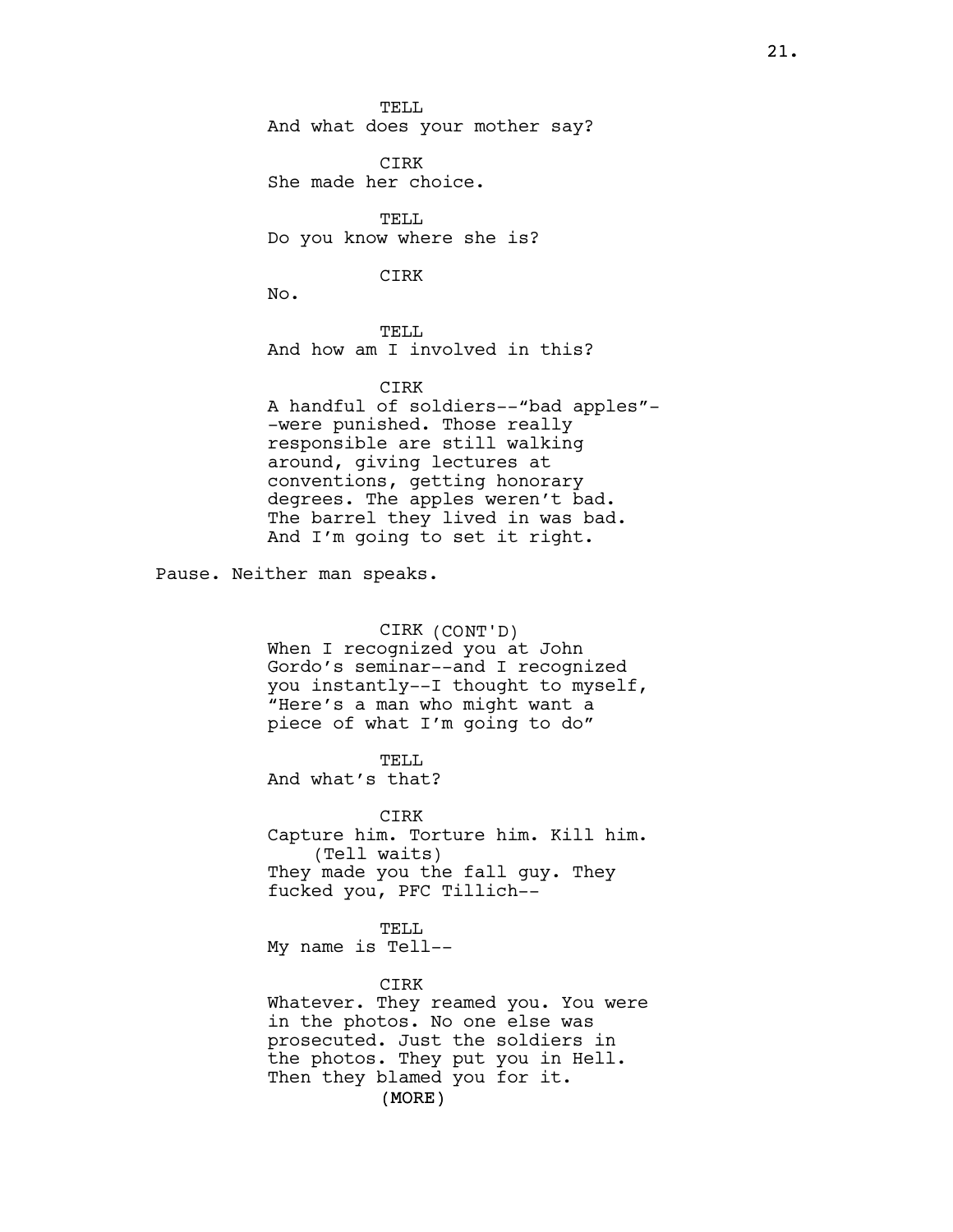TELL
And what does your mother say?

CIRK
She made her choice.

TELL
Do you know where she is?

CIRK
No.

TELL
And how am I involved in this?

CIRK
A handful of soldiers--“bad apples”--were punished. Those really responsible are still walking around, giving lectures at conventions, getting honorary degrees. The apples weren’t bad. The barrel they lived in was bad. And I’m going to set it right.

Pause. Neither man speaks.

CIRK (CONT'D)
When I recognized you at John Gordo’s seminar--and I recognized you instantly--I thought to myself, “Here’s a man who might want a piece of what I’m going to do”

TELL
And what’s that?

CIRK
Capture him. Torture him. Kill him.
(Tell waits)
They made you the fall guy. They fucked you, PFC Tillich--

TELL
My name is Tell--

CIRK
Whatever. They reamed you. You were in the photos. No one else was prosecuted. Just the soldiers in the photos. They put you in Hell. Then they blamed you for it.
(MORE)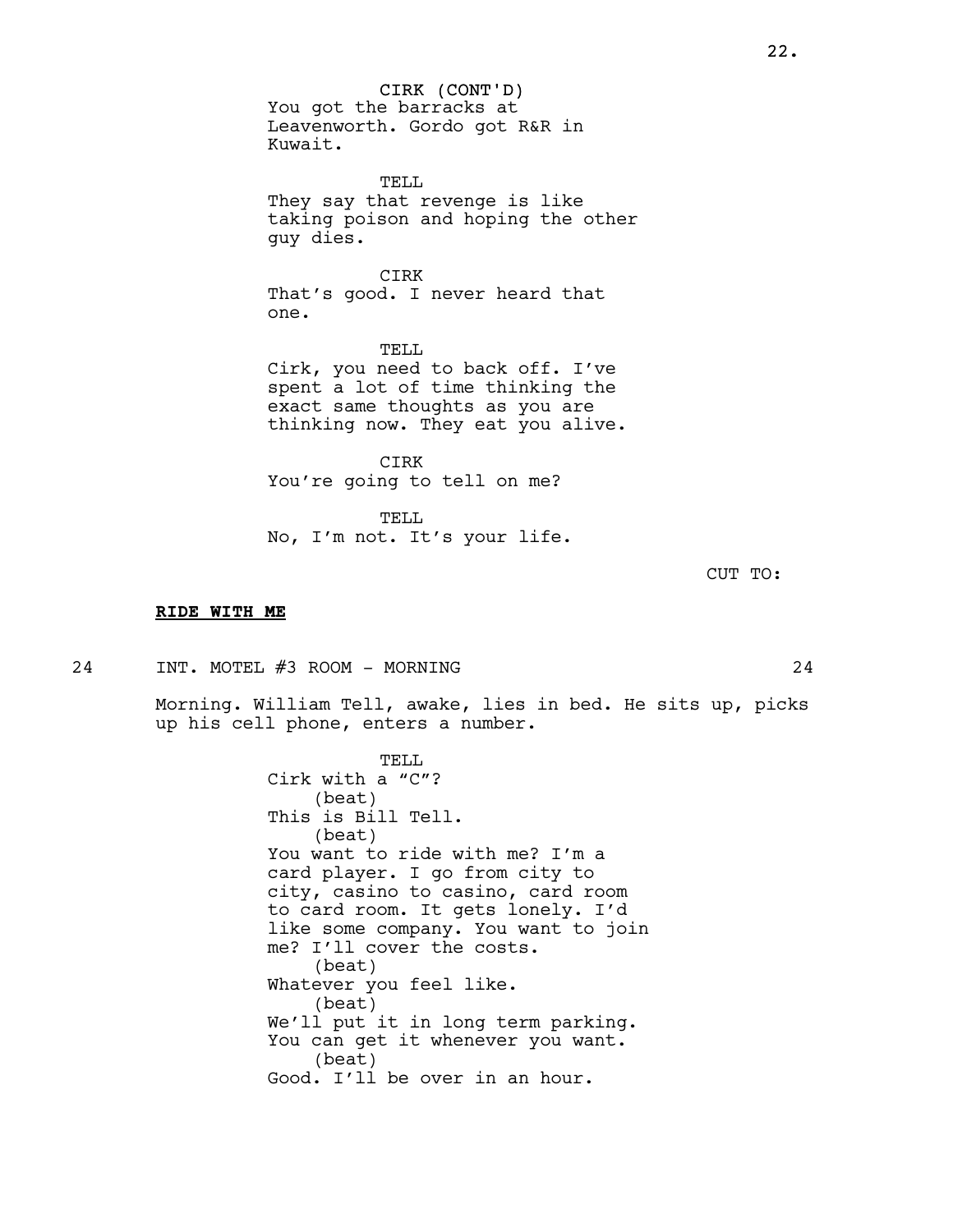CIRK (CONT'D)
You got the barracks at Leavenworth. Gordo got R&R in Kuwait.

TELL
They say that revenge is like taking poison and hoping the other guy dies.

CIRK
That's good. I never heard that one.

TELL
Cirk, you need to back off. I've spent a lot of time thinking the exact same thoughts as you are thinking now. They eat you alive.

CIRK
You're going to tell on me?

TELL
No, I'm not. It's your life.

CUT TO:

**RIDE WITH ME**

24 INT. MOTEL #3 ROOM - MORNING 24

Morning. William Tell, awake, lies in bed. He sits up, picks up his cell phone, enters a number.

TELL
Cirk with a "C"?
(beat)
This is Bill Tell.
(beat)
You want to ride with me? I'm a card player. I go from city to city, casino to casino, card room to card room. It gets lonely. I'd like some company. You want to join me? I'll cover the costs.
(beat)
Whatever you feel like.
(beat)
We'll put it in long term parking. You can get it whenever you want.
(beat)
Good. I'll be over in an hour.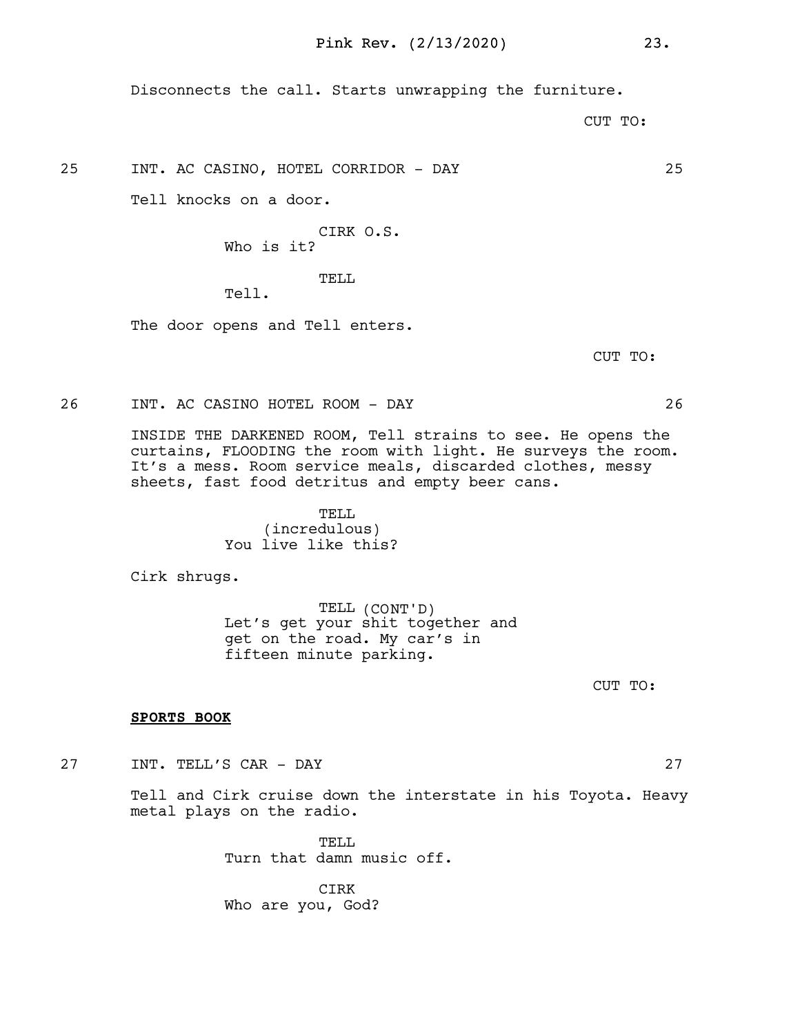Disconnects the call. Starts unwrapping the furniture.

CUT TO:

25 INT. AC CASINO, HOTEL CORRIDOR - DAY 25

Tell knocks on a door.

CIRK O.S.
Who is it?

TELL
Tell.

The door opens and Tell enters.

CUT TO:

26 INT. AC CASINO HOTEL ROOM - DAY 26

INSIDE THE DARKENED ROOM, Tell strains to see. He opens the curtains, FLOODING the room with light. He surveys the room. It's a mess. Room service meals, discarded clothes, messy sheets, fast food detritus and empty beer cans.

TELL
(incredulous)
You live like this?

Cirk shrugs.

TELL (CONT'D)
Let's get your shit together and get on the road. My car's in fifteen minute parking.

CUT TO:

**SPORTS BOOK**

27 INT. TELL'S CAR - DAY 27

Tell and Cirk cruise down the interstate in his Toyota. Heavy metal plays on the radio.

TELL
Turn that damn music off.

CIRK
Who are you, God?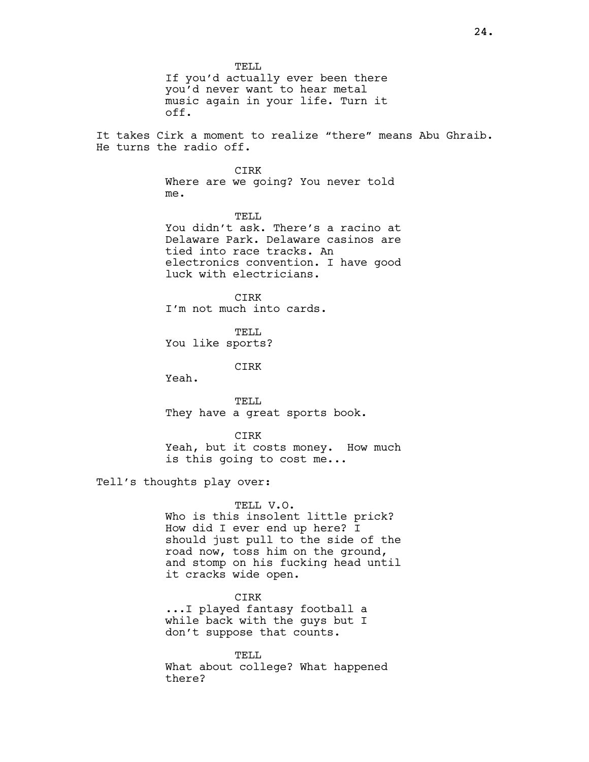TELL

If you'd actually ever been there you'd never want to hear metal music again in your life. Turn it off.

It takes Cirk a moment to realize "there" means Abu Ghraib. He turns the radio off.

CIRK

Where are we going? You never told me.

TELL

You didn't ask. There's a racino at Delaware Park. Delaware casinos are tied into race tracks. An electronics convention. I have good luck with electricians.

CIRK

I'm not much into cards.

TELL

You like sports?

CIRK

Yeah.

TELL

They have a great sports book.

CIRK

Yeah, but it costs money. How much is this going to cost me...

Tell's thoughts play over:

TELL V.O.

Who is this insolent little prick? How did I ever end up here? I should just pull to the side of the road now, toss him on the ground, and stomp on his fucking head until it cracks wide open.

CIRK

...I played fantasy football a while back with the guys but I don't suppose that counts.

TELL

What about college? What happened there?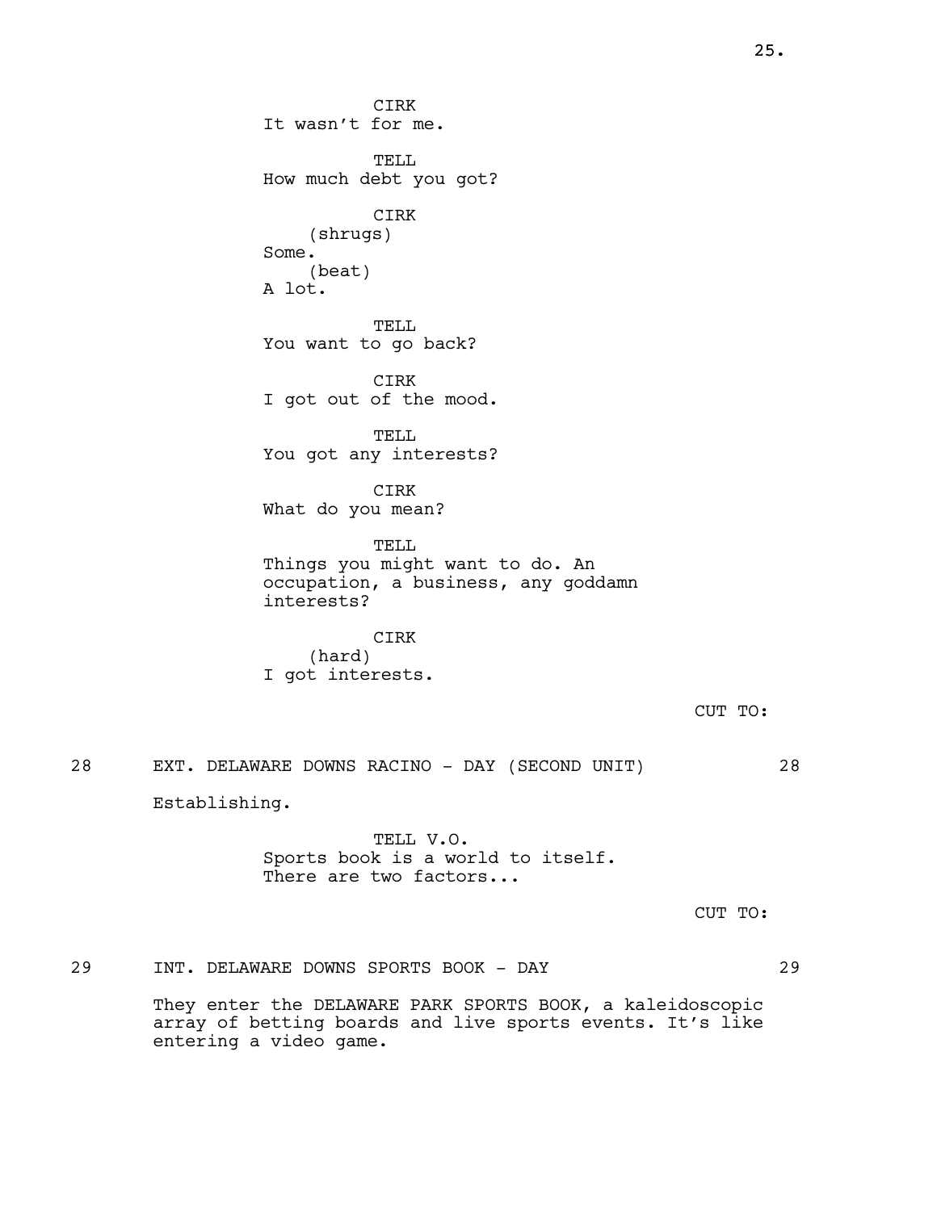CIRK
It wasn't for me.

TELL
How much debt you got?

CIRK
(shrugs)
Some.
(beat)
A lot.

TELL
You want to go back?

CIRK
I got out of the mood.

TELL
You got any interests?

CIRK
What do you mean?

TELL
Things you might want to do. An occupation, a business, any goddamn interests?

CIRK
(hard)
I got interests.

CUT TO:

28 EXT. DELAWARE DOWNS RACINO - DAY (SECOND UNIT) 28

Establishing.

TELL V.O.
Sports book is a world to itself. There are two factors...

CUT TO:

29 INT. DELAWARE DOWNS SPORTS BOOK - DAY 29

They enter the DELAWARE PARK SPORTS BOOK, a kaleidoscopic array of betting boards and live sports events. It's like entering a video game.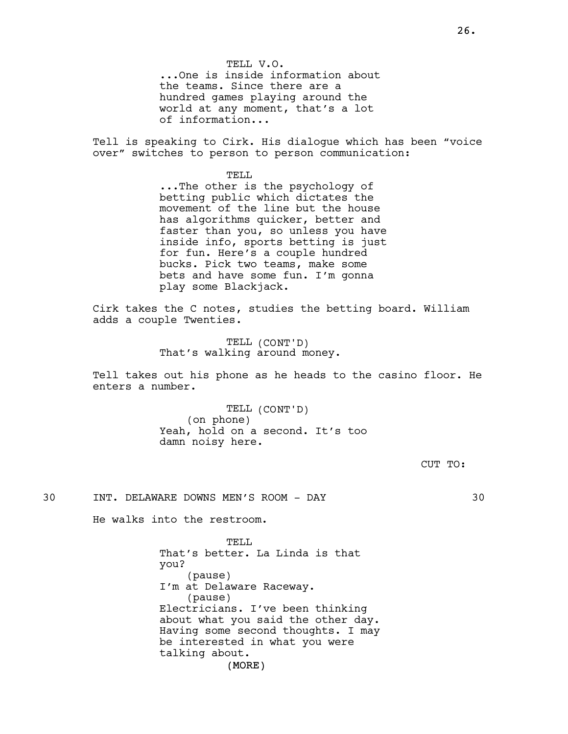TELL V.O.
...One is inside information about the teams. Since there are a hundred games playing around the world at any moment, that's a lot of information...

Tell is speaking to Cirk. His dialogue which has been "voice over" switches to person to person communication:

TELL
...The other is the psychology of betting public which dictates the movement of the line but the house has algorithms quicker, better and faster than you, so unless you have inside info, sports betting is just for fun. Here's a couple hundred bucks. Pick two teams, make some bets and have some fun. I'm gonna play some Blackjack.

Cirk takes the C notes, studies the betting board. William adds a couple Twenties.

TELL (CONT'D)
That's walking around money.

Tell takes out his phone as he heads to the casino floor. He enters a number.

TELL (CONT'D)
(on phone)
Yeah, hold on a second. It's too damn noisy here.

CUT TO:

30 INT. DELAWARE DOWNS MEN'S ROOM - DAY 30

He walks into the restroom.

TELL
That's better. La Linda is that you?
(pause)
I'm at Delaware Raceway.
(pause)
Electricians. I've been thinking about what you said the other day. Having some second thoughts. I may be interested in what you were talking about.
(MORE)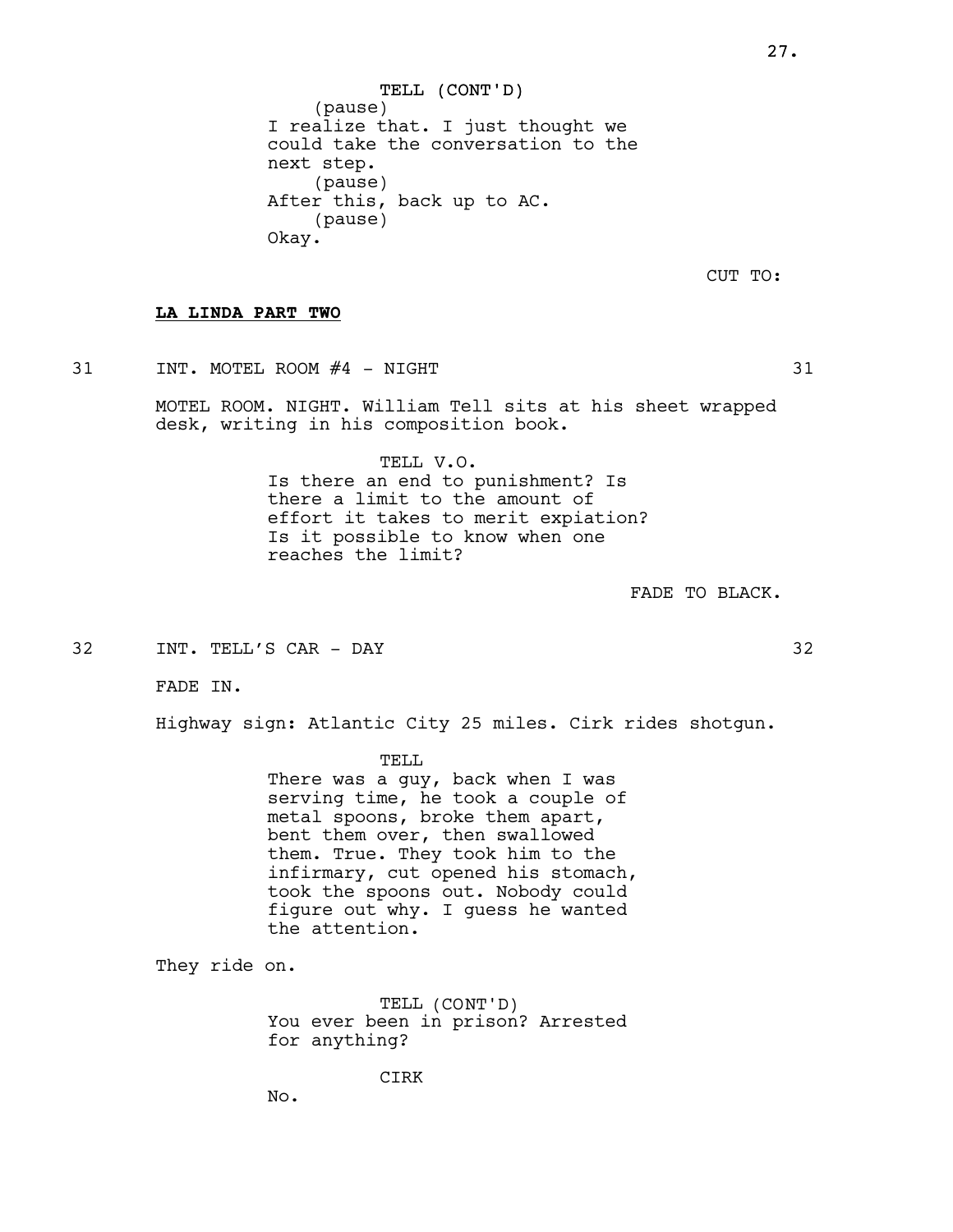TELL (CONT'D)
(pause)
I realize that. I just thought we could take the conversation to the next step.
(pause)
After this, back up to AC.
(pause)
Okay.

CUT TO:

**LA LINDA PART TWO**

31 INT. MOTEL ROOM #4 - NIGHT 31

MOTEL ROOM. NIGHT. William Tell sits at his sheet wrapped desk, writing in his composition book.

TELL V.O.
Is there an end to punishment? Is there a limit to the amount of effort it takes to merit expiation? Is it possible to know when one reaches the limit?

FADE TO BLACK.

32 INT. TELL'S CAR - DAY 32

FADE IN.

Highway sign: Atlantic City 25 miles. Cirk rides shotgun.

TELL
There was a guy, back when I was serving time, he took a couple of metal spoons, broke them apart, bent them over, then swallowed them. True. They took him to the infirmary, cut opened his stomach, took the spoons out. Nobody could figure out why. I guess he wanted the attention.

They ride on.

TELL (CONT'D)
You ever been in prison? Arrested for anything?

CIRK
No.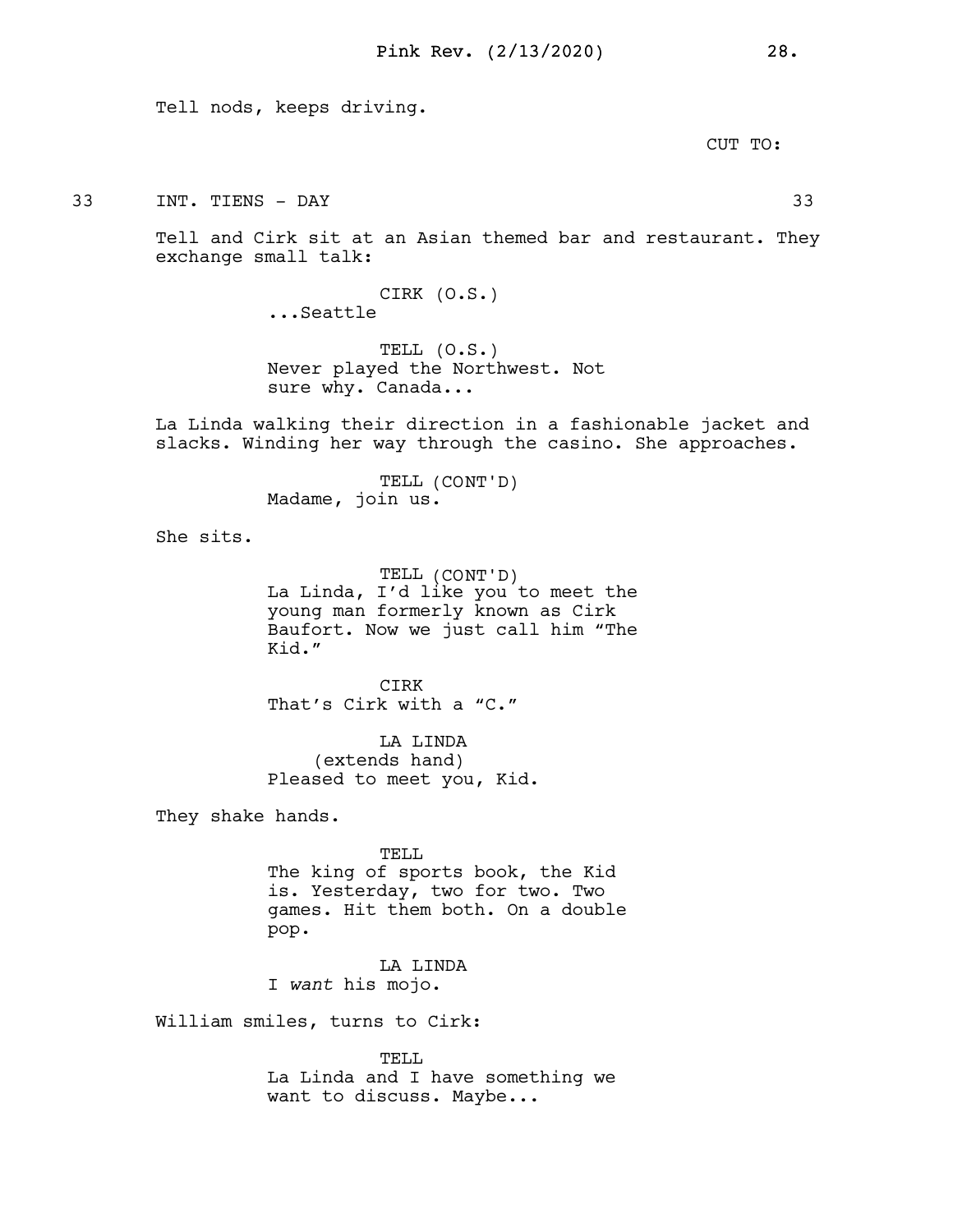Tell nods, keeps driving.

CUT TO:

33 INT. TIENS - DAY 33

Tell and Cirk sit at an Asian themed bar and restaurant. They exchange small talk:

CIRK (O.S.)
...Seattle

TELL (O.S.)
Never played the Northwest. Not sure why. Canada...

La Linda walking their direction in a fashionable jacket and slacks. Winding her way through the casino. She approaches.

TELL (CONT'D)
Madame, join us.

She sits.

TELL (CONT'D)
La Linda, I'd like you to meet the young man formerly known as Cirk Baufort. Now we just call him "The Kid."

CIRK
That's Cirk with a "C."

LA LINDA
(extends hand)
Pleased to meet you, Kid.

They shake hands.

TELL
The king of sports book, the Kid is. Yesterday, two for two. Two games. Hit them both. On a double pop.

LA LINDA
I *want* his mojo.

William smiles, turns to Cirk:

TELL
La Linda and I have something we want to discuss. Maybe...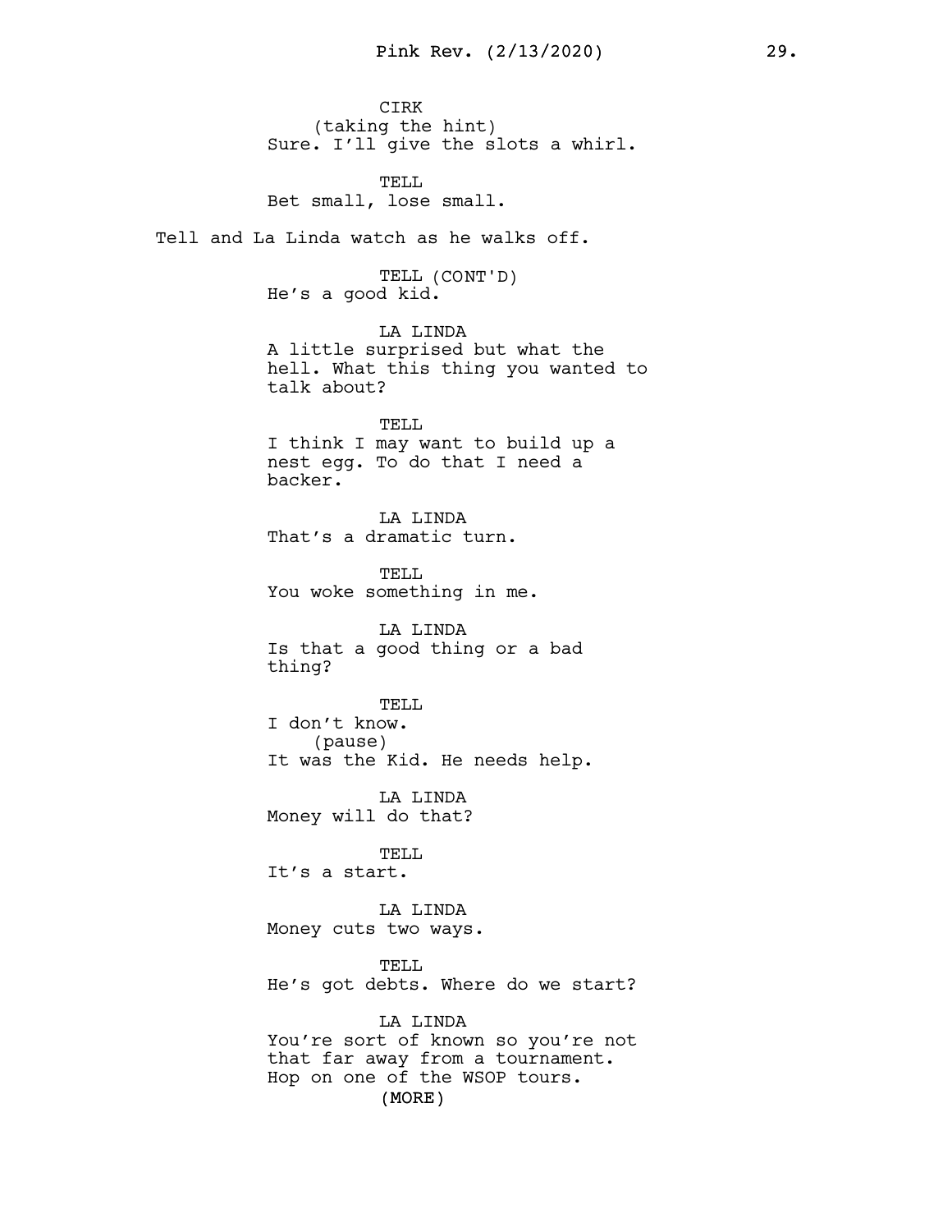CIRK
(taking the hint)
Sure. I'll give the slots a whirl.

TELL
Bet small, lose small.

Tell and La Linda watch as he walks off.

TELL (CONT'D)
He's a good kid.

LA LINDA
A little surprised but what the hell. What this thing you wanted to talk about?

TELL
I think I may want to build up a nest egg. To do that I need a backer.

LA LINDA
That's a dramatic turn.

TELL
You woke something in me.

LA LINDA
Is that a good thing or a bad thing?

TELL
I don't know.
(pause)
It was the Kid. He needs help.

LA LINDA
Money will do that?

TELL
It's a start.

LA LINDA
Money cuts two ways.

TELL
He's got debts. Where do we start?

LA LINDA
You're sort of known so you're not that far away from a tournament. Hop on one of the WSOP tours.
(MORE)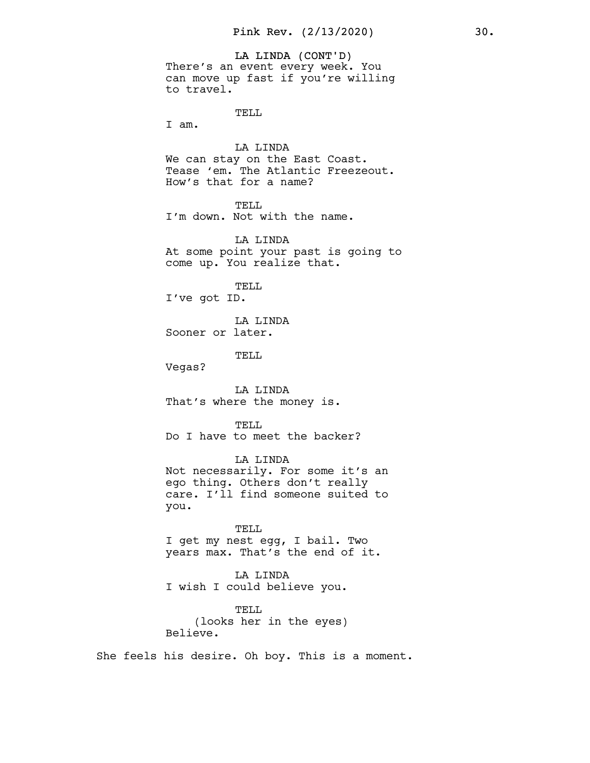LA LINDA (CONT'D)
There's an event every week. You can move up fast if you're willing to travel.

TELL
I am.

LA LINDA
We can stay on the East Coast. Tease 'em. The Atlantic Freezeout. How's that for a name?

TELL
I'm down. Not with the name.

LA LINDA
At some point your past is going to come up. You realize that.

TELL
I've got ID.

LA LINDA
Sooner or later.

TELL
Vegas?

LA LINDA
That's where the money is.

TELL
Do I have to meet the backer?

LA LINDA
Not necessarily. For some it's an ego thing. Others don't really care. I'll find someone suited to you.

TELL
I get my nest egg, I bail. Two years max. That's the end of it.

LA LINDA
I wish I could believe you.

TELL
(looks her in the eyes)
Believe.

She feels his desire. Oh boy. This is a moment.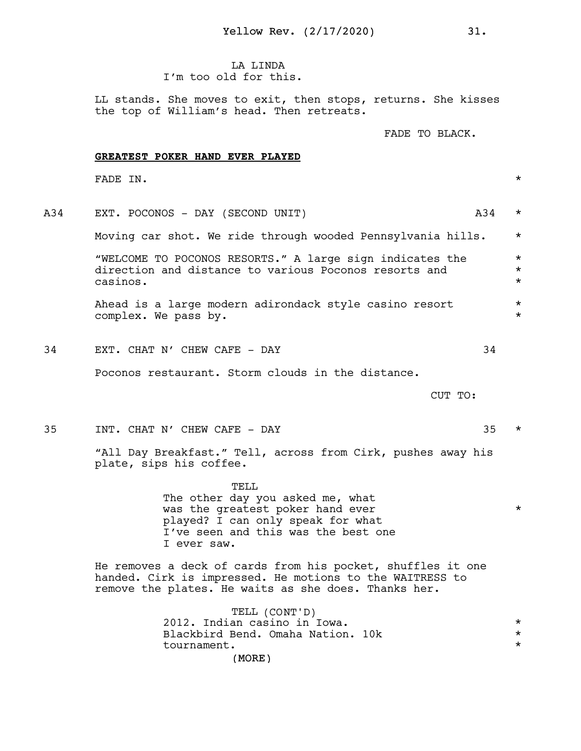LA LINDA
I'm too old for this.

LL stands. She moves to exit, then stops, returns. She kisses the top of William's head. Then retreats.

FADE TO BLACK.

**GREATEST POKER HAND EVER PLAYED**

FADE IN. *

A34 EXT. POCONOS - DAY (SECOND UNIT) A34 *

Moving car shot. We ride through wooded Pennsylvania hills. *

"WELCOME TO POCONOS RESORTS." A large sign indicates the direction and distance to various Poconos resorts and casinos. *

Ahead is a large modern adirondack style casino resort complex. We pass by. *

34 EXT. CHAT N' CHEW CAFE - DAY 34

Poconos restaurant. Storm clouds in the distance.

CUT TO:

35 INT. CHAT N' CHEW CAFE - DAY 35 *

"All Day Breakfast." Tell, across from Cirk, pushes away his plate, sips his coffee.

TELL
The other day you asked me, what was the greatest poker hand ever played? I can only speak for what I've seen and this was the best one I ever saw. *

He removes a deck of cards from his pocket, shuffles it one handed. Cirk is impressed. He motions to the WAITRESS to remove the plates. He waits as she does. Thanks her.

TELL (CONT'D)
2012. Indian casino in Iowa. Blackbird Bend. Omaha Nation. 10k tournament. *

(MORE)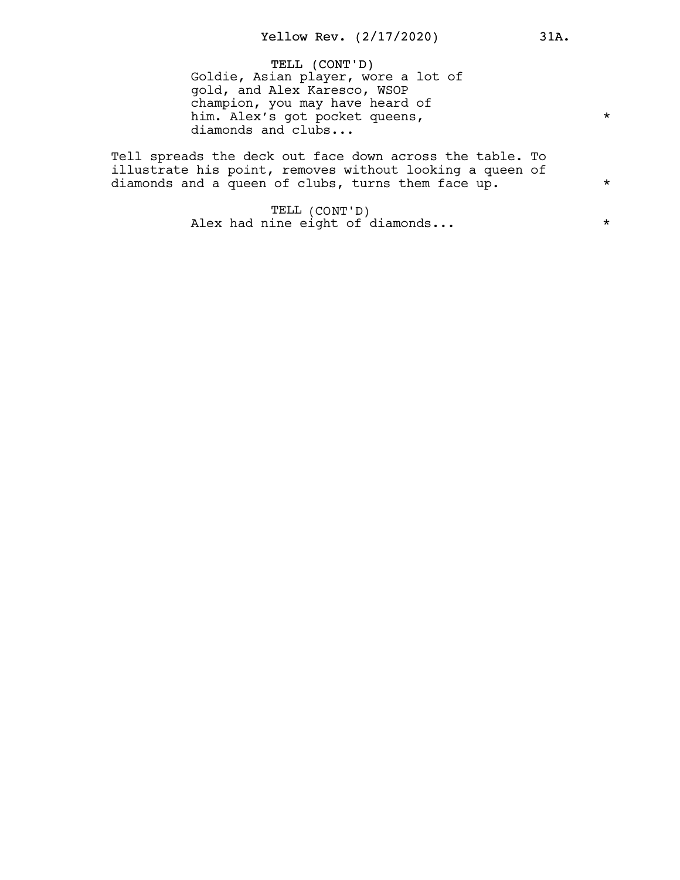TELL (CONT'D)
Goldie, Asian player, wore a lot of gold, and Alex Karesco, WSOP champion, you may have heard of him. Alex's got pocket queens, diamonds and clubs... *

Tell spreads the deck out face down across the table. To illustrate his point, removes without looking a queen of diamonds and a queen of clubs, turns them face up. *

TELL (CONT'D)
Alex had nine eight of diamonds... *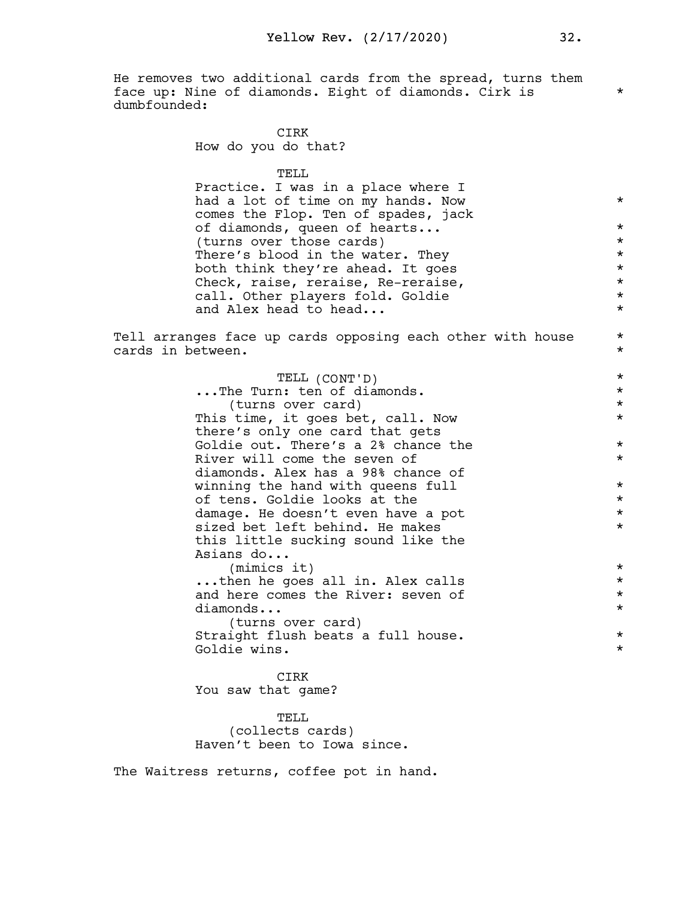He removes two additional cards from the spread, turns them face up: Nine of diamonds. Eight of diamonds. Cirk is dumbfounded: *

CIRK
How do you do that?

TELL
Practice. I was in a place where I had a lot of time on my hands. Now comes the Flop. Ten of spades, jack of diamonds, queen of hearts... *
(turns over those cards) *
There's blood in the water. They both think they're ahead. It goes Check, raise, reraise, Re-reraise, call. Other players fold. Goldie and Alex head to head... *

Tell arranges face up cards opposing each other with house cards in between. *

TELL (CONT'D) *
...The Turn: ten of diamonds. *
(turns over card) *
This time, it goes bet, call. Now there's only one card that gets Goldie out. There's a 2% chance the River will come the seven of diamonds. Alex has a 98% chance of winning the hand with queens full of tens. Goldie looks at the damage. He doesn't even have a pot sized bet left behind. He makes this little sucking sound like the Asians do... *
(mimics it) *
...then he goes all in. Alex calls and here comes the River: seven of diamonds... *
(turns over card)
Straight flush beats a full house. Goldie wins. *

CIRK
You saw that game?

TELL
(collects cards)
Haven't been to Iowa since.

The Waitress returns, coffee pot in hand.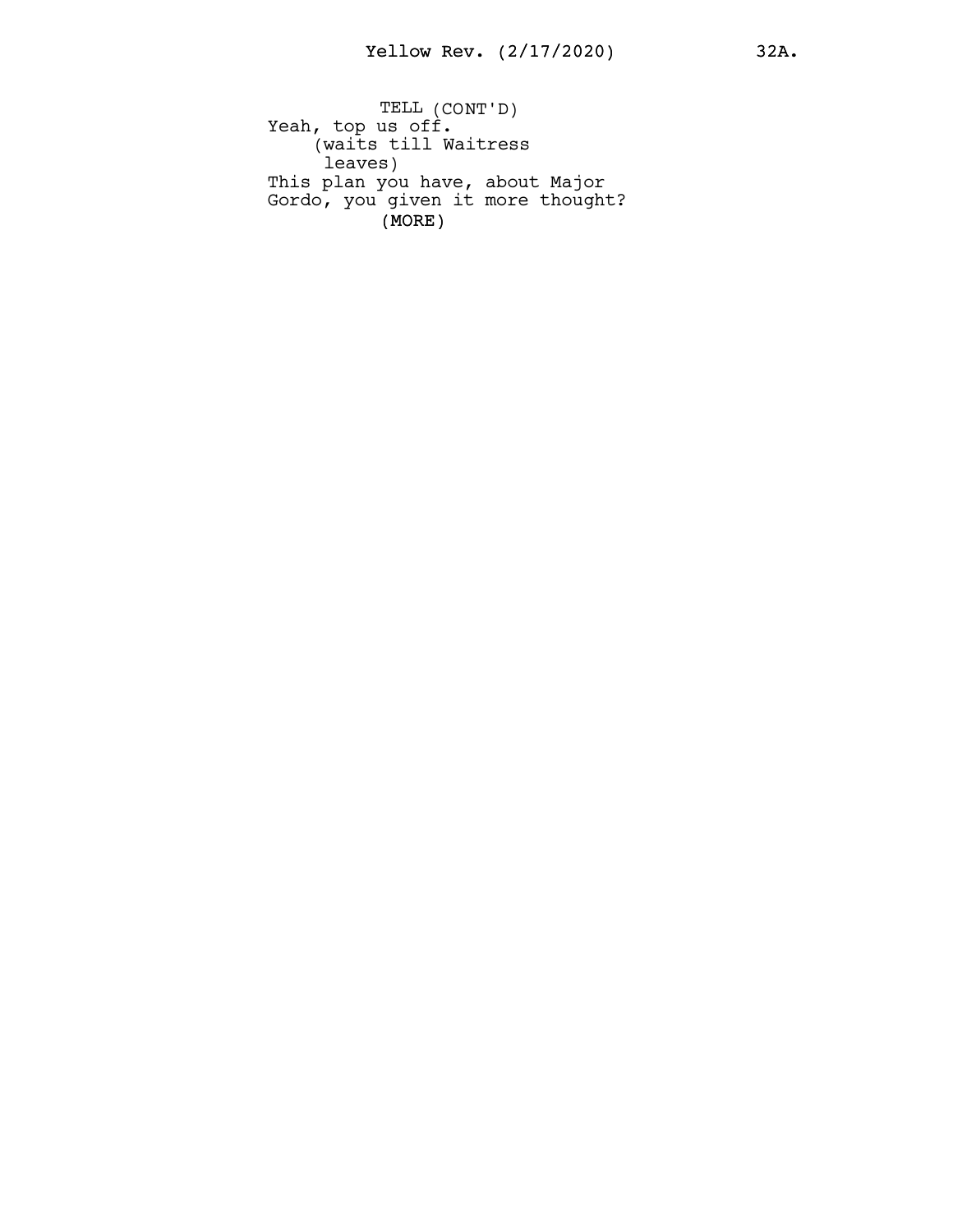TELL (CONT'D)

Yeah, top us off.

(waits till Waitress leaves)

This plan you have, about Major Gordo, you given it more thought?

(MORE)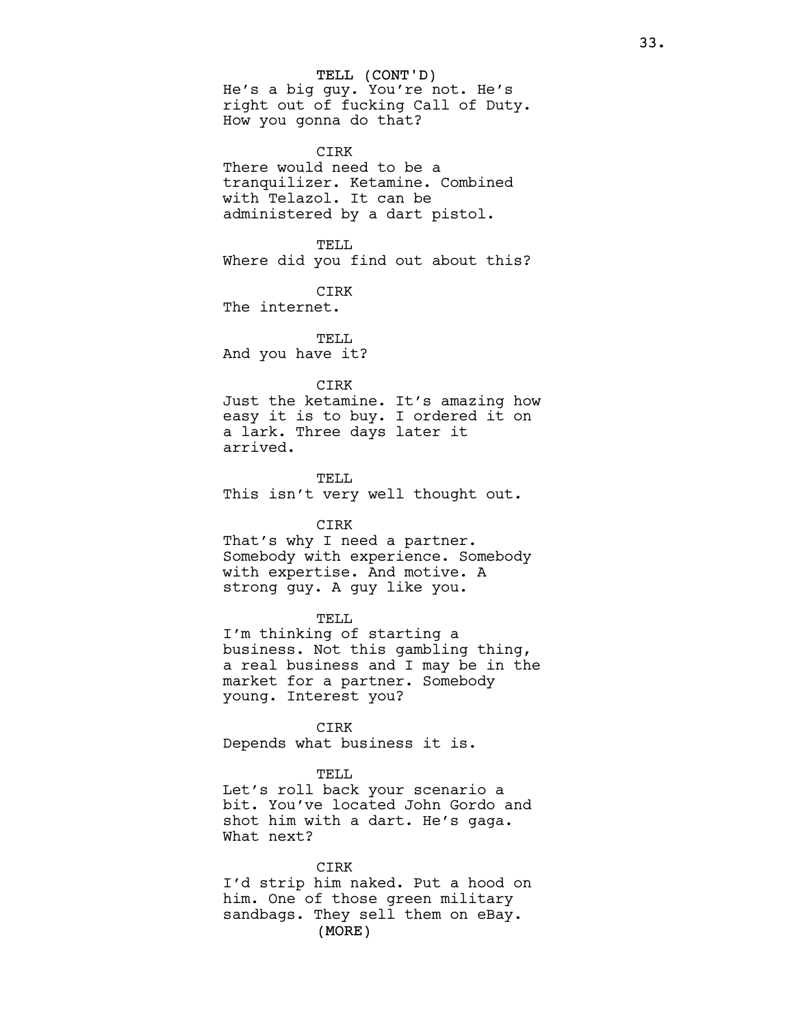TELL (CONT'D)
He's a big guy. You're not. He's right out of fucking Call of Duty. How you gonna do that?

CIRK
There would need to be a tranquilizer. Ketamine. Combined with Telazol. It can be administered by a dart pistol.

TELL
Where did you find out about this?

CIRK
The internet.

TELL
And you have it?

CIRK
Just the ketamine. It's amazing how easy it is to buy. I ordered it on a lark. Three days later it arrived.

TELL
This isn't very well thought out.

CIRK
That's why I need a partner. Somebody with experience. Somebody with expertise. And motive. A strong guy. A guy like you.

TELL
I'm thinking of starting a business. Not this gambling thing, a real business and I may be in the market for a partner. Somebody young. Interest you?

CIRK
Depends what business it is.

TELL
Let's roll back your scenario a bit. You've located John Gordo and shot him with a dart. He's gaga. What next?

CIRK
I'd strip him naked. Put a hood on him. One of those green military sandbags. They sell them on eBay.
(MORE)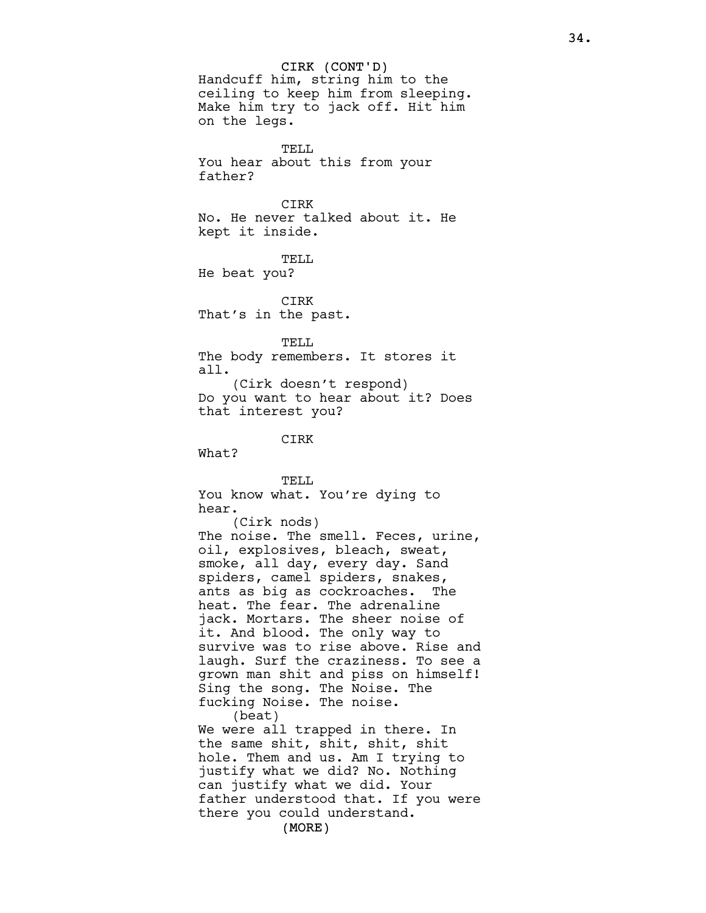CIRK (CONT'D)
Handcuff him, string him to the ceiling to keep him from sleeping. Make him try to jack off. Hit him on the legs.

TELL
You hear about this from your father?

CIRK
No. He never talked about it. He kept it inside.

TELL
He beat you?

CIRK
That's in the past.

TELL
The body remembers. It stores it all.
(Cirk doesn't respond)
Do you want to hear about it? Does that interest you?

CIRK
What?

TELL
You know what. You're dying to hear.
(Cirk nods)
The noise. The smell. Feces, urine, oil, explosives, bleach, sweat, smoke, all day, every day. Sand spiders, camel spiders, snakes, ants as big as cockroaches. The heat. The fear. The adrenaline jack. Mortars. The sheer noise of it. And blood. The only way to survive was to rise above. Rise and laugh. Surf the craziness. To see a grown man shit and piss on himself! Sing the song. The Noise. The fucking Noise. The noise.
(beat)
We were all trapped in there. In the same shit, shit, shit, shit hole. Them and us. Am I trying to justify what we did? No. Nothing can justify what we did. Your father understood that. If you were there you could understand.
(MORE)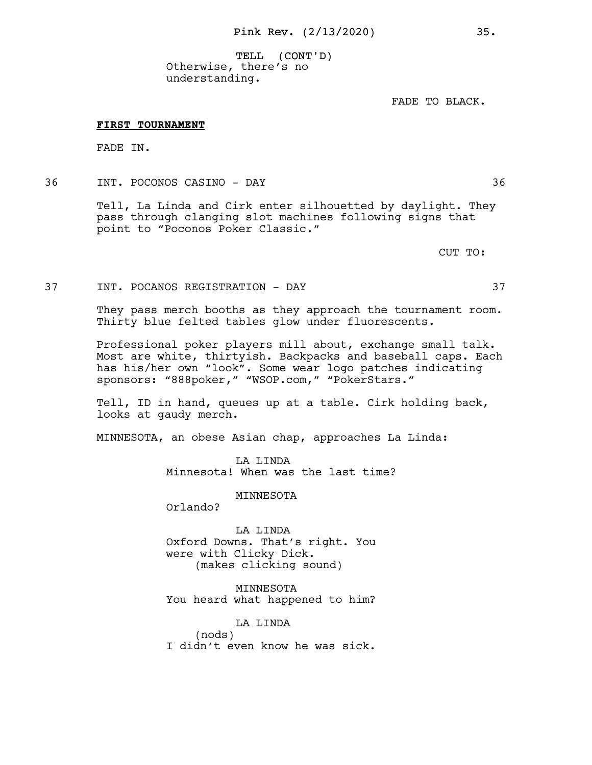TELL (CONT'D)
Otherwise, there's no understanding.

FADE TO BLACK.

**FIRST TOURNAMENT**

FADE IN.

36 INT. POCONOS CASINO - DAY 36

Tell, La Linda and Cirk enter silhouetted by daylight. They pass through clanging slot machines following signs that point to "Poconos Poker Classic."

CUT TO:

37 INT. POCANOS REGISTRATION - DAY 37

They pass merch booths as they approach the tournament room. Thirty blue felted tables glow under fluorescents.

Professional poker players mill about, exchange small talk. Most are white, thirtyish. Backpacks and baseball caps. Each has his/her own "look". Some wear logo patches indicating sponsors: "888poker," "WSOP.com," "PokerStars."

Tell, ID in hand, queues up at a table. Cirk holding back, looks at gaudy merch.

MINNESOTA, an obese Asian chap, approaches La Linda:

LA LINDA
Minnesota! When was the last time?

MINNESOTA
Orlando?

LA LINDA
Oxford Downs. That's right. You were with Clicky Dick.
(makes clicking sound)

MINNESOTA
You heard what happened to him?

LA LINDA
(nods)
I didn't even know he was sick.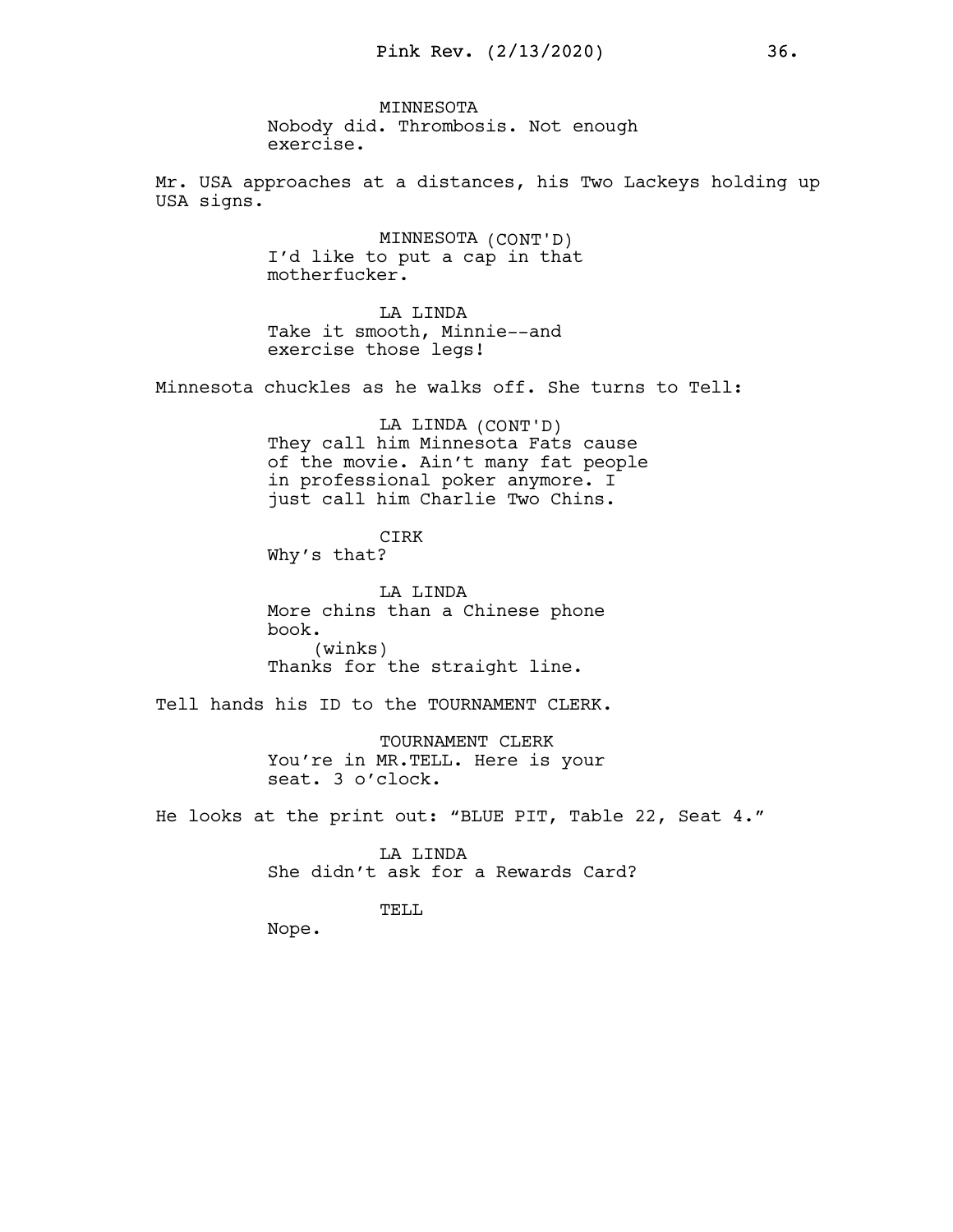MINNESOTA
Nobody did. Thrombosis. Not enough exercise.

Mr. USA approaches at a distances, his Two Lackeys holding up USA signs.

MINNESOTA (CONT'D)
I'd like to put a cap in that motherfucker.

LA LINDA
Take it smooth, Minnie--and exercise those legs!

Minnesota chuckles as he walks off. She turns to Tell:

LA LINDA (CONT'D)
They call him Minnesota Fats cause of the movie. Ain't many fat people in professional poker anymore. I just call him Charlie Two Chins.

CIRK
Why's that?

LA LINDA
More chins than a Chinese phone book.
(winks)
Thanks for the straight line.

Tell hands his ID to the TOURNAMENT CLERK.

TOURNAMENT CLERK
You're in MR.TELL. Here is your seat. 3 o'clock.

He looks at the print out: "BLUE PIT, Table 22, Seat 4."

LA LINDA
She didn't ask for a Rewards Card?

TELL
Nope.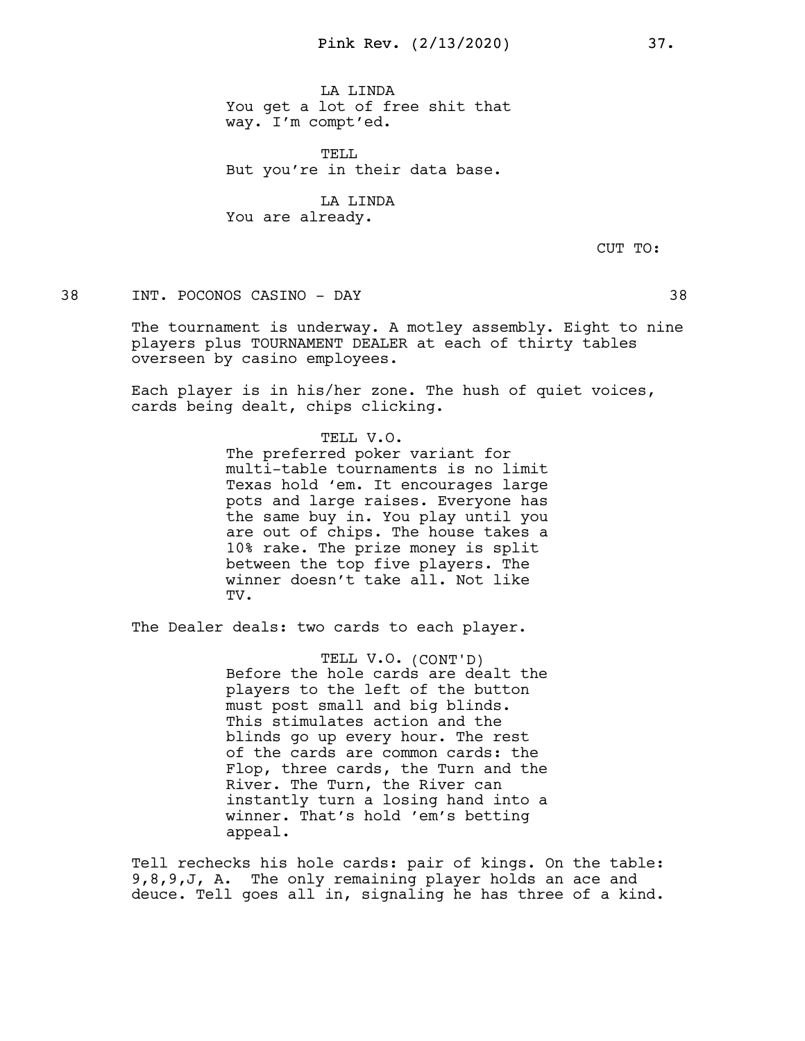LA LINDA
You get a lot of free shit that way. I'm compt'ed.

TELL
But you're in their data base.

LA LINDA
You are already.

CUT TO:

38 INT. POCONOS CASINO - DAY 38

The tournament is underway. A motley assembly. Eight to nine players plus TOURNAMENT DEALER at each of thirty tables overseen by casino employees.

Each player is in his/her zone. The hush of quiet voices, cards being dealt, chips clicking.

TELL V.O.
The preferred poker variant for multi-table tournaments is no limit Texas hold 'em. It encourages large pots and large raises. Everyone has the same buy in. You play until you are out of chips. The house takes a 10% rake. The prize money is split between the top five players. The winner doesn't take all. Not like TV.

The Dealer deals: two cards to each player.

TELL V.O. (CONT'D)
Before the hole cards are dealt the players to the left of the button must post small and big blinds. This stimulates action and the blinds go up every hour. The rest of the cards are common cards: the Flop, three cards, the Turn and the River. The Turn, the River can instantly turn a losing hand into a winner. That's hold 'em's betting appeal.

Tell rechecks his hole cards: pair of kings. On the table: 9,8,9,J, A. The only remaining player holds an ace and deuce. Tell goes all in, signaling he has three of a kind.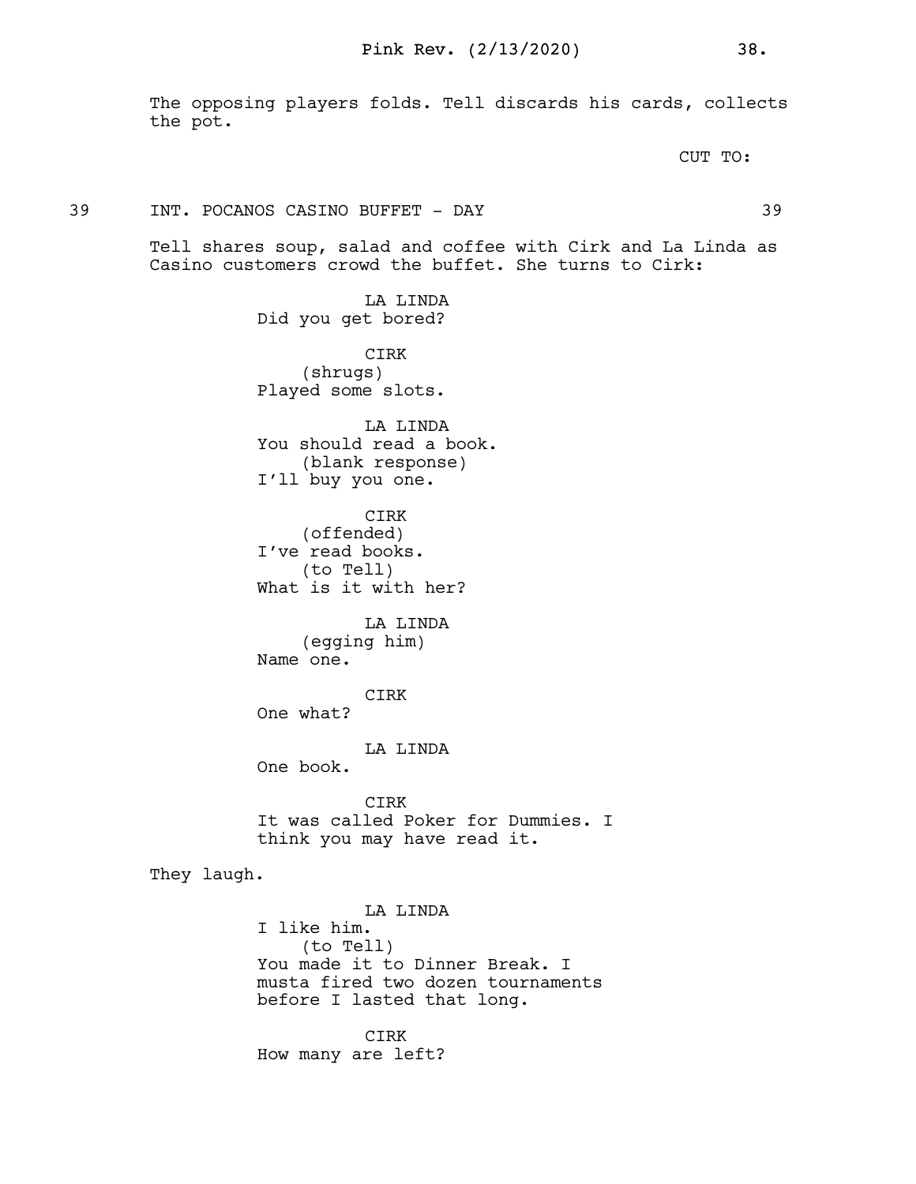The opposing players folds. Tell discards his cards, collects the pot.

CUT TO:

39 INT. POCANOS CASINO BUFFET - DAY 39

Tell shares soup, salad and coffee with Cirk and La Linda as Casino customers crowd the buffet. She turns to Cirk:

LA LINDA
Did you get bored?

CIRK
(shrugs)
Played some slots.

LA LINDA
You should read a book.
(blank response)
I'll buy you one.

CIRK
(offended)
I've read books.
(to Tell)
What is it with her?

LA LINDA
(egging him)
Name one.

CIRK
One what?

LA LINDA
One book.

CIRK
It was called Poker for Dummies. I think you may have read it.

They laugh.

LA LINDA
I like him.
(to Tell)
You made it to Dinner Break. I musta fired two dozen tournaments before I lasted that long.

CIRK
How many are left?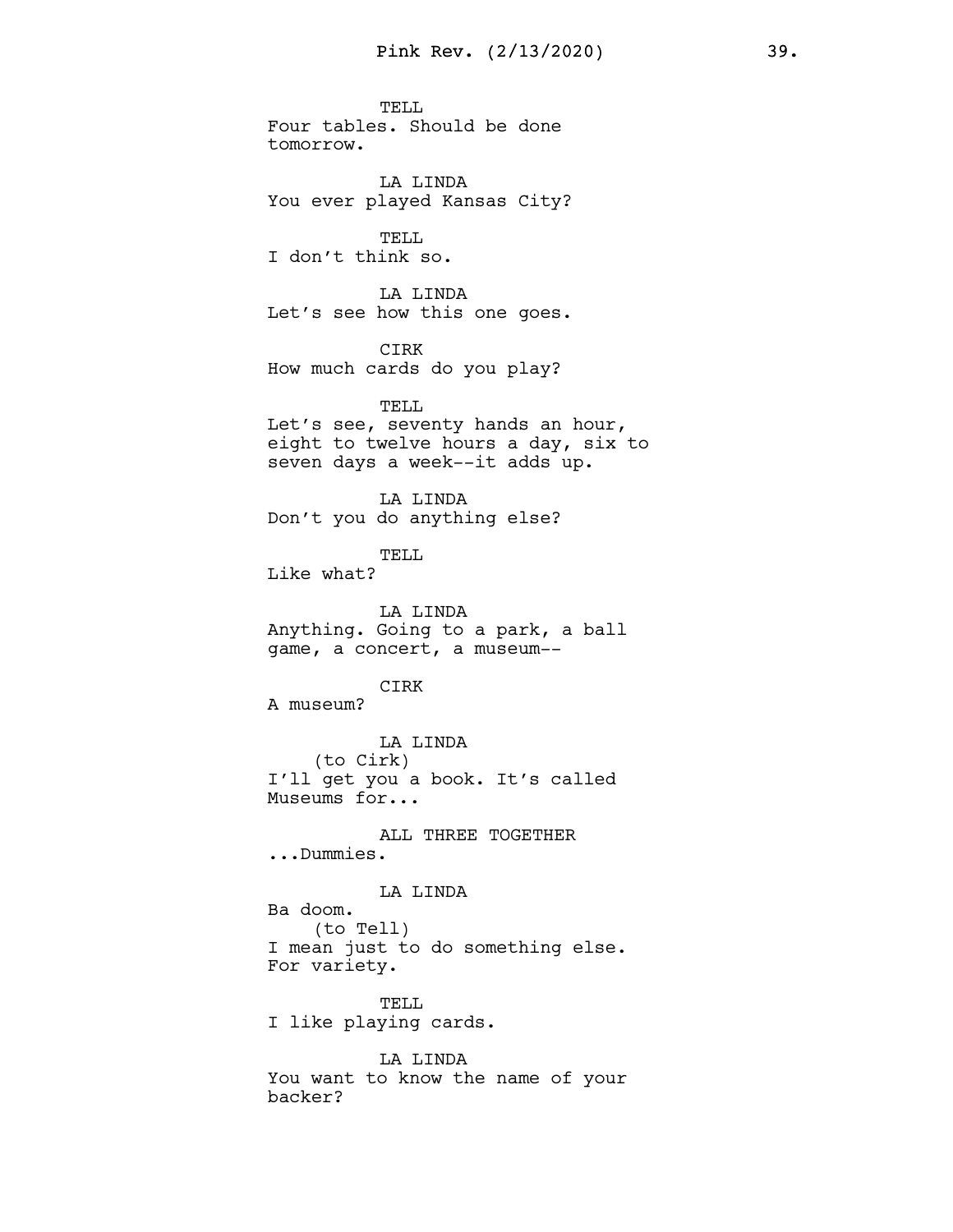TELL
Four tables. Should be done tomorrow.

LA LINDA
You ever played Kansas City?

TELL
I don't think so.

LA LINDA
Let's see how this one goes.

CIRK
How much cards do you play?

TELL
Let's see, seventy hands an hour, eight to twelve hours a day, six to seven days a week--it adds up.

LA LINDA
Don't you do anything else?

TELL
Like what?

LA LINDA
Anything. Going to a park, a ball game, a concert, a museum--

CIRK
A museum?

LA LINDA
(to Cirk)
I'll get you a book. It's called Museums for...

ALL THREE TOGETHER
...Dummies.

LA LINDA
Ba doom.
(to Tell)
I mean just to do something else. For variety.

TELL
I like playing cards.

LA LINDA
You want to know the name of your backer?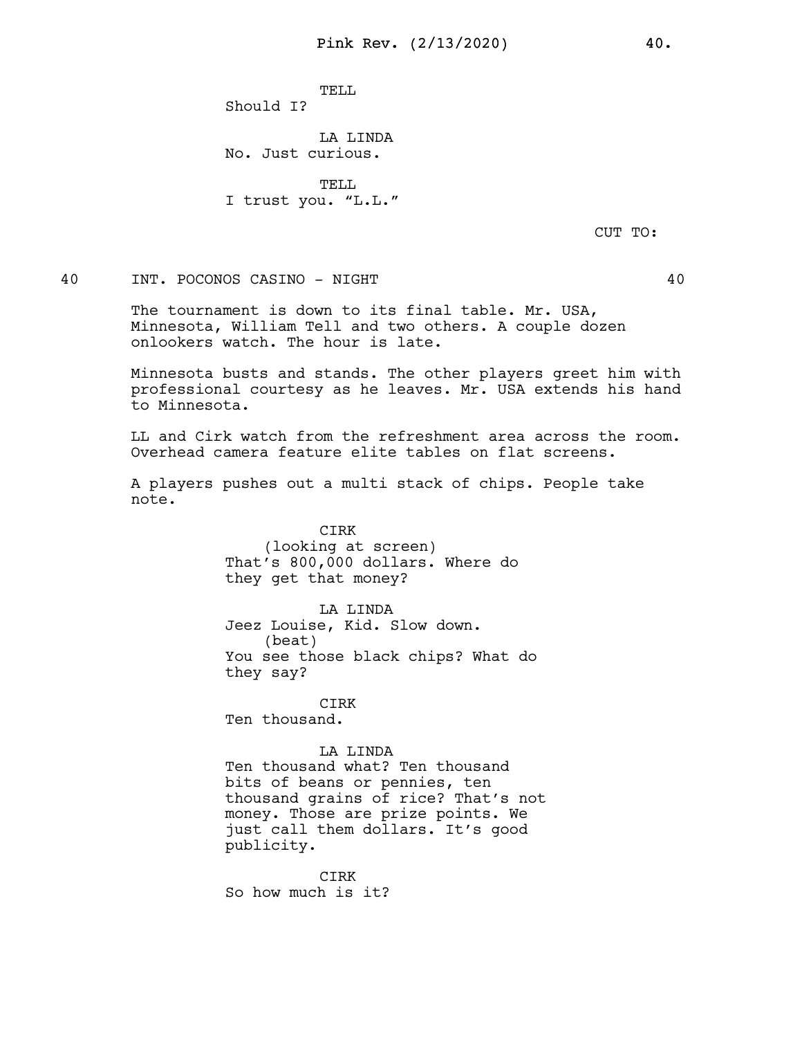TELL
Should I?

LA LINDA
No. Just curious.

TELL
I trust you. "L.L."

CUT TO:

40 INT. POCONOS CASINO - NIGHT 40

The tournament is down to its final table. Mr. USA, Minnesota, William Tell and two others. A couple dozen onlookers watch. The hour is late.

Minnesota busts and stands. The other players greet him with professional courtesy as he leaves. Mr. USA extends his hand to Minnesota.

LL and Cirk watch from the refreshment area across the room. Overhead camera feature elite tables on flat screens.

A players pushes out a multi stack of chips. People take note.

CIRK
(looking at screen)
That's 800,000 dollars. Where do they get that money?

LA LINDA
Jeez Louise, Kid. Slow down.
(beat)
You see those black chips? What do they say?

CIRK
Ten thousand.

LA LINDA
Ten thousand what? Ten thousand bits of beans or pennies, ten thousand grains of rice? That's not money. Those are prize points. We just call them dollars. It's good publicity.

CIRK
So how much is it?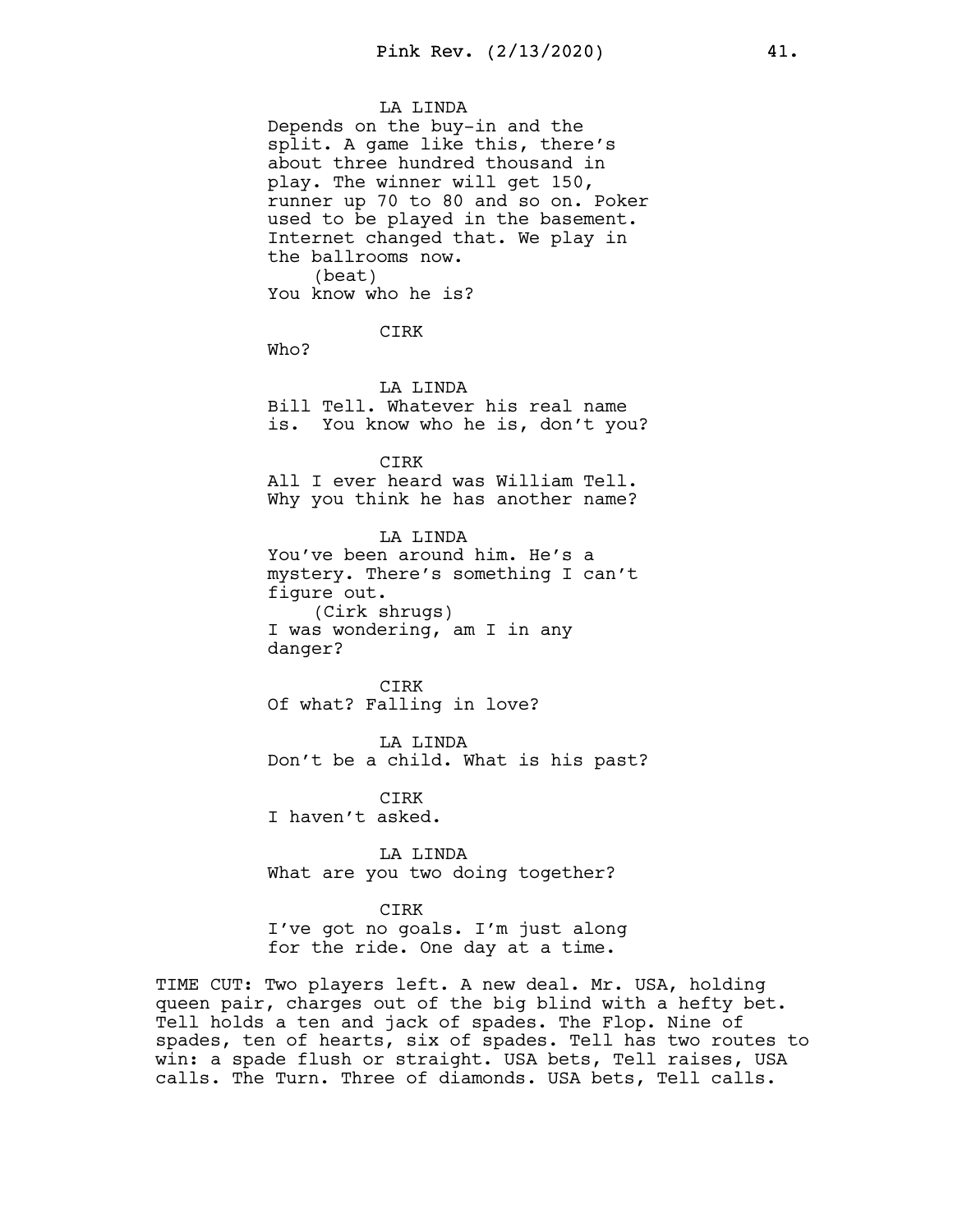LA LINDA

Depends on the buy-in and the split. A game like this, there's about three hundred thousand in play. The winner will get 150, runner up 70 to 80 and so on. Poker used to be played in the basement. Internet changed that. We play in the ballrooms now.

(beat)

You know who he is?

CIRK

Who?

LA LINDA

Bill Tell. Whatever his real name is.  You know who he is, don't you?

CIRK

All I ever heard was William Tell. Why you think he has another name?

LA LINDA

You've been around him. He's a mystery. There's something I can't figure out.

(Cirk shrugs)

I was wondering, am I in any danger?

CIRK

Of what? Falling in love?

LA LINDA

Don't be a child. What is his past?

CIRK

I haven't asked.

LA LINDA

What are you two doing together?

CIRK

I've got no goals. I'm just along for the ride. One day at a time.

TIME CUT: Two players left. A new deal. Mr. USA, holding queen pair, charges out of the big blind with a hefty bet. Tell holds a ten and jack of spades. The Flop. Nine of spades, ten of hearts, six of spades. Tell has two routes to win: a spade flush or straight. USA bets, Tell raises, USA calls. The Turn. Three of diamonds. USA bets, Tell calls.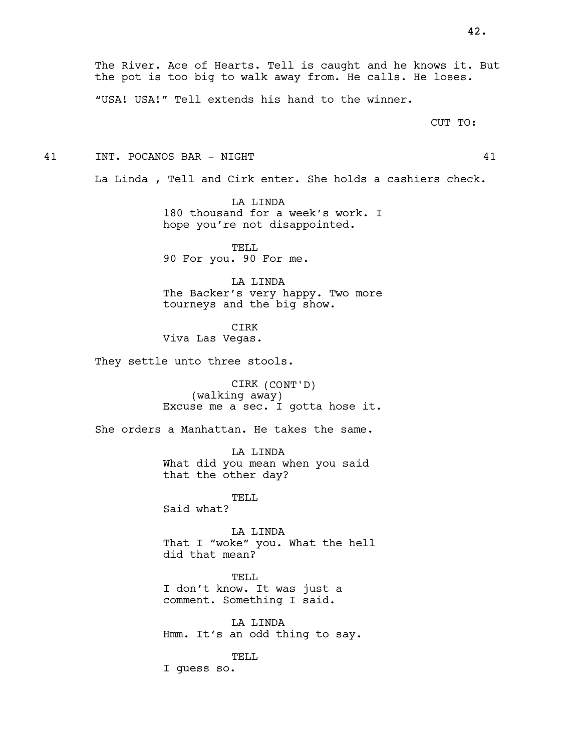The River. Ace of Hearts. Tell is caught and he knows it. But the pot is too big to walk away from. He calls. He loses.

"USA! USA!" Tell extends his hand to the winner.

CUT TO:

41 INT. POCANOS BAR - NIGHT 41

La Linda , Tell and Cirk enter. She holds a cashiers check.

LA LINDA
180 thousand for a week's work. I hope you're not disappointed.

TELL
90 For you. 90 For me.

LA LINDA
The Backer's very happy. Two more tourneys and the big show.

CIRK
Viva Las Vegas.

They settle unto three stools.

CIRK (CONT'D)
(walking away)
Excuse me a sec. I gotta hose it.

She orders a Manhattan. He takes the same.

LA LINDA
What did you mean when you said that the other day?

TELL
Said what?

LA LINDA
That I "woke" you. What the hell did that mean?

TELL
I don't know. It was just a comment. Something I said.

LA LINDA
Hmm. It's an odd thing to say.

TELL
I guess so.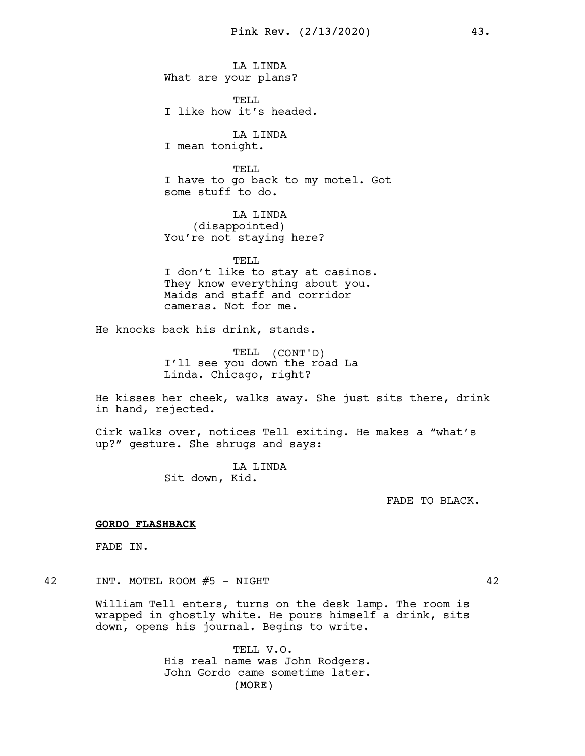LA LINDA
What are your plans?

TELL
I like how it's headed.

LA LINDA
I mean tonight.

TELL
I have to go back to my motel. Got some stuff to do.

LA LINDA
(disappointed)
You're not staying here?

TELL
I don't like to stay at casinos. They know everything about you. Maids and staff and corridor cameras. Not for me.

He knocks back his drink, stands.

TELL (CONT'D)
I'll see you down the road La Linda. Chicago, right?

He kisses her cheek, walks away. She just sits there, drink in hand, rejected.

Cirk walks over, notices Tell exiting. He makes a "what's up?" gesture. She shrugs and says:

LA LINDA
Sit down, Kid.

FADE TO BLACK.

**GORDO FLASHBACK**

FADE IN.

42 INT. MOTEL ROOM #5 - NIGHT 42

William Tell enters, turns on the desk lamp. The room is wrapped in ghostly white. He pours himself a drink, sits down, opens his journal. Begins to write.

TELL V.O.
His real name was John Rodgers. John Gordo came sometime later.
(MORE)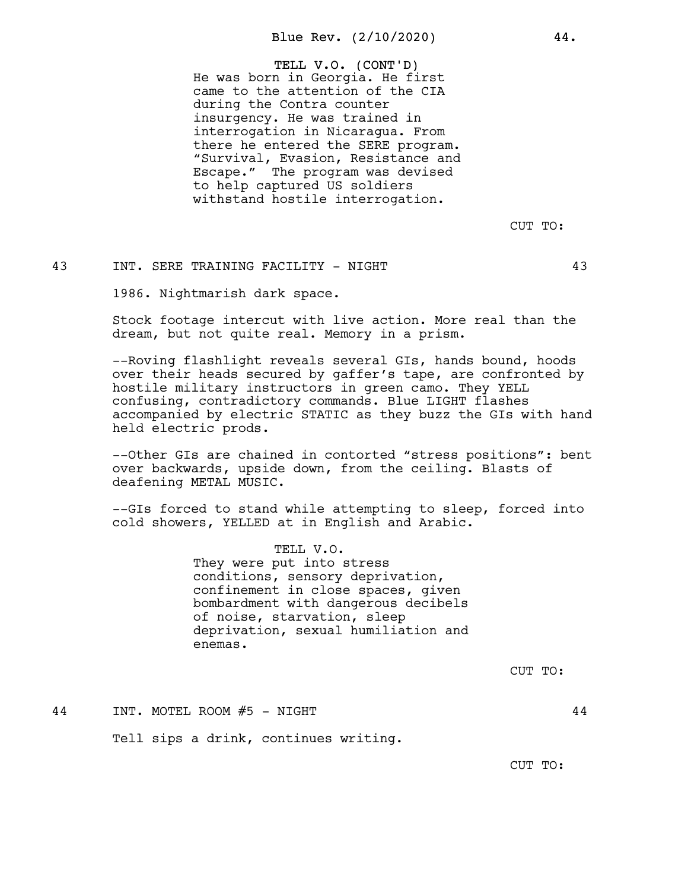TELL V.O. (CONT'D)
He was born in Georgia. He first came to the attention of the CIA during the Contra counter insurgency. He was trained in interrogation in Nicaragua. From there he entered the SERE program. "Survival, Evasion, Resistance and Escape." The program was devised to help captured US soldiers withstand hostile interrogation.

CUT TO:

43 INT. SERE TRAINING FACILITY - NIGHT 43

1986. Nightmarish dark space.

Stock footage intercut with live action. More real than the dream, but not quite real. Memory in a prism.

--Roving flashlight reveals several GIs, hands bound, hoods over their heads secured by gaffer's tape, are confronted by hostile military instructors in green camo. They YELL confusing, contradictory commands. Blue LIGHT flashes accompanied by electric STATIC as they buzz the GIs with hand held electric prods.

--Other GIs are chained in contorted "stress positions": bent over backwards, upside down, from the ceiling. Blasts of deafening METAL MUSIC.

--GIs forced to stand while attempting to sleep, forced into cold showers, YELLED at in English and Arabic.

TELL V.O.
They were put into stress conditions, sensory deprivation, confinement in close spaces, given bombardment with dangerous decibels of noise, starvation, sleep deprivation, sexual humiliation and enemas.

CUT TO:

44 INT. MOTEL ROOM #5 - NIGHT 44

Tell sips a drink, continues writing.

CUT TO: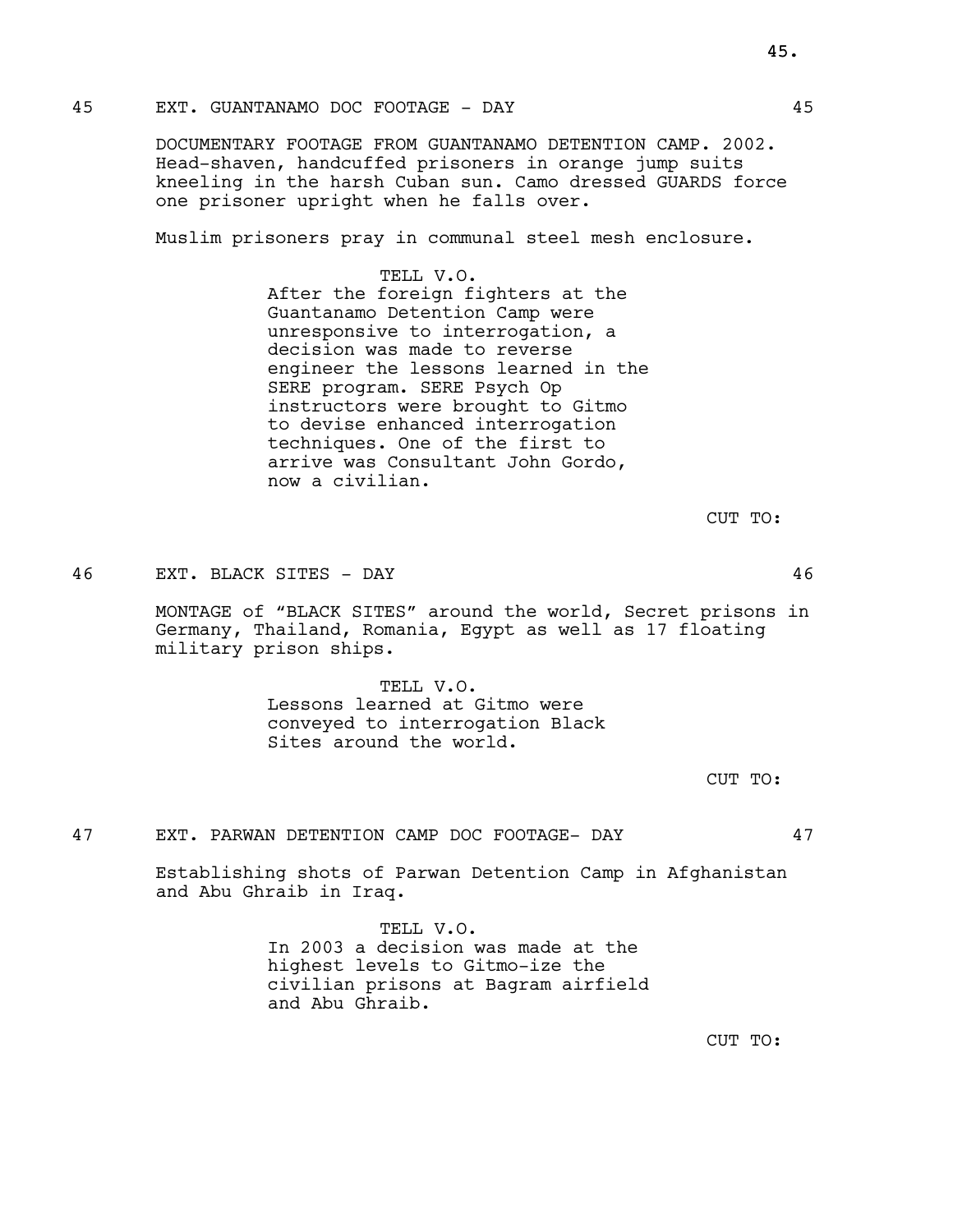45 EXT. GUANTANAMO DOC FOOTAGE - DAY 45

DOCUMENTARY FOOTAGE FROM GUANTANAMO DETENTION CAMP. 2002. Head-shaven, handcuffed prisoners in orange jump suits kneeling in the harsh Cuban sun. Camo dressed GUARDS force one prisoner upright when he falls over.

Muslim prisoners pray in communal steel mesh enclosure.

TELL V.O.
After the foreign fighters at the Guantanamo Detention Camp were unresponsive to interrogation, a decision was made to reverse engineer the lessons learned in the SERE program. SERE Psych Op instructors were brought to Gitmo to devise enhanced interrogation techniques. One of the first to arrive was Consultant John Gordo, now a civilian.

CUT TO:

46 EXT. BLACK SITES - DAY 46

MONTAGE of “BLACK SITES” around the world, Secret prisons in Germany, Thailand, Romania, Egypt as well as 17 floating military prison ships.

TELL V.O.
Lessons learned at Gitmo were conveyed to interrogation Black Sites around the world.

CUT TO:

47 EXT. PARWAN DETENTION CAMP DOC FOOTAGE- DAY 47

Establishing shots of Parwan Detention Camp in Afghanistan and Abu Ghraib in Iraq.

TELL V.O.
In 2003 a decision was made at the highest levels to Gitmo-ize the civilian prisons at Bagram airfield and Abu Ghraib.

CUT TO: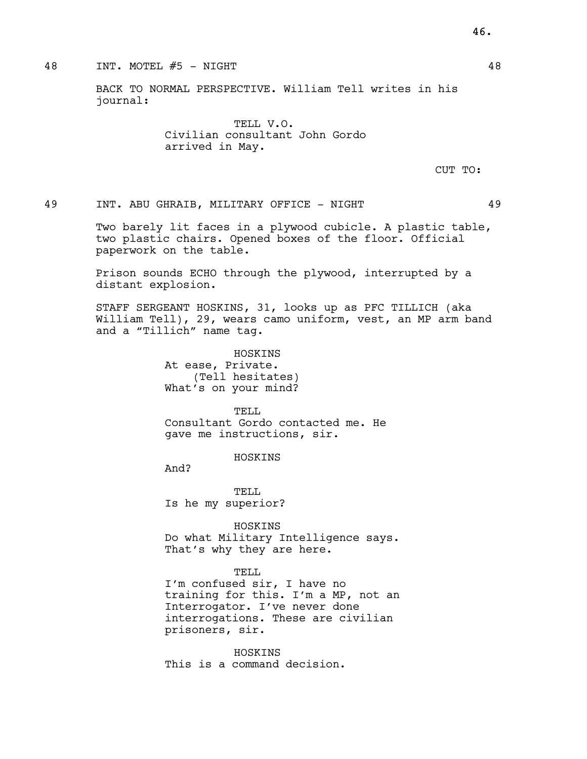48 INT. MOTEL #5 - NIGHT 48

BACK TO NORMAL PERSPECTIVE. William Tell writes in his journal:

TELL V.O.
Civilian consultant John Gordo arrived in May.

CUT TO:

49 INT. ABU GHRAIB, MILITARY OFFICE - NIGHT 49

Two barely lit faces in a plywood cubicle. A plastic table, two plastic chairs. Opened boxes of the floor. Official paperwork on the table.

Prison sounds ECHO through the plywood, interrupted by a distant explosion.

STAFF SERGEANT HOSKINS, 31, looks up as PFC TILLICH (aka William Tell), 29, wears camo uniform, vest, an MP arm band and a “Tillich” name tag.

HOSKINS
At ease, Private.
(Tell hesitates)
What’s on your mind?

TELL
Consultant Gordo contacted me. He gave me instructions, sir.

HOSKINS
And?

TELL
Is he my superior?

HOSKINS
Do what Military Intelligence says. That’s why they are here.

TELL
I’m confused sir, I have no training for this. I’m a MP, not an Interrogator. I’ve never done interrogations. These are civilian prisoners, sir.

HOSKINS
This is a command decision.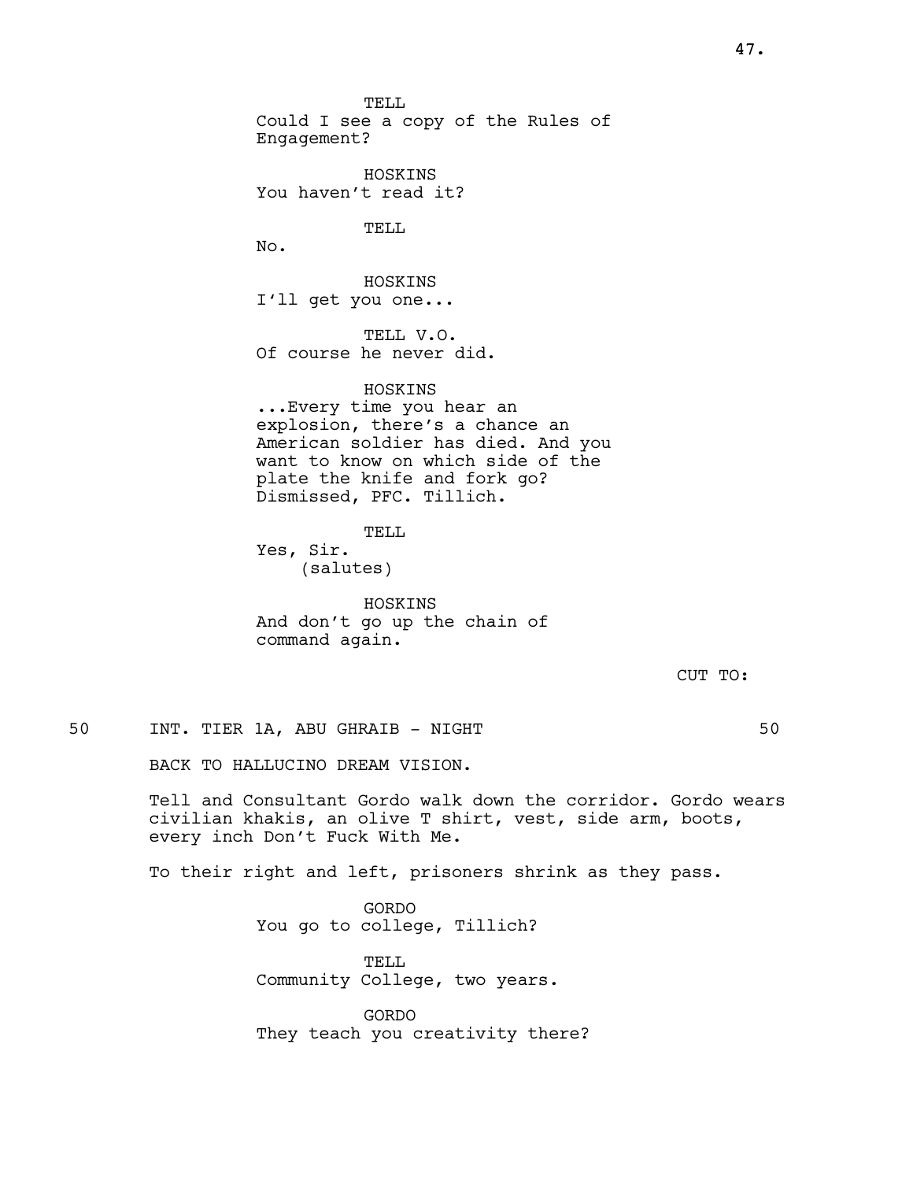TELL
Could I see a copy of the Rules of Engagement?

HOSKINS
You haven't read it?

TELL
No.

HOSKINS
I'll get you one...

TELL V.O.
Of course he never did.

HOSKINS
...Every time you hear an explosion, there's a chance an American soldier has died. And you want to know on which side of the plate the knife and fork go? Dismissed, PFC. Tillich.

TELL
Yes, Sir.
(salutes)

HOSKINS
And don't go up the chain of command again.

CUT TO:

50 INT. TIER 1A, ABU GHRAIB - NIGHT 50

BACK TO HALLUCINO DREAM VISION.

Tell and Consultant Gordo walk down the corridor. Gordo wears civilian khakis, an olive T shirt, vest, side arm, boots, every inch Don't Fuck With Me.

To their right and left, prisoners shrink as they pass.

GORDO
You go to college, Tillich?

TELL
Community College, two years.

GORDO
They teach you creativity there?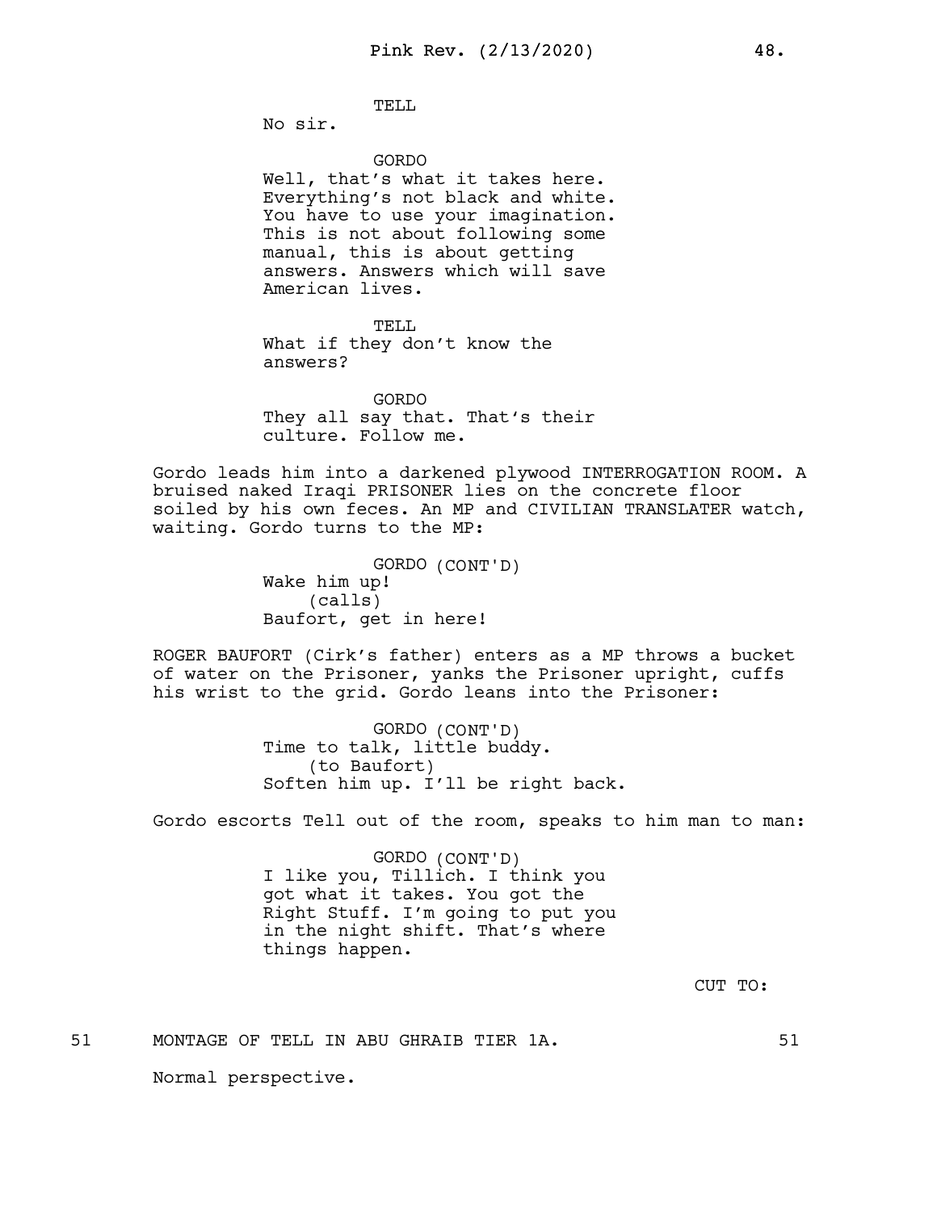TELL
No sir.

GORDO
Well, that's what it takes here. Everything's not black and white. You have to use your imagination. This is not about following some manual, this is about getting answers. Answers which will save American lives.

TELL
What if they don't know the answers?

GORDO
They all say that. That's their culture. Follow me.

Gordo leads him into a darkened plywood INTERROGATION ROOM. A bruised naked Iraqi PRISONER lies on the concrete floor soiled by his own feces. An MP and CIVILIAN TRANSLATER watch, waiting. Gordo turns to the MP:

GORDO (CONT'D)
Wake him up!
(calls)
Baufort, get in here!

ROGER BAUFORT (Cirk's father) enters as a MP throws a bucket of water on the Prisoner, yanks the Prisoner upright, cuffs his wrist to the grid. Gordo leans into the Prisoner:

GORDO (CONT'D)
Time to talk, little buddy.
(to Baufort)
Soften him up. I'll be right back.

Gordo escorts Tell out of the room, speaks to him man to man:

GORDO (CONT'D)
I like you, Tillich. I think you got what it takes. You got the Right Stuff. I'm going to put you in the night shift. That's where things happen.

CUT TO:

51 MONTAGE OF TELL IN ABU GHRAIB TIER 1A. 51

Normal perspective.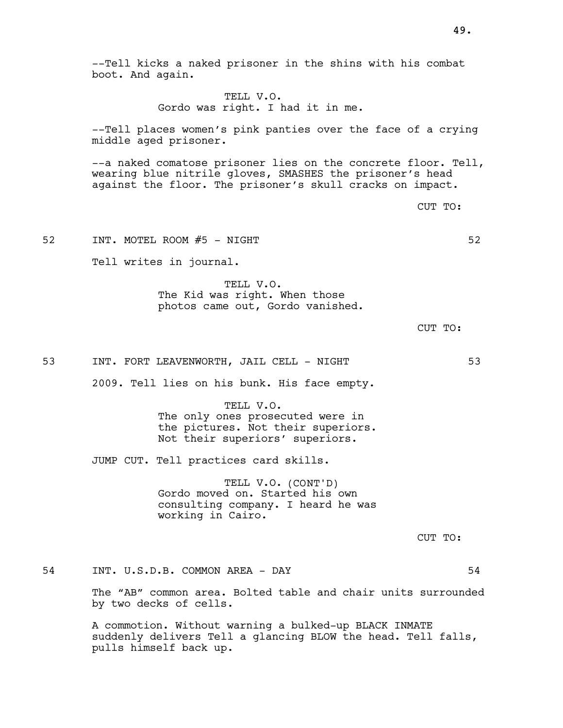--Tell kicks a naked prisoner in the shins with his combat boot. And again.

TELL V.O.
Gordo was right. I had it in me.

--Tell places women's pink panties over the face of a crying middle aged prisoner.

--a naked comatose prisoner lies on the concrete floor. Tell, wearing blue nitrile gloves, SMASHES the prisoner's head against the floor. The prisoner's skull cracks on impact.

CUT TO:

52 INT. MOTEL ROOM #5 - NIGHT 52

Tell writes in journal.

TELL V.O.
The Kid was right. When those photos came out, Gordo vanished.

CUT TO:

53 INT. FORT LEAVENWORTH, JAIL CELL - NIGHT 53

2009. Tell lies on his bunk. His face empty.

TELL V.O.
The only ones prosecuted were in the pictures. Not their superiors. Not their superiors' superiors.

JUMP CUT. Tell practices card skills.

TELL V.O. (CONT'D)
Gordo moved on. Started his own consulting company. I heard he was working in Cairo.

CUT TO:

54 INT. U.S.D.B. COMMON AREA - DAY 54

The "AB" common area. Bolted table and chair units surrounded by two decks of cells.

A commotion. Without warning a bulked-up BLACK INMATE suddenly delivers Tell a glancing BLOW the head. Tell falls, pulls himself back up.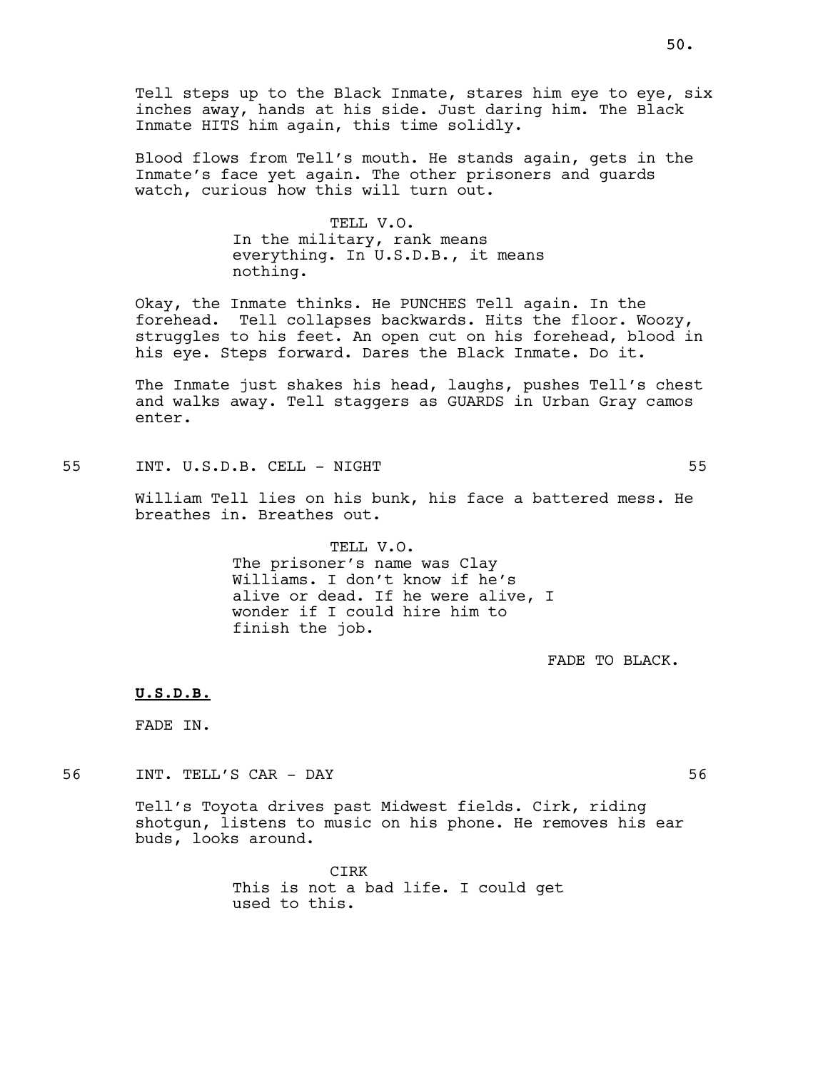Tell steps up to the Black Inmate, stares him eye to eye, six inches away, hands at his side. Just daring him. The Black Inmate HITS him again, this time solidly.

Blood flows from Tell's mouth. He stands again, gets in the Inmate's face yet again. The other prisoners and guards watch, curious how this will turn out.

TELL V.O.
In the military, rank means everything. In U.S.D.B., it means nothing.

Okay, the Inmate thinks. He PUNCHES Tell again. In the forehead. Tell collapses backwards. Hits the floor. Woozy, struggles to his feet. An open cut on his forehead, blood in his eye. Steps forward. Dares the Black Inmate. Do it.

The Inmate just shakes his head, laughs, pushes Tell's chest and walks away. Tell staggers as GUARDS in Urban Gray camos enter.

55 INT. U.S.D.B. CELL - NIGHT 55

William Tell lies on his bunk, his face a battered mess. He breathes in. Breathes out.

TELL V.O.
The prisoner's name was Clay Williams. I don't know if he's alive or dead. If he were alive, I wonder if I could hire him to finish the job.

FADE TO BLACK.

**U.S.D.B.**

FADE IN.

56 INT. TELL'S CAR - DAY 56

Tell's Toyota drives past Midwest fields. Cirk, riding shotgun, listens to music on his phone. He removes his ear buds, looks around.

CIRK
This is not a bad life. I could get used to this.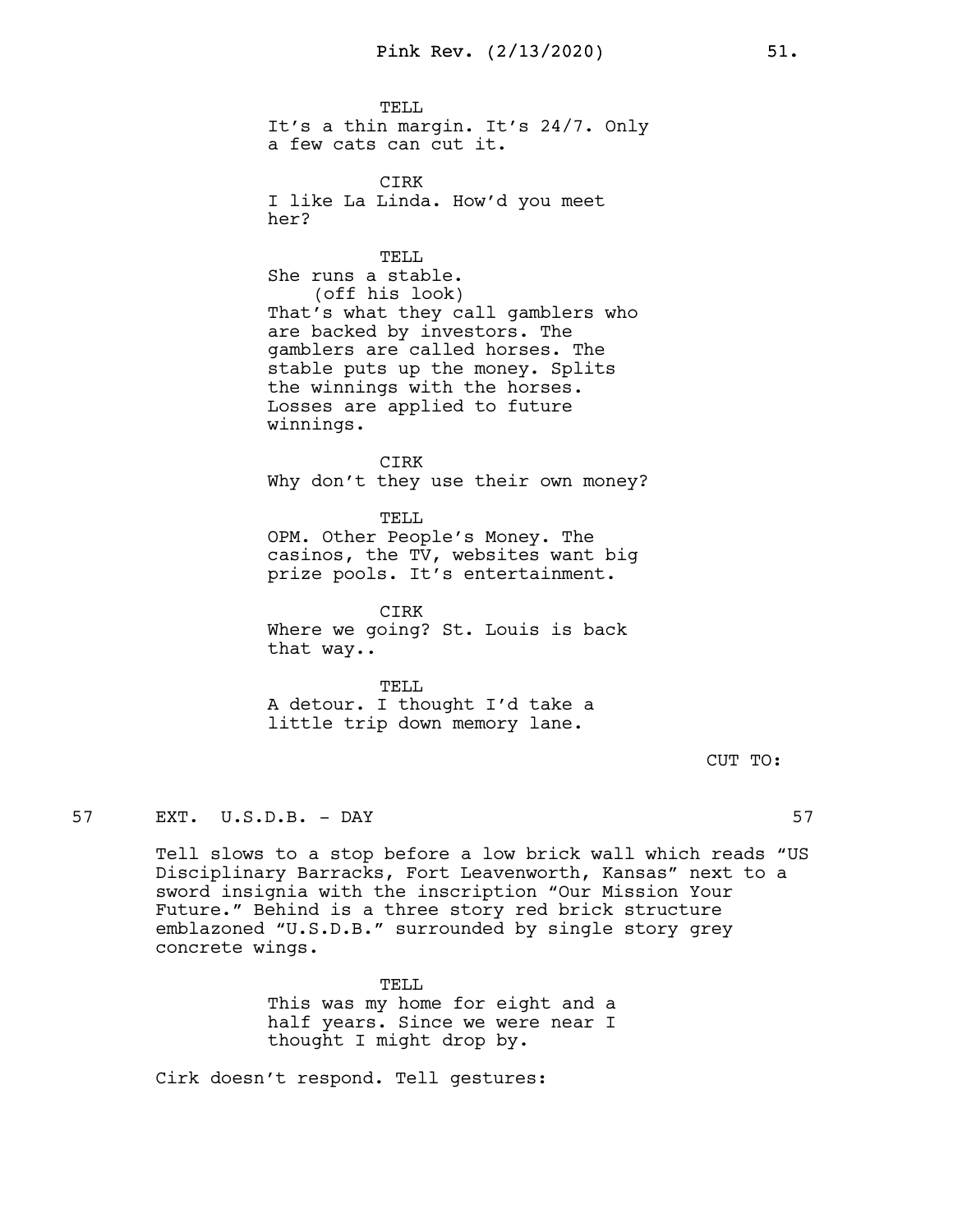TELL
It's a thin margin. It's 24/7. Only a few cats can cut it.

CIRK
I like La Linda. How'd you meet her?

TELL
She runs a stable.
(off his look)
That's what they call gamblers who are backed by investors. The gamblers are called horses. The stable puts up the money. Splits the winnings with the horses. Losses are applied to future winnings.

CIRK
Why don't they use their own money?

TELL
OPM. Other People's Money. The casinos, the TV, websites want big prize pools. It's entertainment.

CIRK
Where we going? St. Louis is back that way..

TELL
A detour. I thought I'd take a little trip down memory lane.

CUT TO:

57 EXT. U.S.D.B. - DAY 57

Tell slows to a stop before a low brick wall which reads "US Disciplinary Barracks, Fort Leavenworth, Kansas" next to a sword insignia with the inscription "Our Mission Your Future." Behind is a three story red brick structure emblazoned "U.S.D.B." surrounded by single story grey concrete wings.

TELL
This was my home for eight and a half years. Since we were near I thought I might drop by.

Cirk doesn't respond. Tell gestures: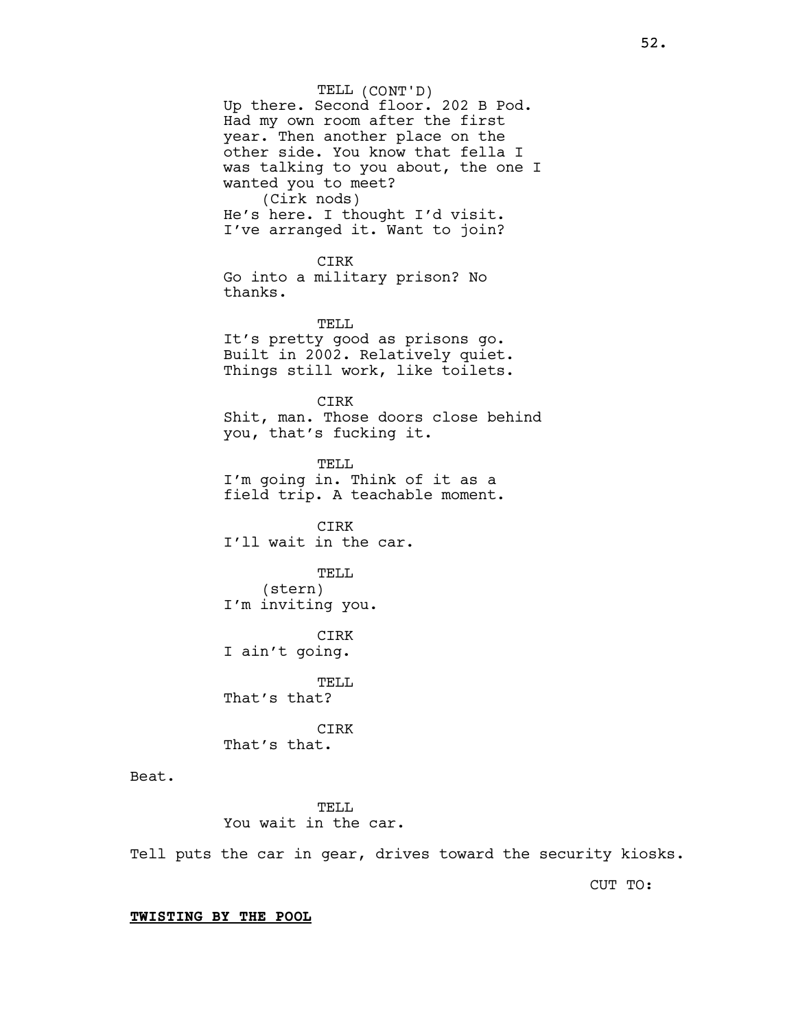TELL (CONT'D)
Up there. Second floor. 202 B Pod. Had my own room after the first year. Then another place on the other side. You know that fella I was talking to you about, the one I wanted you to meet?
(Cirk nods)
He's here. I thought I'd visit. I've arranged it. Want to join?

CIRK
Go into a military prison? No thanks.

TELL
It's pretty good as prisons go. Built in 2002. Relatively quiet. Things still work, like toilets.

CIRK
Shit, man. Those doors close behind you, that's fucking it.

TELL
I'm going in. Think of it as a field trip. A teachable moment.

CIRK
I'll wait in the car.

TELL
(stern)
I'm inviting you.

CIRK
I ain't going.

TELL
That's that?

CIRK
That's that.

Beat.

TELL
You wait in the car.

Tell puts the car in gear, drives toward the security kiosks.

CUT TO:

**TWISTING BY THE POOL**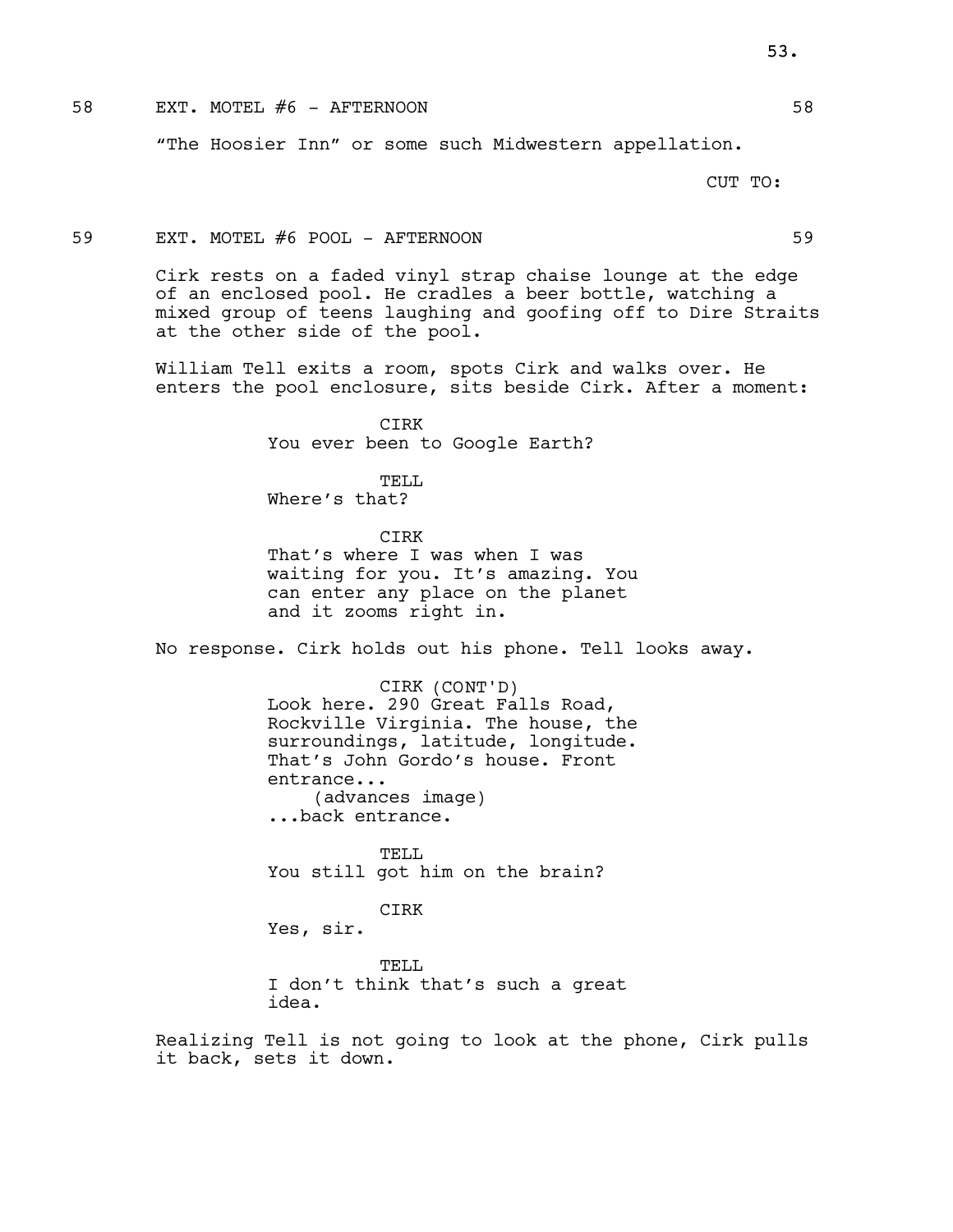58 EXT. MOTEL #6 - AFTERNOON 58

"The Hoosier Inn" or some such Midwestern appellation.

CUT TO:

59 EXT. MOTEL #6 POOL - AFTERNOON 59

Cirk rests on a faded vinyl strap chaise lounge at the edge of an enclosed pool. He cradles a beer bottle, watching a mixed group of teens laughing and goofing off to Dire Straits at the other side of the pool.

William Tell exits a room, spots Cirk and walks over. He enters the pool enclosure, sits beside Cirk. After a moment:

CIRK
You ever been to Google Earth?

TELL
Where's that?

CIRK
That's where I was when I was waiting for you. It's amazing. You can enter any place on the planet and it zooms right in.

No response. Cirk holds out his phone. Tell looks away.

CIRK (CONT'D)
Look here. 290 Great Falls Road, Rockville Virginia. The house, the surroundings, latitude, longitude. That's John Gordo's house. Front entrance...
(advances image)
...back entrance.

TELL
You still got him on the brain?

CIRK
Yes, sir.

TELL
I don't think that's such a great idea.

Realizing Tell is not going to look at the phone, Cirk pulls it back, sets it down.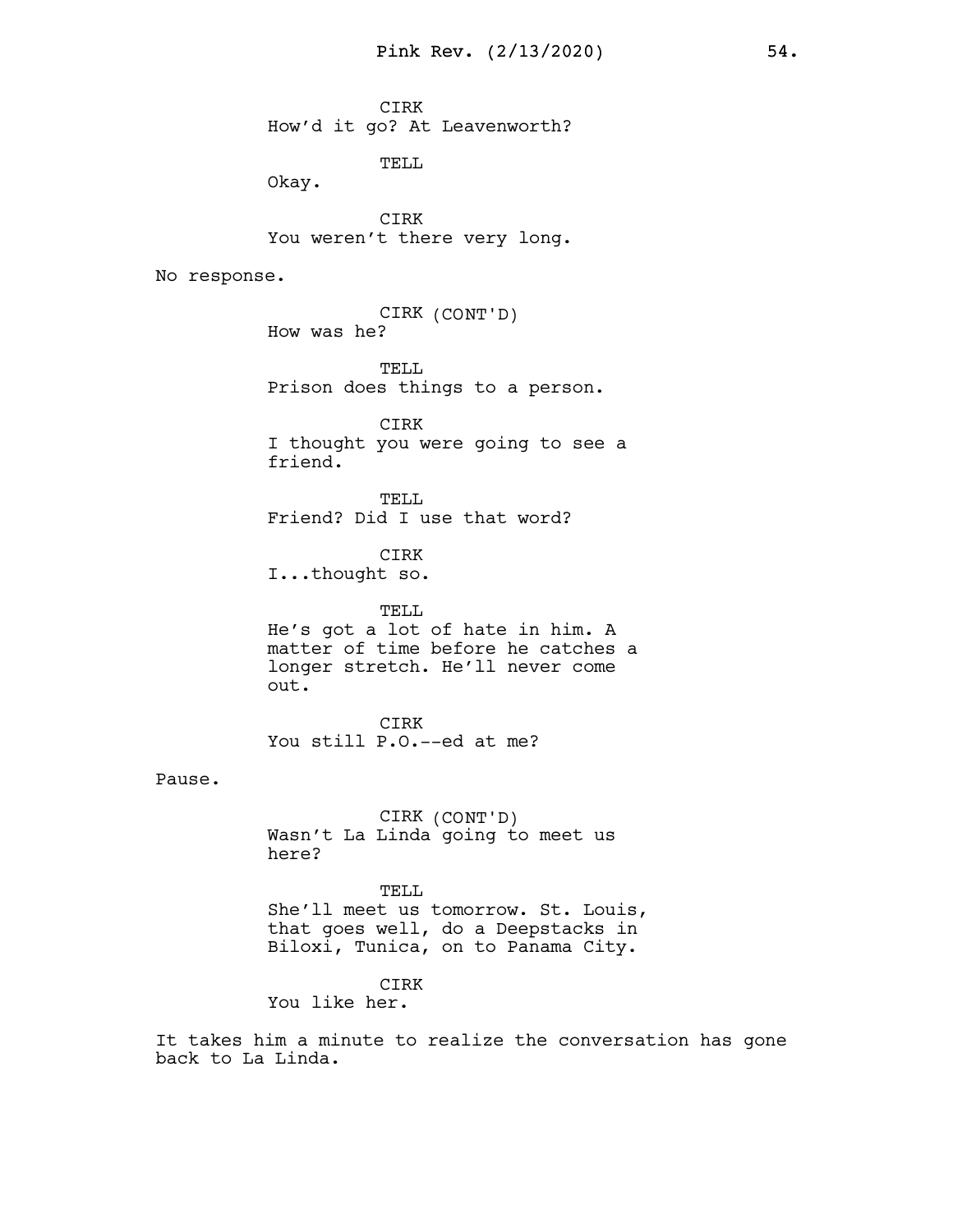CIRK
How'd it go? At Leavenworth?

TELL
Okay.

CIRK
You weren't there very long.

No response.

CIRK (CONT'D)
How was he?

TELL
Prison does things to a person.

CIRK
I thought you were going to see a friend.

TELL
Friend? Did I use that word?

CIRK
I...thought so.

TELL
He's got a lot of hate in him. A matter of time before he catches a longer stretch. He'll never come out.

CIRK
You still P.O.--ed at me?

Pause.

CIRK (CONT'D)
Wasn't La Linda going to meet us here?

TELL
She'll meet us tomorrow. St. Louis, that goes well, do a Deepstacks in Biloxi, Tunica, on to Panama City.

CIRK
You like her.

It takes him a minute to realize the conversation has gone back to La Linda.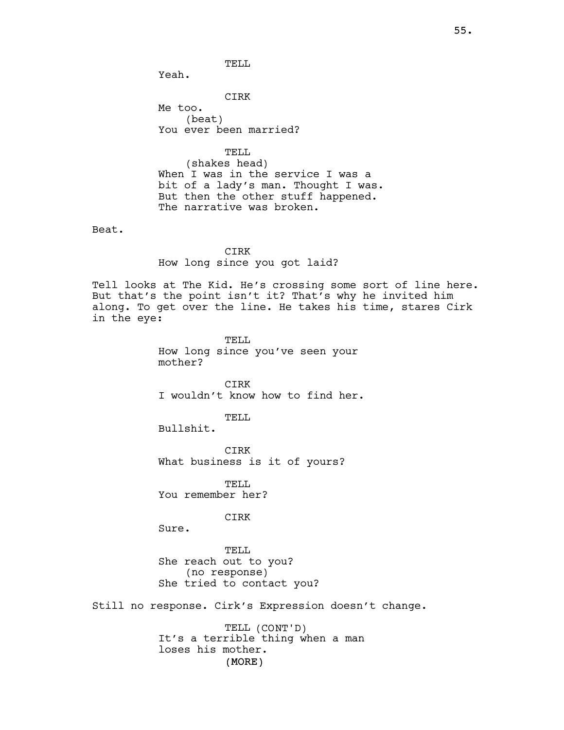TELL

Yeah.

CIRK

Me too.

(beat)

You ever been married?

TELL

(shakes head)

When I was in the service I was a bit of a lady's man. Thought I was. But then the other stuff happened. The narrative was broken.

Beat.

CIRK

How long since you got laid?

Tell looks at The Kid. He's crossing some sort of line here. But that's the point isn't it? That's why he invited him along. To get over the line. He takes his time, stares Cirk in the eye:

TELL

How long since you've seen your mother?

CIRK

I wouldn't know how to find her.

TELL

Bullshit.

CIRK

What business is it of yours?

TELL

You remember her?

CIRK

Sure.

TELL

She reach out to you?

(no response)

She tried to contact you?

Still no response. Cirk's Expression doesn't change.

TELL (CONT'D)

It's a terrible thing when a man loses his mother.

(MORE)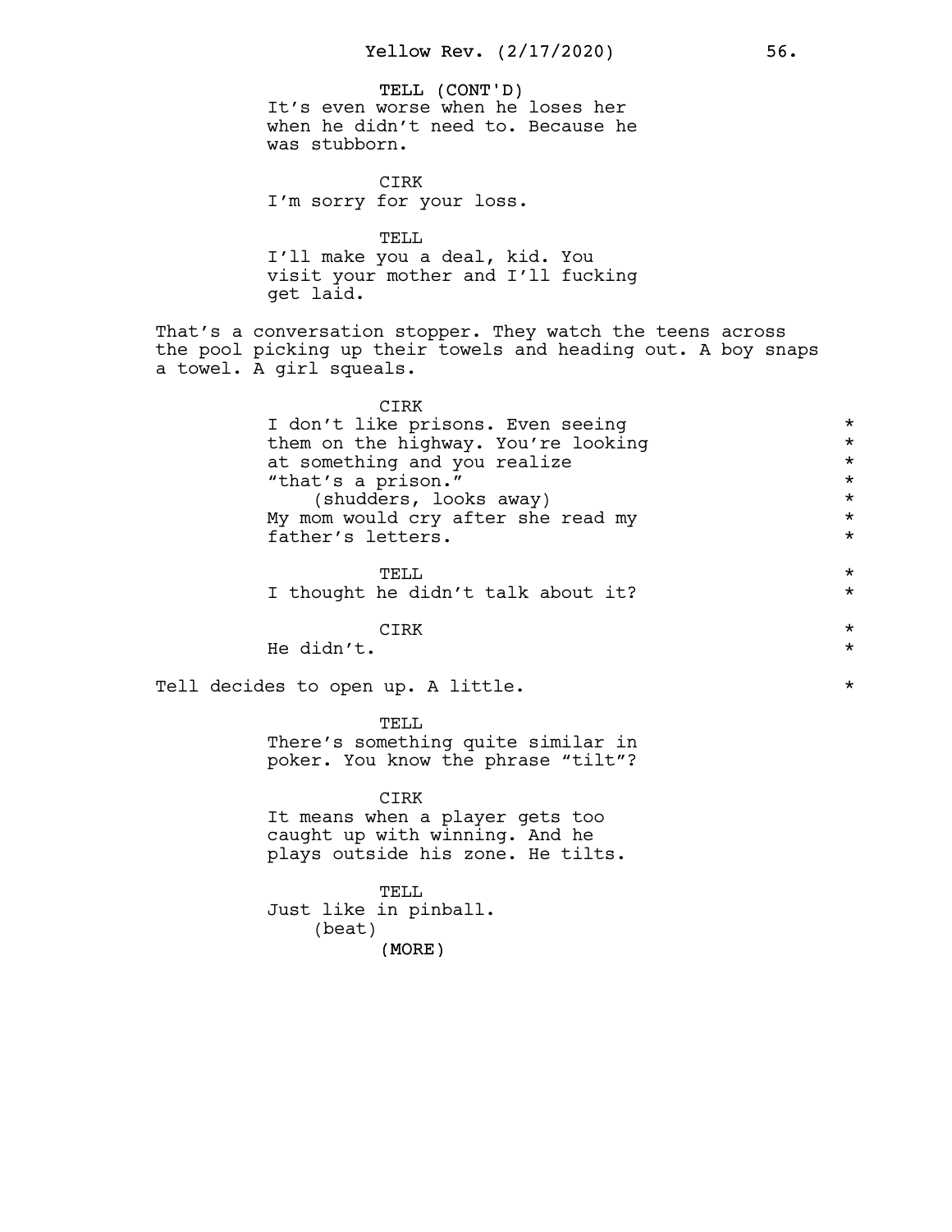TELL (CONT'D)
It's even worse when he loses her when he didn't need to. Because he was stubborn.

CIRK
I'm sorry for your loss.

TELL
I'll make you a deal, kid. You visit your mother and I'll fucking get laid.

That's a conversation stopper. They watch the teens across the pool picking up their towels and heading out. A boy snaps a towel. A girl squeals.

CIRK
I don't like prisons. Even seeing them on the highway. You're looking at something and you realize "that's a prison."
(shudders, looks away)
My mom would cry after she read my father's letters. *

TELL
I thought he didn't talk about it? *

CIRK
He didn't. *

Tell decides to open up. A little. *

TELL
There's something quite similar in poker. You know the phrase "tilt"?

CIRK
It means when a player gets too caught up with winning. And he plays outside his zone. He tilts.

TELL
Just like in pinball.
(beat)
(MORE)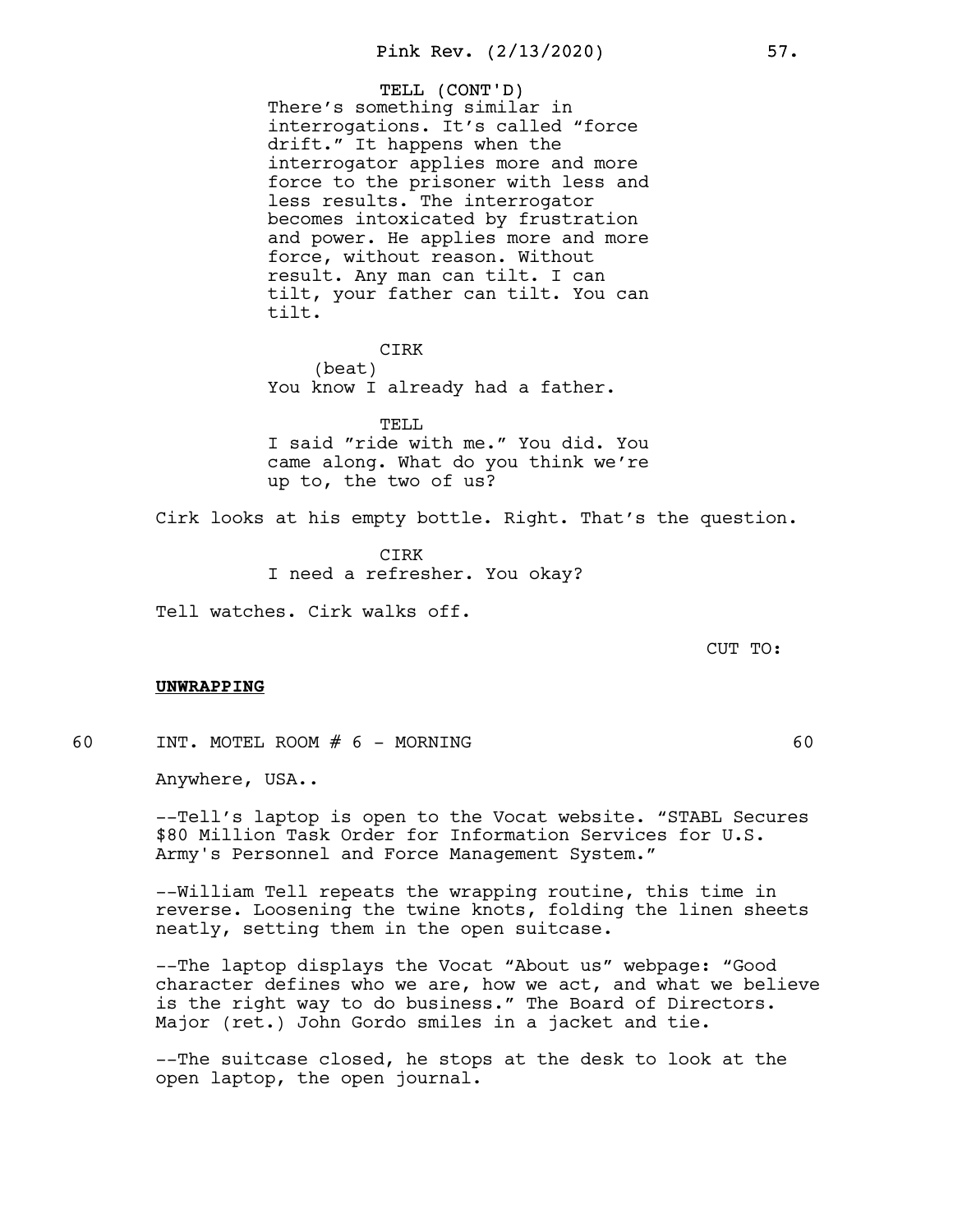TELL (CONT'D)
There's something similar in interrogations. It's called "force drift." It happens when the interrogator applies more and more force to the prisoner with less and less results. The interrogator becomes intoxicated by frustration and power. He applies more and more force, without reason. Without result. Any man can tilt. I can tilt, your father can tilt. You can tilt.

CIRK
(beat)
You know I already had a father.

TELL
I said "ride with me." You did. You came along. What do you think we're up to, the two of us?

Cirk looks at his empty bottle. Right. That's the question.

CIRK
I need a refresher. You okay?

Tell watches. Cirk walks off.

CUT TO:

**UNWRAPPING**

60 INT. MOTEL ROOM # 6 - MORNING 60

Anywhere, USA..

--Tell's laptop is open to the Vocat website. "STABL Secures $80 Million Task Order for Information Services for U.S. Army's Personnel and Force Management System."

--William Tell repeats the wrapping routine, this time in reverse. Loosening the twine knots, folding the linen sheets neatly, setting them in the open suitcase.

--The laptop displays the Vocat "About us" webpage: "Good character defines who we are, how we act, and what we believe is the right way to do business." The Board of Directors. Major (ret.) John Gordo smiles in a jacket and tie.

--The suitcase closed, he stops at the desk to look at the open laptop, the open journal.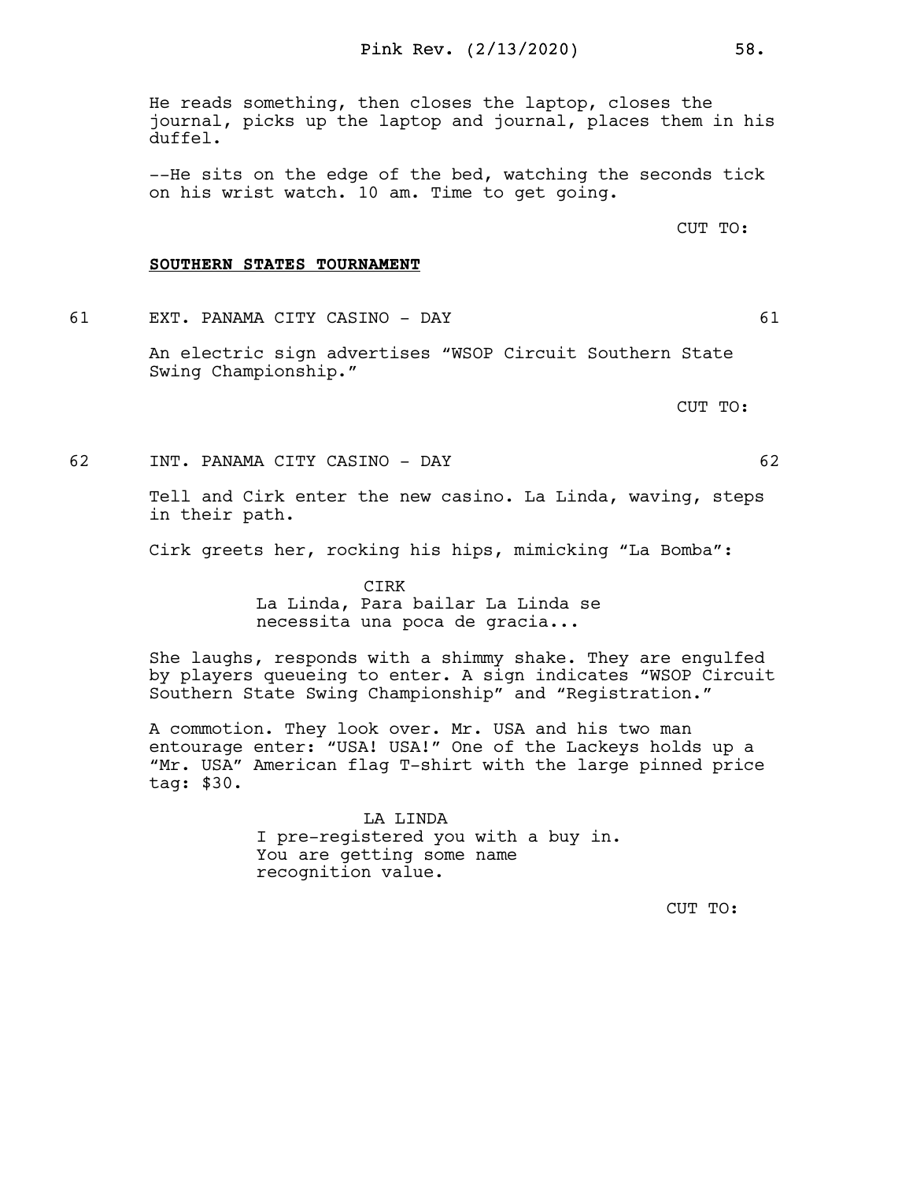He reads something, then closes the laptop, closes the journal, picks up the laptop and journal, places them in his duffel.

--He sits on the edge of the bed, watching the seconds tick on his wrist watch. 10 am. Time to get going.

CUT TO:

**SOUTHERN STATES TOURNAMENT**

61 EXT. PANAMA CITY CASINO - DAY 61

An electric sign advertises "WSOP Circuit Southern State Swing Championship."

CUT TO:

62 INT. PANAMA CITY CASINO - DAY 62

Tell and Cirk enter the new casino. La Linda, waving, steps in their path.

Cirk greets her, rocking his hips, mimicking "La Bomba":

CIRK
La Linda, Para bailar La Linda se necessita una poca de gracia...

She laughs, responds with a shimmy shake. They are engulfed by players queueing to enter. A sign indicates "WSOP Circuit Southern State Swing Championship" and "Registration."

A commotion. They look over. Mr. USA and his two man entourage enter: "USA! USA!" One of the Lackeys holds up a "Mr. USA" American flag T-shirt with the large pinned price tag: $30.

LA LINDA
I pre-registered you with a buy in. You are getting some name recognition value.

CUT TO: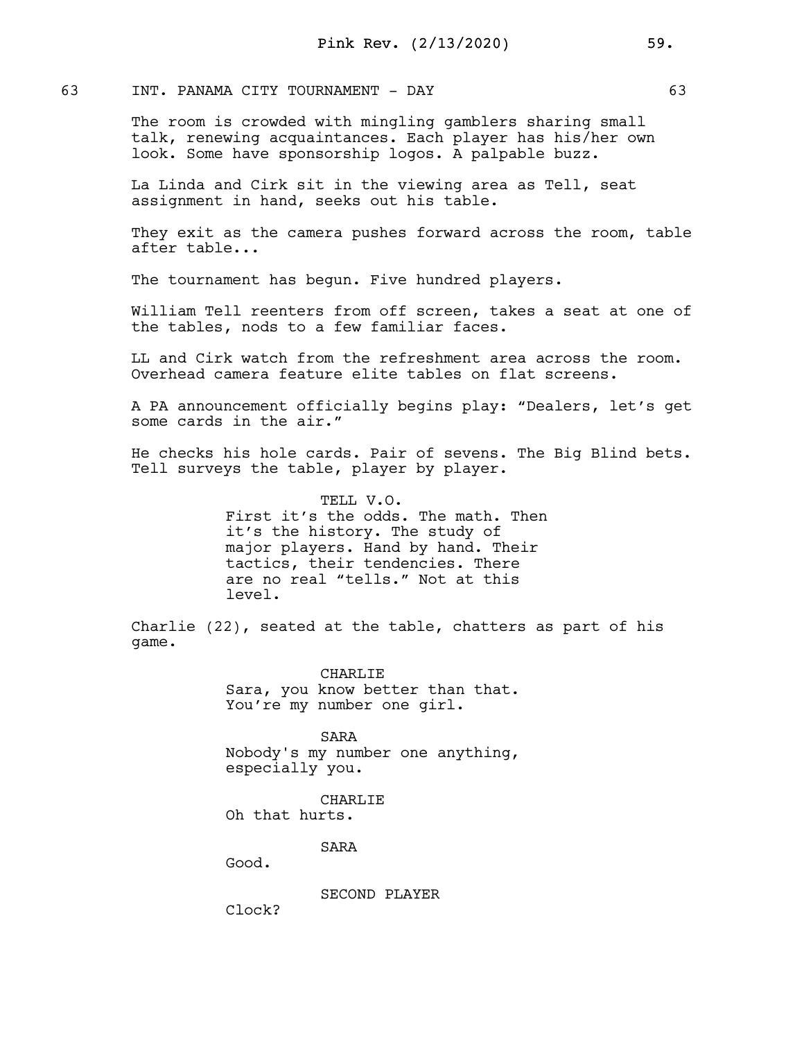63 INT. PANAMA CITY TOURNAMENT - DAY 63

The room is crowded with mingling gamblers sharing small talk, renewing acquaintances. Each player has his/her own look. Some have sponsorship logos. A palpable buzz.

La Linda and Cirk sit in the viewing area as Tell, seat assignment in hand, seeks out his table.

They exit as the camera pushes forward across the room, table after table...

The tournament has begun. Five hundred players.

William Tell reenters from off screen, takes a seat at one of the tables, nods to a few familiar faces.

LL and Cirk watch from the refreshment area across the room. Overhead camera feature elite tables on flat screens.

A PA announcement officially begins play: “Dealers, let’s get some cards in the air.”

He checks his hole cards. Pair of sevens. The Big Blind bets. Tell surveys the table, player by player.

TELL V.O.
First it’s the odds. The math. Then it’s the history. The study of major players. Hand by hand. Their tactics, their tendencies. There are no real “tells.” Not at this level.

Charlie (22), seated at the table, chatters as part of his game.

CHARLIE
Sara, you know better than that. You’re my number one girl.

SARA
Nobody's my number one anything, especially you.

CHARLIE
Oh that hurts.

SARA
Good.

SECOND PLAYER
Clock?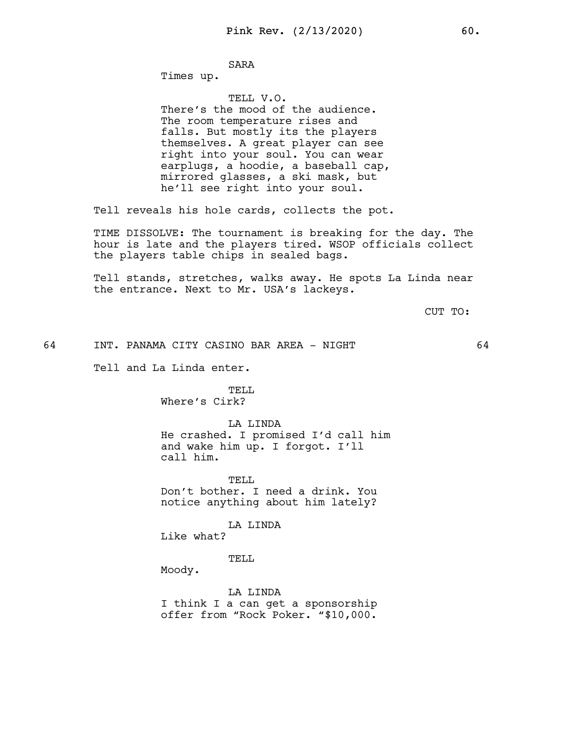SARA
Times up.

TELL V.O.
There's the mood of the audience. The room temperature rises and falls. But mostly its the players themselves. A great player can see right into your soul. You can wear earplugs, a hoodie, a baseball cap, mirrored glasses, a ski mask, but he'll see right into your soul.

Tell reveals his hole cards, collects the pot.

TIME DISSOLVE: The tournament is breaking for the day. The hour is late and the players tired. WSOP officials collect the players table chips in sealed bags.

Tell stands, stretches, walks away. He spots La Linda near the entrance. Next to Mr. USA's lackeys.

CUT TO:

64 INT. PANAMA CITY CASINO BAR AREA - NIGHT 64

Tell and La Linda enter.

TELL
Where's Cirk?

LA LINDA
He crashed. I promised I'd call him and wake him up. I forgot. I'll call him.

TELL
Don't bother. I need a drink. You notice anything about him lately?

LA LINDA
Like what?

TELL
Moody.

LA LINDA
I think I a can get a sponsorship offer from "Rock Poker. "$10,000.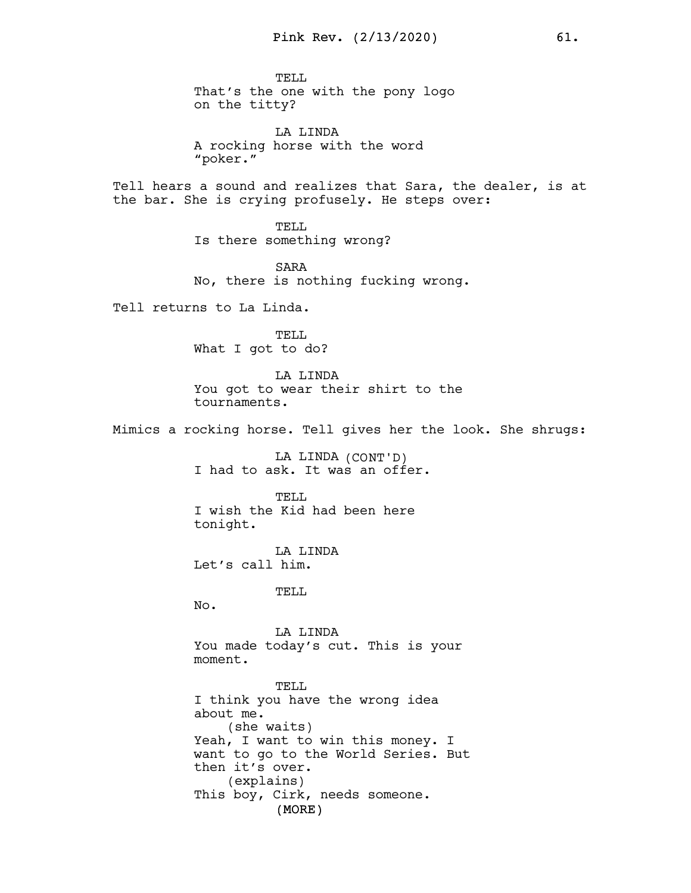TELL
That's the one with the pony logo
on the titty?

LA LINDA
A rocking horse with the word
"poker."

Tell hears a sound and realizes that Sara, the dealer, is at the bar. She is crying profusely. He steps over:

TELL
Is there something wrong?

SARA
No, there is nothing fucking wrong.

Tell returns to La Linda.

TELL
What I got to do?

LA LINDA
You got to wear their shirt to the
tournaments.

Mimics a rocking horse. Tell gives her the look. She shrugs:

LA LINDA (CONT'D)
I had to ask. It was an offer.

TELL
I wish the Kid had been here
tonight.

LA LINDA
Let's call him.

TELL
No.

LA LINDA
You made today's cut. This is your
moment.

TELL
I think you have the wrong idea
about me.
(she waits)
Yeah, I want to win this money. I
want to go to the World Series. But
then it's over.
(explains)
This boy, Cirk, needs someone.
(MORE)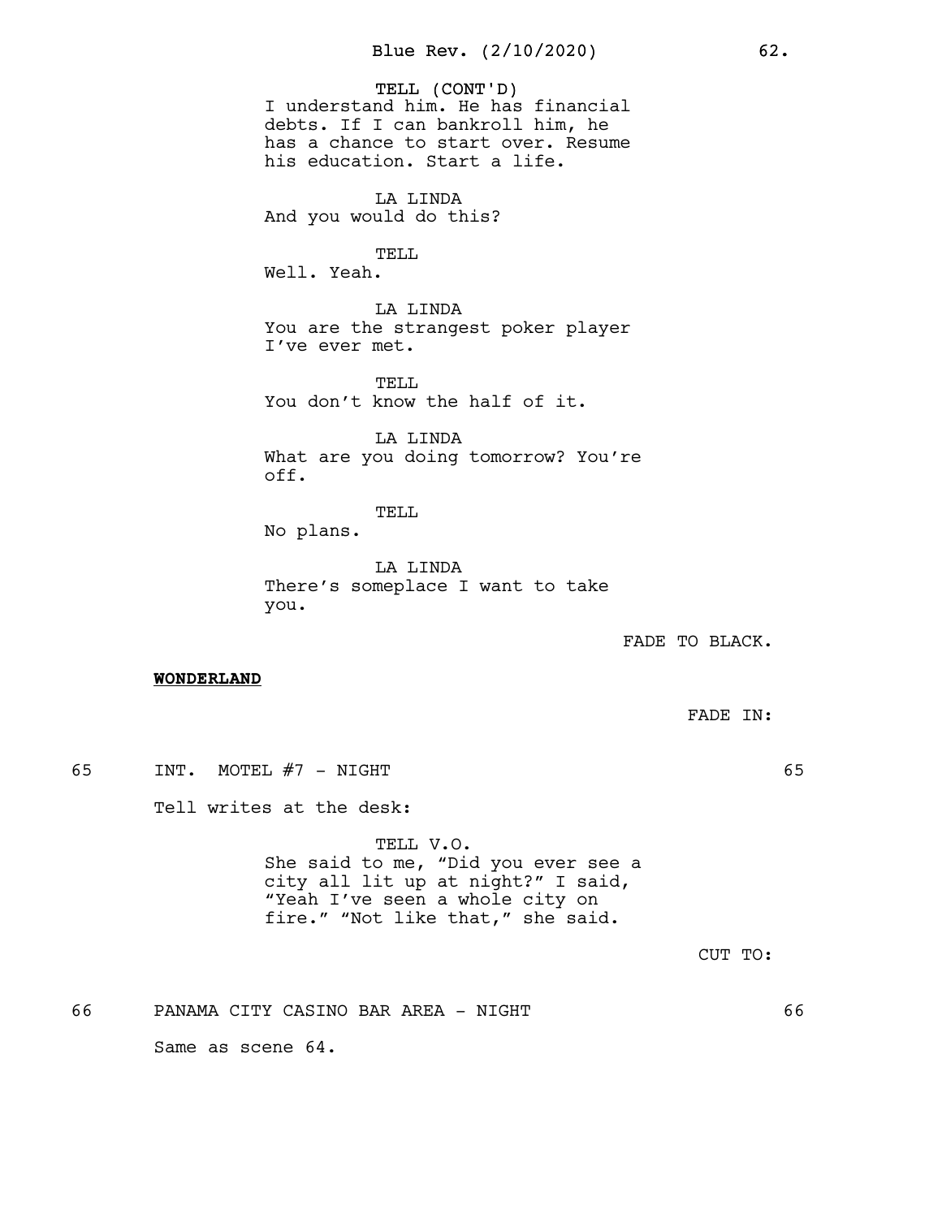TELL (CONT'D)
I understand him. He has financial debts. If I can bankroll him, he has a chance to start over. Resume his education. Start a life.

LA LINDA
And you would do this?

TELL
Well. Yeah.

LA LINDA
You are the strangest poker player I've ever met.

TELL
You don't know the half of it.

LA LINDA
What are you doing tomorrow? You're off.

TELL
No plans.

LA LINDA
There's someplace I want to take you.

FADE TO BLACK.

**WONDERLAND**

FADE IN:

65 INT. MOTEL #7 - NIGHT 65

Tell writes at the desk:

TELL V.O.
She said to me, "Did you ever see a city all lit up at night?" I said, "Yeah I've seen a whole city on fire." "Not like that," she said.

CUT TO:

66 PANAMA CITY CASINO BAR AREA - NIGHT 66

Same as scene 64.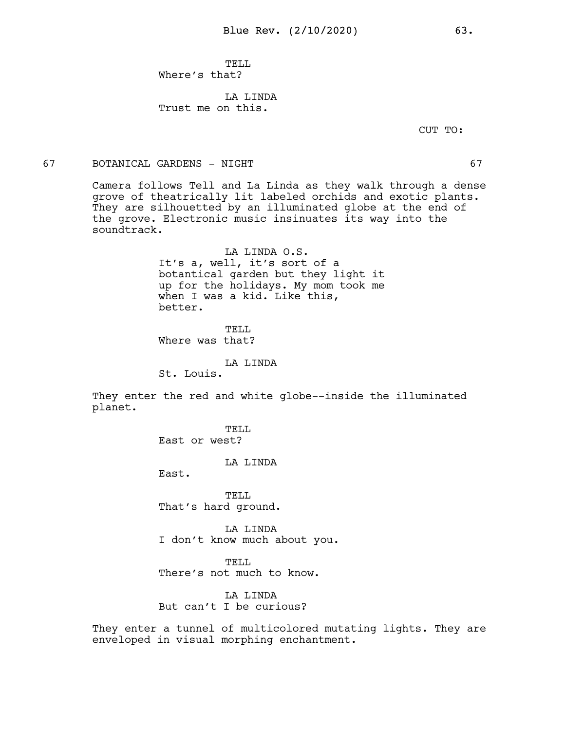TELL
Where's that?

LA LINDA
Trust me on this.

CUT TO:

67 BOTANICAL GARDENS - NIGHT 67

Camera follows Tell and La Linda as they walk through a dense grove of theatrically lit labeled orchids and exotic plants. They are silhouetted by an illuminated globe at the end of the grove. Electronic music insinuates its way into the soundtrack.

LA LINDA O.S.
It's a, well, it's sort of a botantical garden but they light it up for the holidays. My mom took me when I was a kid. Like this, better.

TELL
Where was that?

LA LINDA
St. Louis.

They enter the red and white globe--inside the illuminated planet.

TELL
East or west?

LA LINDA
East.

TELL
That's hard ground.

LA LINDA
I don't know much about you.

TELL
There's not much to know.

LA LINDA
But can't I be curious?

They enter a tunnel of multicolored mutating lights. They are enveloped in visual morphing enchantment.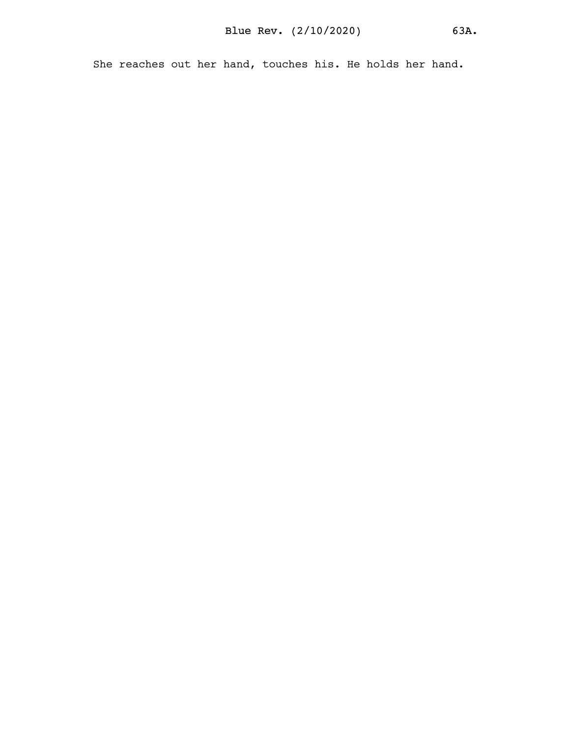She reaches out her hand, touches his. He holds her hand.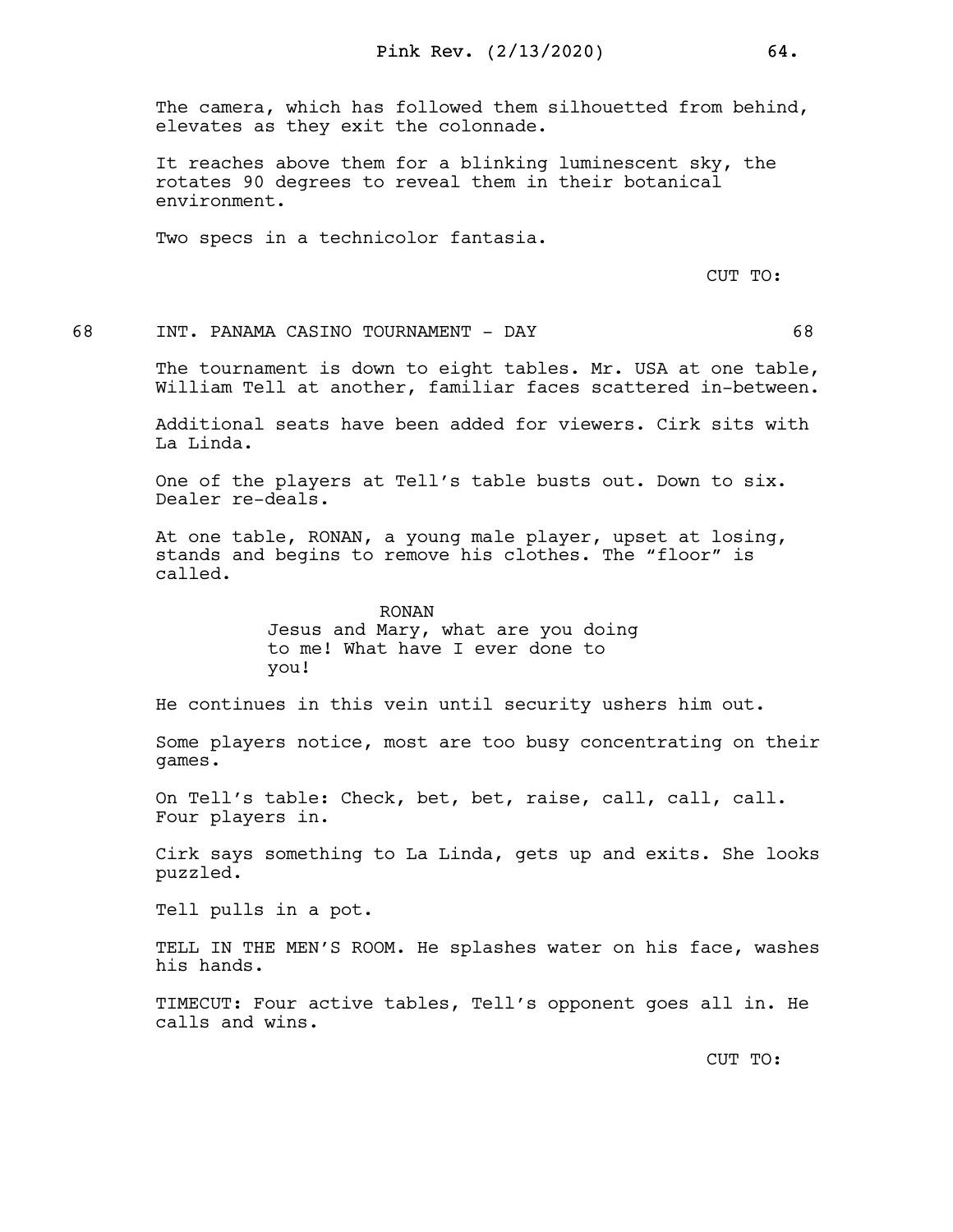The camera, which has followed them silhouetted from behind, elevates as they exit the colonnade.

It reaches above them for a blinking luminescent sky, the rotates 90 degrees to reveal them in their botanical environment.

Two specs in a technicolor fantasia.

CUT TO:

## 68 INT. PANAMA CASINO TOURNAMENT - DAY 68

The tournament is down to eight tables. Mr. USA at one table, William Tell at another, familiar faces scattered in-between.

Additional seats have been added for viewers. Cirk sits with La Linda.

One of the players at Tell's table busts out. Down to six. Dealer re-deals.

At one table, RONAN, a young male player, upset at losing, stands and begins to remove his clothes. The "floor" is called.

RONAN
Jesus and Mary, what are you doing to me! What have I ever done to you!

He continues in this vein until security ushers him out.

Some players notice, most are too busy concentrating on their games.

On Tell's table: Check, bet, bet, raise, call, call, call. Four players in.

Cirk says something to La Linda, gets up and exits. She looks puzzled.

Tell pulls in a pot.

TELL IN THE MEN'S ROOM. He splashes water on his face, washes his hands.

TIMECUT: Four active tables, Tell's opponent goes all in. He calls and wins.

CUT TO: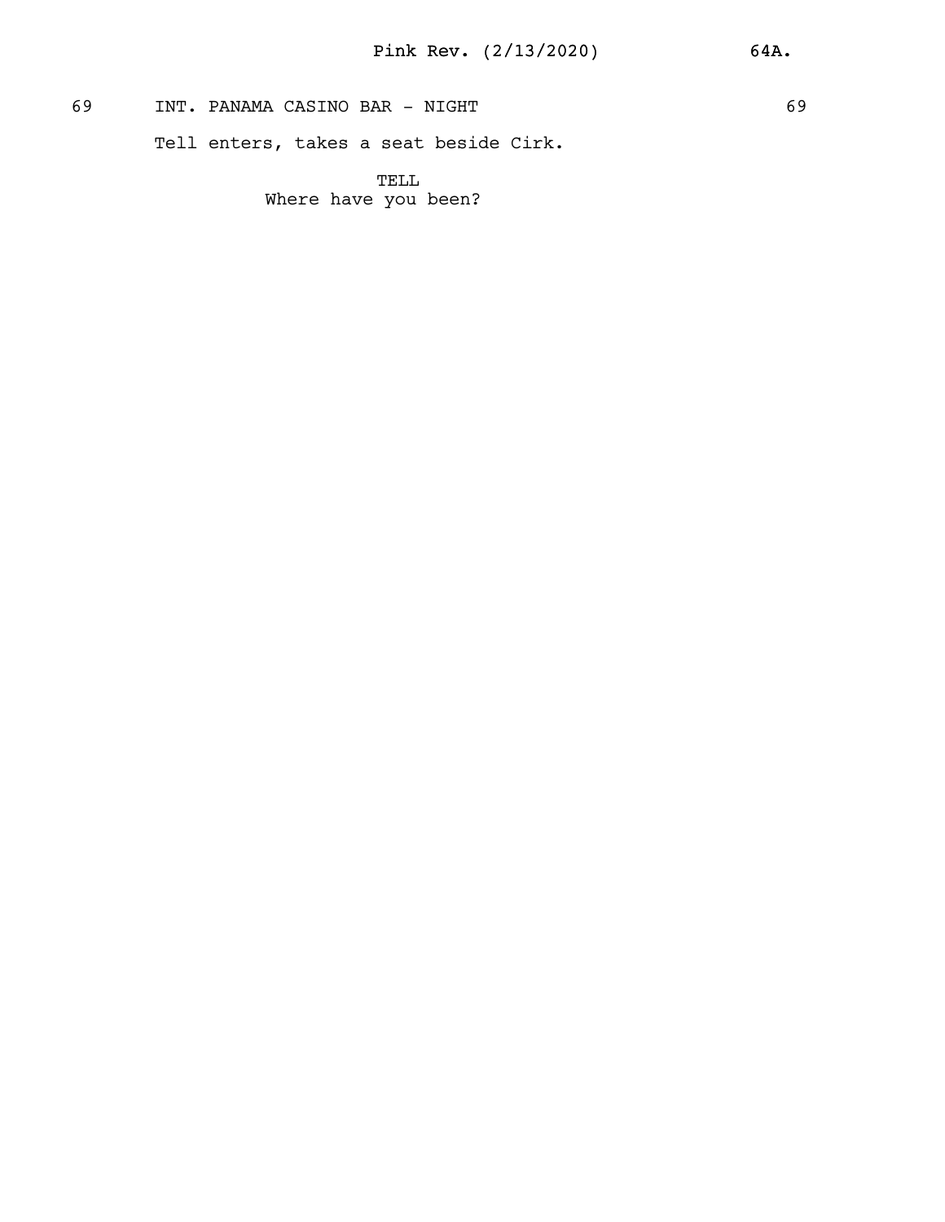69 INT. PANAMA CASINO BAR - NIGHT 69

Tell enters, takes a seat beside Cirk.

TELL
Where have you been?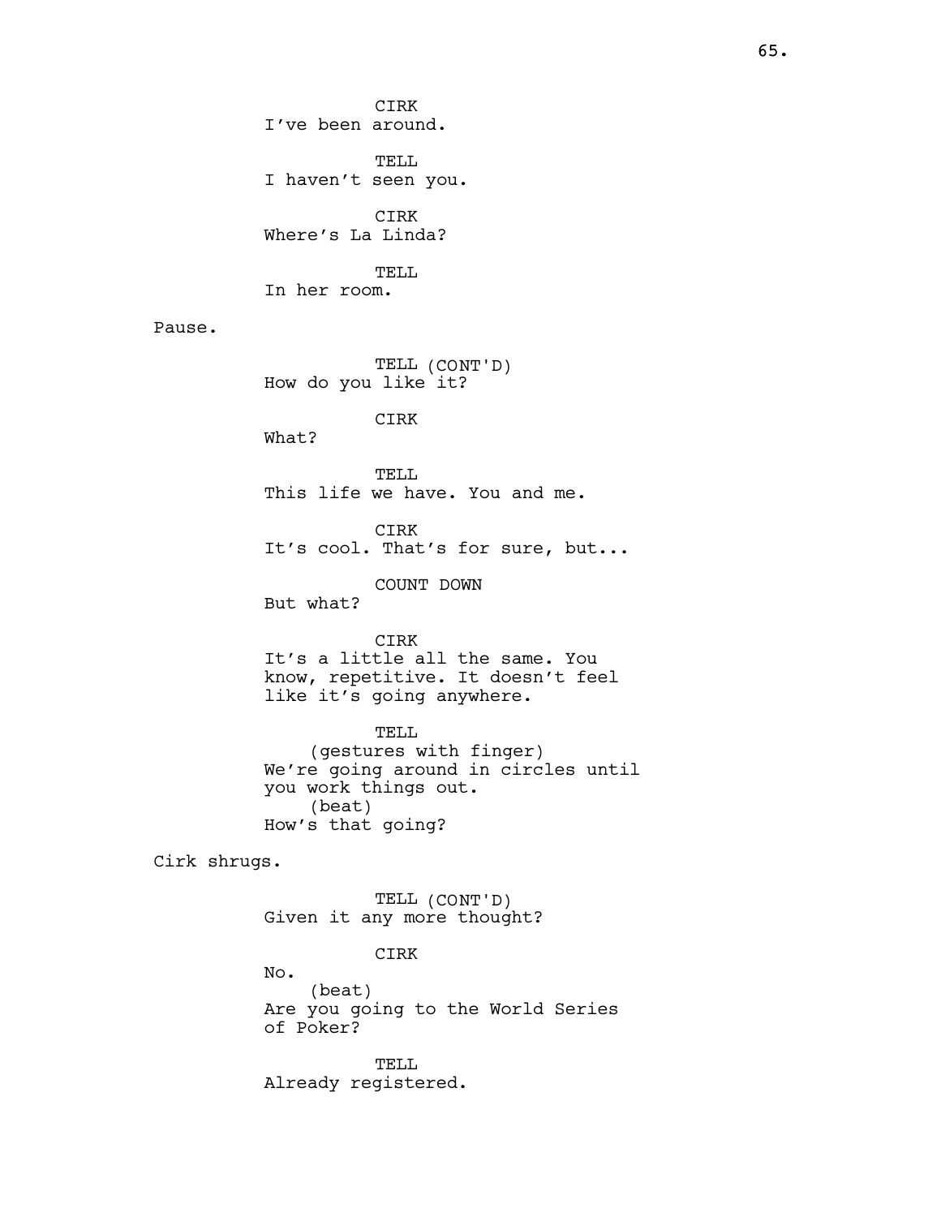CIRK
I've been around.

TELL
I haven't seen you.

CIRK
Where's La Linda?

TELL
In her room.

Pause.

TELL (CONT'D)
How do you like it?

CIRK
What?

TELL
This life we have. You and me.

CIRK
It's cool. That's for sure, but...

COUNT DOWN
But what?

CIRK
It's a little all the same. You know, repetitive. It doesn't feel like it's going anywhere.

TELL
(gestures with finger)
We're going around in circles until you work things out.
(beat)
How's that going?

Cirk shrugs.

TELL (CONT'D)
Given it any more thought?

CIRK
No.
(beat)
Are you going to the World Series of Poker?

TELL
Already registered.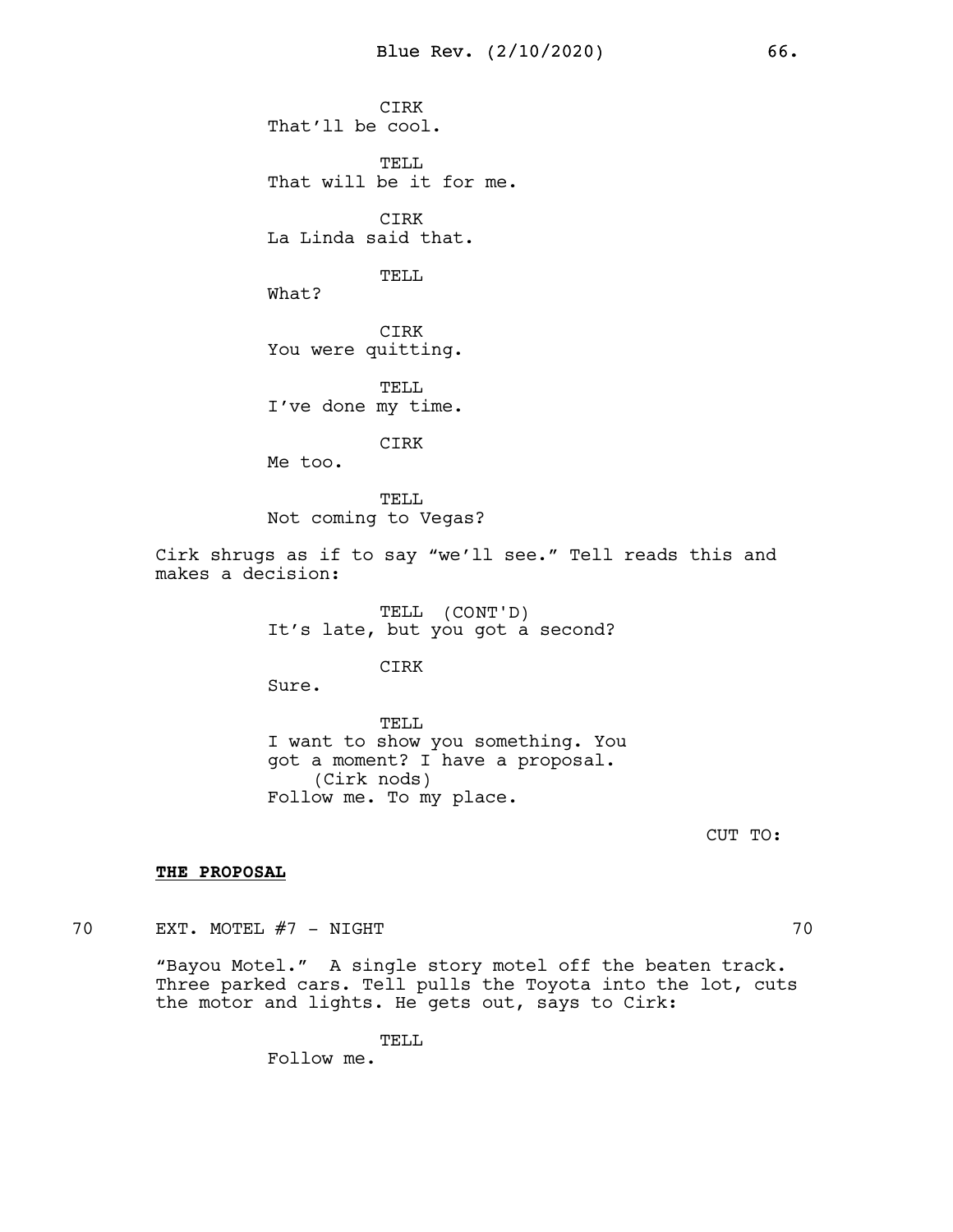CIRK
That'll be cool.

TELL
That will be it for me.

CIRK
La Linda said that.

TELL
What?

CIRK
You were quitting.

TELL
I've done my time.

CIRK
Me too.

TELL
Not coming to Vegas?

Cirk shrugs as if to say "we'll see." Tell reads this and makes a decision:

TELL (CONT'D)
It's late, but you got a second?

CIRK
Sure.

TELL
I want to show you something. You got a moment? I have a proposal.
(Cirk nods)
Follow me. To my place.

CUT TO:

**THE PROPOSAL**

70 EXT. MOTEL #7 - NIGHT 70

"Bayou Motel." A single story motel off the beaten track. Three parked cars. Tell pulls the Toyota into the lot, cuts the motor and lights. He gets out, says to Cirk:

TELL
Follow me.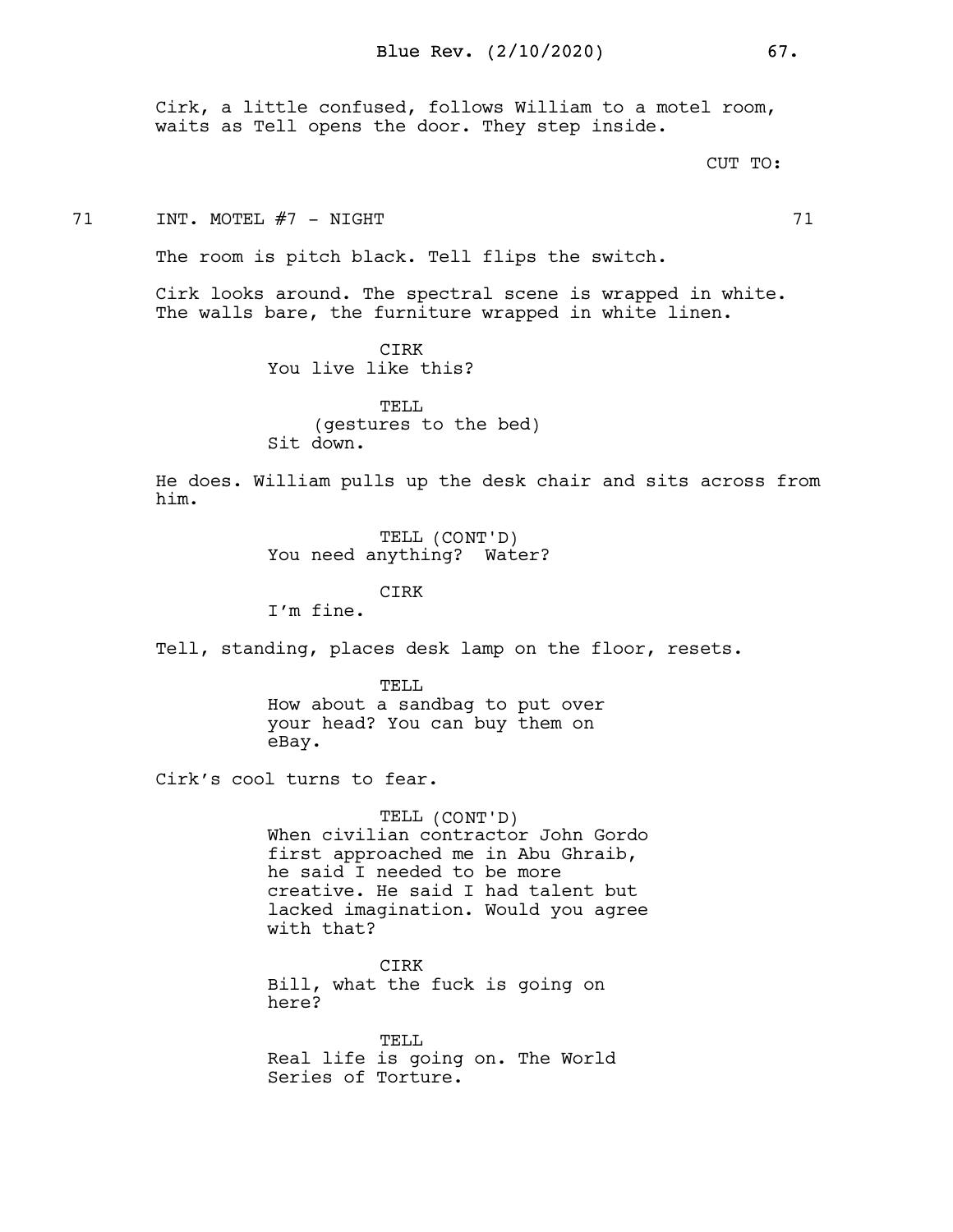Cirk, a little confused, follows William to a motel room, waits as Tell opens the door. They step inside.

CUT TO:

71 INT. MOTEL #7 - NIGHT 71

The room is pitch black. Tell flips the switch.

Cirk looks around. The spectral scene is wrapped in white. The walls bare, the furniture wrapped in white linen.

CIRK
You live like this?

TELL
(gestures to the bed)
Sit down.

He does. William pulls up the desk chair and sits across from him.

TELL (CONT'D)
You need anything? Water?

CIRK
I'm fine.

Tell, standing, places desk lamp on the floor, resets.

TELL
How about a sandbag to put over your head? You can buy them on eBay.

Cirk's cool turns to fear.

TELL (CONT'D)
When civilian contractor John Gordo first approached me in Abu Ghraib, he said I needed to be more creative. He said I had talent but lacked imagination. Would you agree with that?

CIRK
Bill, what the fuck is going on here?

TELL
Real life is going on. The World Series of Torture.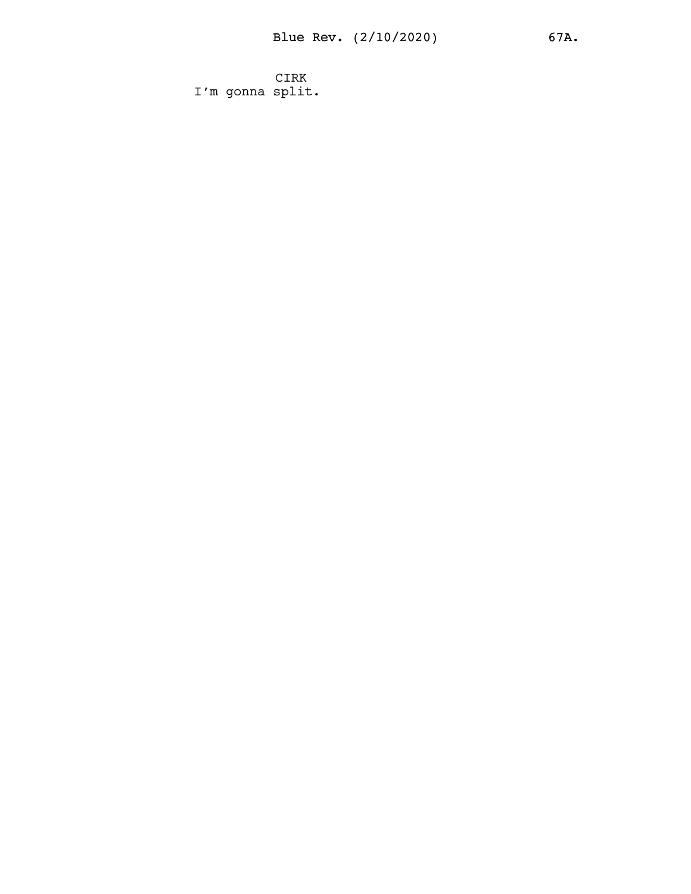CIRK

I'm gonna split.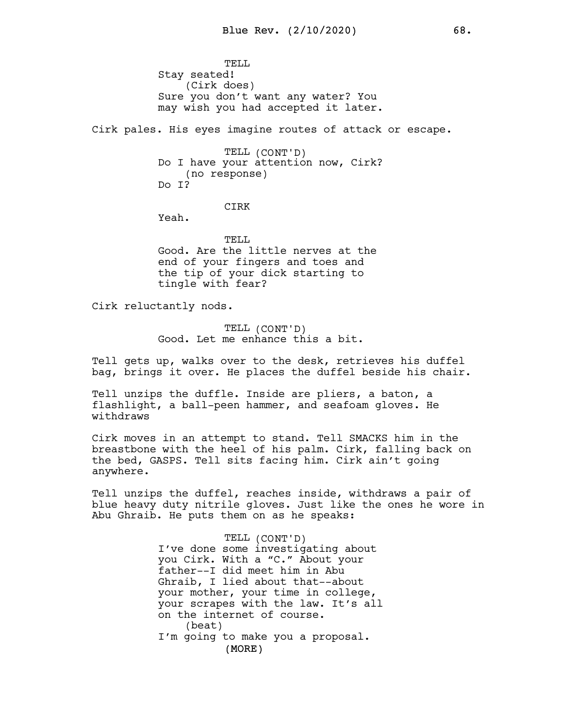TELL
Stay seated!
(Cirk does)
Sure you don't want any water? You may wish you had accepted it later.

Cirk pales. His eyes imagine routes of attack or escape.

TELL (CONT'D)
Do I have your attention now, Cirk?
(no response)
Do I?

CIRK
Yeah.

TELL
Good. Are the little nerves at the end of your fingers and toes and the tip of your dick starting to tingle with fear?

Cirk reluctantly nods.

TELL (CONT'D)
Good. Let me enhance this a bit.

Tell gets up, walks over to the desk, retrieves his duffel bag, brings it over. He places the duffel beside his chair.

Tell unzips the duffle. Inside are pliers, a baton, a flashlight, a ball-peen hammer, and seafoam gloves. He withdraws

Cirk moves in an attempt to stand. Tell SMACKS him in the breastbone with the heel of his palm. Cirk, falling back on the bed, GASPS. Tell sits facing him. Cirk ain't going anywhere.

Tell unzips the duffel, reaches inside, withdraws a pair of blue heavy duty nitrile gloves. Just like the ones he wore in Abu Ghraib. He puts them on as he speaks:

TELL (CONT'D)
I've done some investigating about you Cirk. With a "C." About your father--I did meet him in Abu Ghraib, I lied about that--about your mother, your time in college, your scrapes with the law. It's all on the internet of course.
(beat)
I'm going to make you a proposal.
(MORE)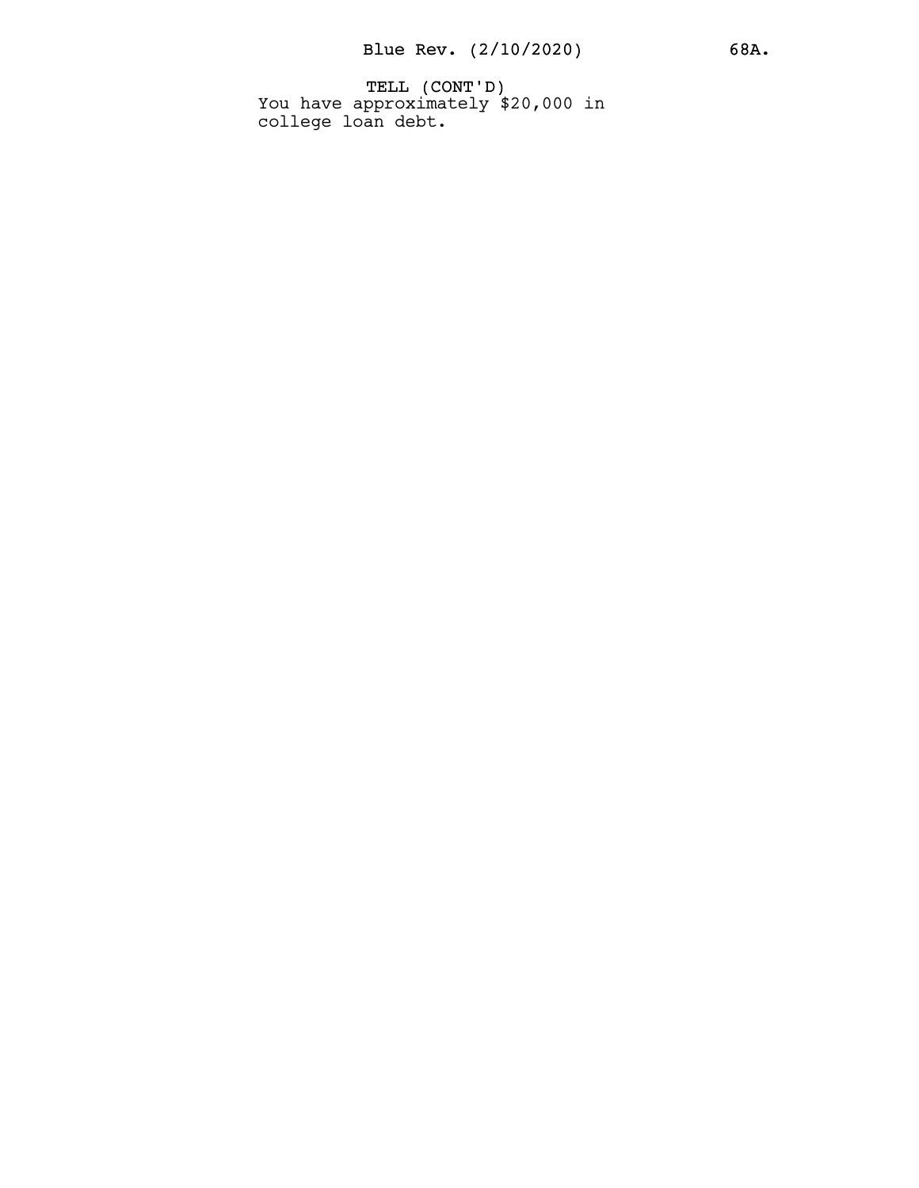TELL (CONT'D)
You have approximately $20,000 in college loan debt.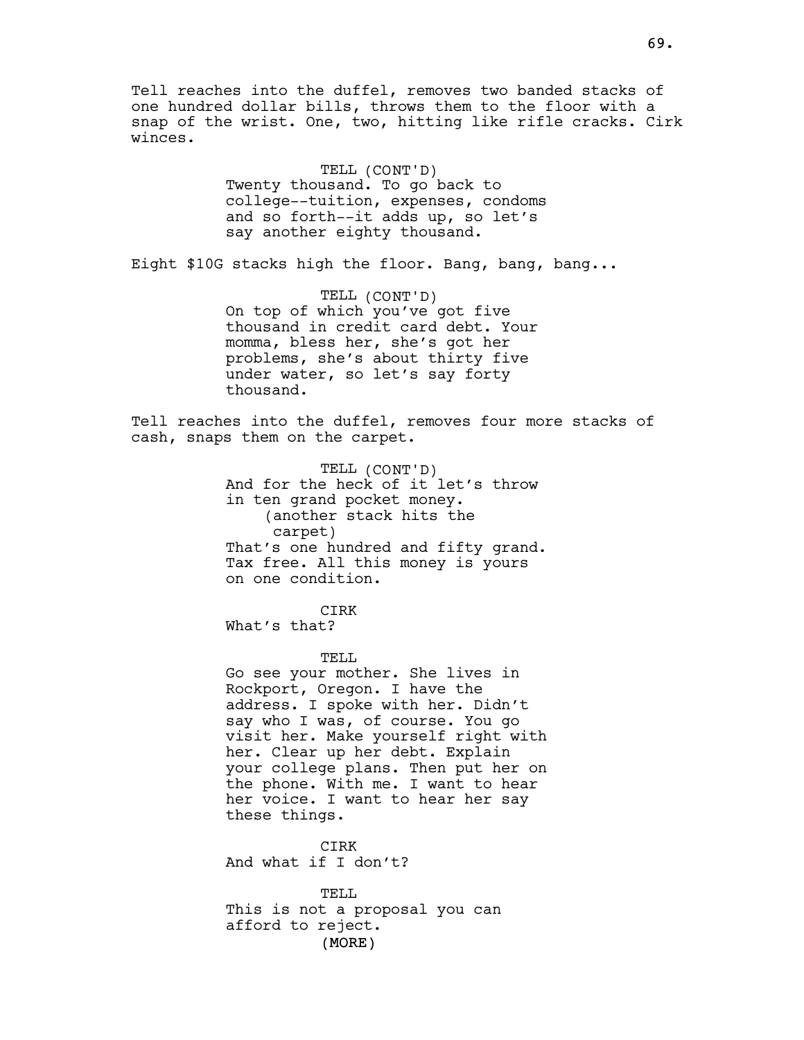Tell reaches into the duffel, removes two banded stacks of one hundred dollar bills, throws them to the floor with a snap of the wrist. One, two, hitting like rifle cracks. Cirk winces.

TELL (CONT'D)
Twenty thousand. To go back to college--tuition, expenses, condoms and so forth--it adds up, so let's say another eighty thousand.

Eight $10G stacks high the floor. Bang, bang, bang...

TELL (CONT'D)
On top of which you've got five thousand in credit card debt. Your momma, bless her, she's got her problems, she's about thirty five under water, so let's say forty thousand.

Tell reaches into the duffel, removes four more stacks of cash, snaps them on the carpet.

TELL (CONT'D)
And for the heck of it let's throw in ten grand pocket money.
(another stack hits the carpet)
That's one hundred and fifty grand. Tax free. All this money is yours on one condition.

CIRK
What's that?

TELL
Go see your mother. She lives in Rockport, Oregon. I have the address. I spoke with her. Didn't say who I was, of course. You go visit her. Make yourself right with her. Clear up her debt. Explain your college plans. Then put her on the phone. With me. I want to hear her voice. I want to hear her say these things.

CIRK
And what if I don't?

TELL
This is not a proposal you can afford to reject.
(MORE)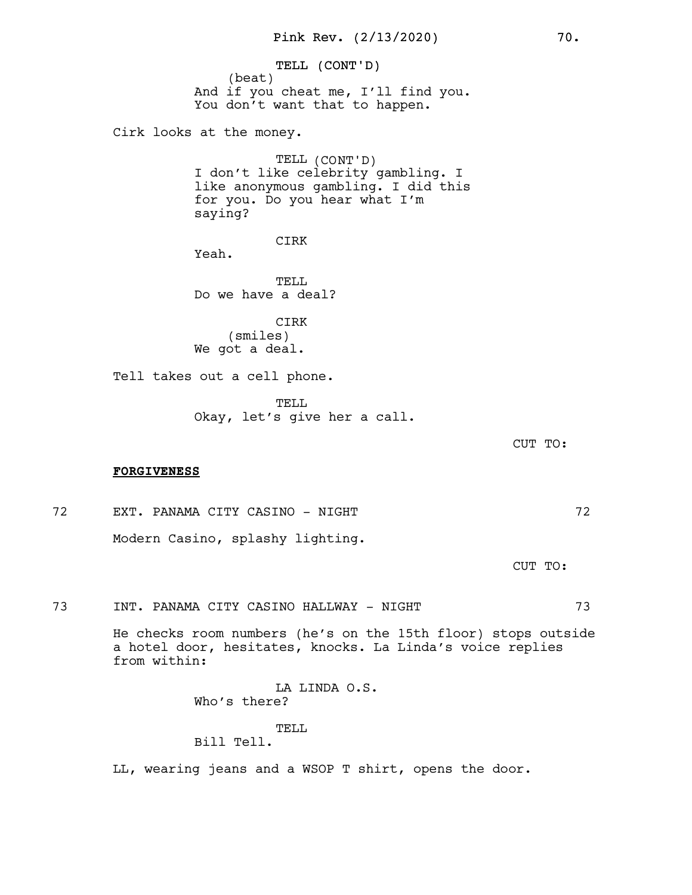TELL (CONT'D)
(beat)
And if you cheat me, I'll find you.
You don't want that to happen.

Cirk looks at the money.

TELL (CONT'D)
I don't like celebrity gambling. I
like anonymous gambling. I did this
for you. Do you hear what I'm
saying?

CIRK
Yeah.

TELL
Do we have a deal?

CIRK
(smiles)
We got a deal.

Tell takes out a cell phone.

TELL
Okay, let's give her a call.

CUT TO:

**<u>FORGIVENESS</u>**

72 EXT. PANAMA CITY CASINO - NIGHT 72

Modern Casino, splashy lighting.

CUT TO:

73 INT. PANAMA CITY CASINO HALLWAY - NIGHT 73

He checks room numbers (he's on the 15th floor) stops outside a hotel door, hesitates, knocks. La Linda's voice replies from within:

LA LINDA O.S.
Who's there?

TELL
Bill Tell.

LL, wearing jeans and a WSOP T shirt, opens the door.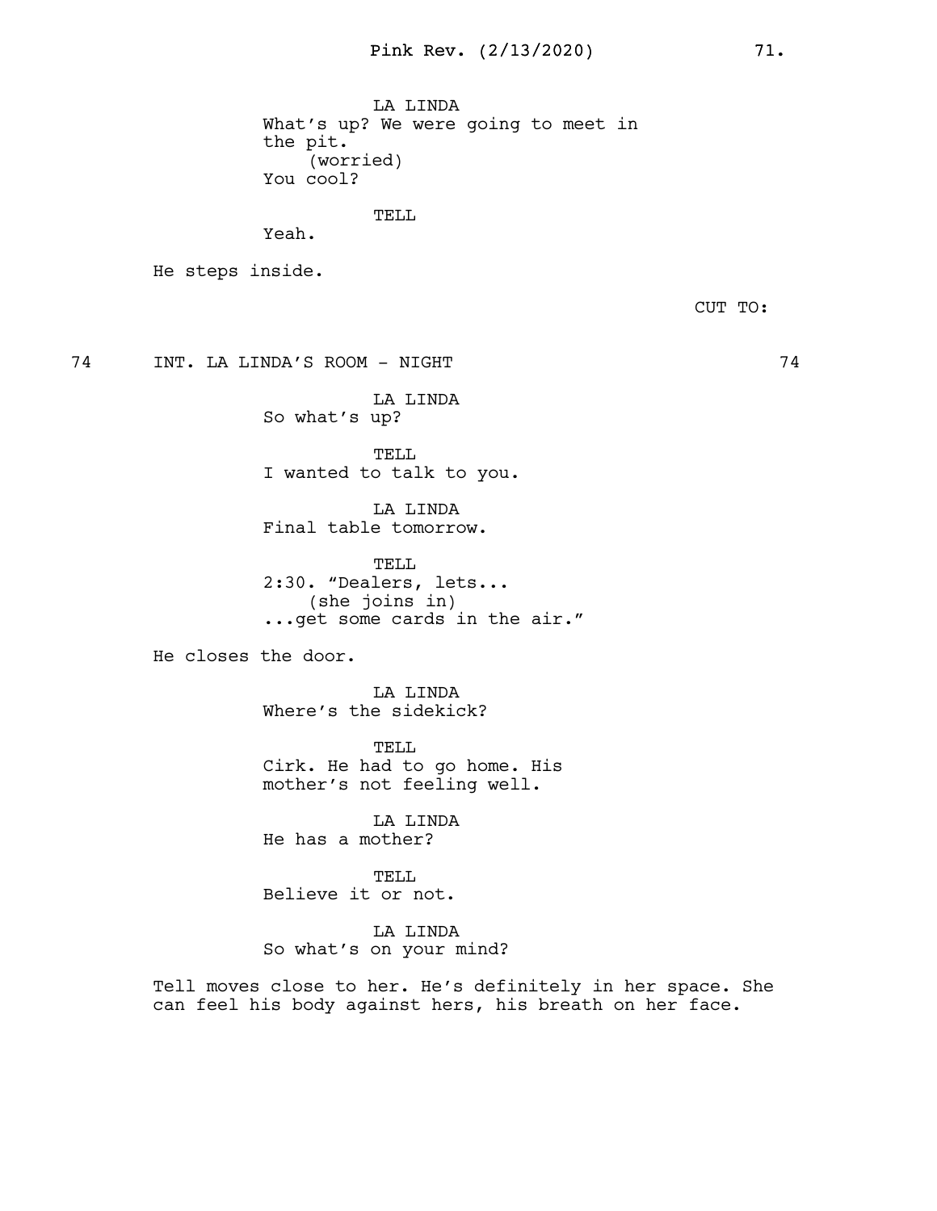LA LINDA
What's up? We were going to meet in the pit.
(worried)
You cool?

TELL
Yeah.

He steps inside.

CUT TO:

74 INT. LA LINDA'S ROOM - NIGHT 74

LA LINDA
So what's up?

TELL
I wanted to talk to you.

LA LINDA
Final table tomorrow.

TELL
2:30. "Dealers, lets...
(she joins in)
...get some cards in the air."

He closes the door.

LA LINDA
Where's the sidekick?

TELL
Cirk. He had to go home. His mother's not feeling well.

LA LINDA
He has a mother?

TELL
Believe it or not.

LA LINDA
So what's on your mind?

Tell moves close to her. He's definitely in her space. She can feel his body against hers, his breath on her face.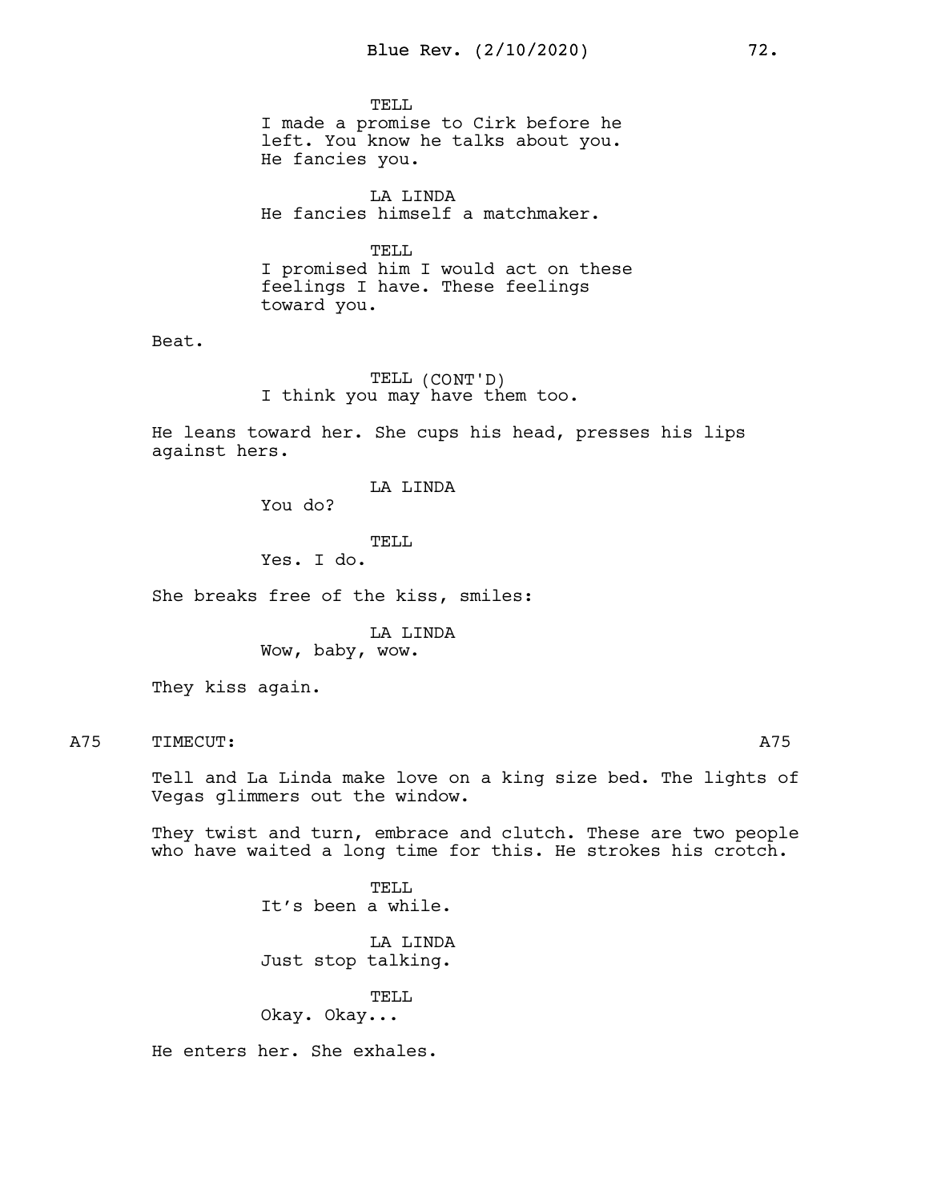TELL
I made a promise to Cirk before he left. You know he talks about you. He fancies you.

LA LINDA
He fancies himself a matchmaker.

TELL
I promised him I would act on these feelings I have. These feelings toward you.

Beat.

TELL (CONT'D)
I think you may have them too.

He leans toward her. She cups his head, presses his lips against hers.

LA LINDA
You do?

TELL
Yes. I do.

She breaks free of the kiss, smiles:

LA LINDA
Wow, baby, wow.

They kiss again.

A75 TIMECUT: A75

Tell and La Linda make love on a king size bed. The lights of Vegas glimmers out the window.

They twist and turn, embrace and clutch. These are two people who have waited a long time for this. He strokes his crotch.

TELL
It's been a while.

LA LINDA
Just stop talking.

TELL
Okay. Okay...

He enters her. She exhales.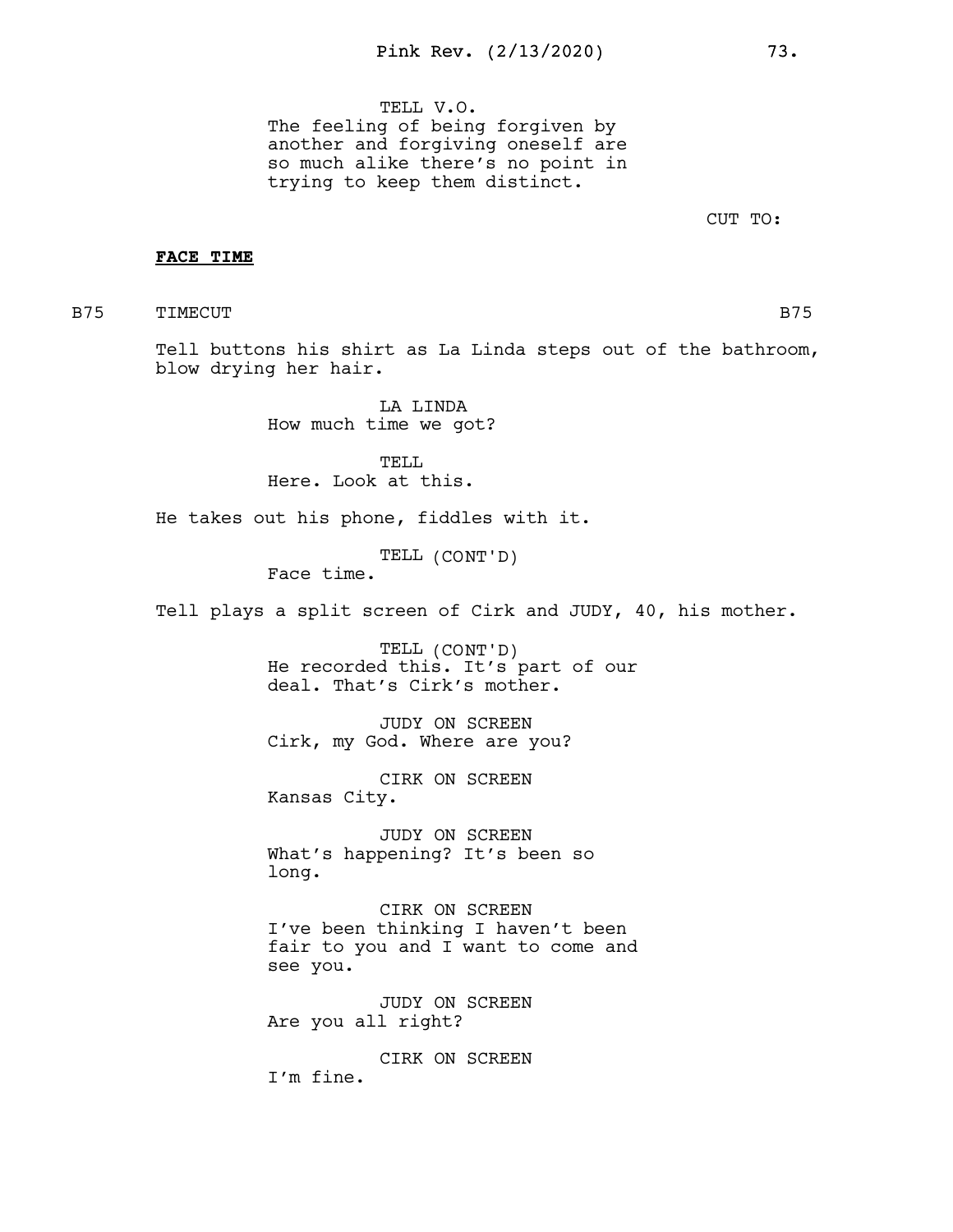TELL V.O.
The feeling of being forgiven by another and forgiving oneself are so much alike there's no point in trying to keep them distinct.

CUT TO:

**FACE TIME**

B75 TIMECUT B75

Tell buttons his shirt as La Linda steps out of the bathroom, blow drying her hair.

LA LINDA
How much time we got?

TELL
Here. Look at this.

He takes out his phone, fiddles with it.

TELL (CONT'D)
Face time.

Tell plays a split screen of Cirk and JUDY, 40, his mother.

TELL (CONT'D)
He recorded this. It's part of our deal. That's Cirk's mother.

JUDY ON SCREEN
Cirk, my God. Where are you?

CIRK ON SCREEN
Kansas City.

JUDY ON SCREEN
What's happening? It's been so long.

CIRK ON SCREEN
I've been thinking I haven't been fair to you and I want to come and see you.

JUDY ON SCREEN
Are you all right?

CIRK ON SCREEN
I'm fine.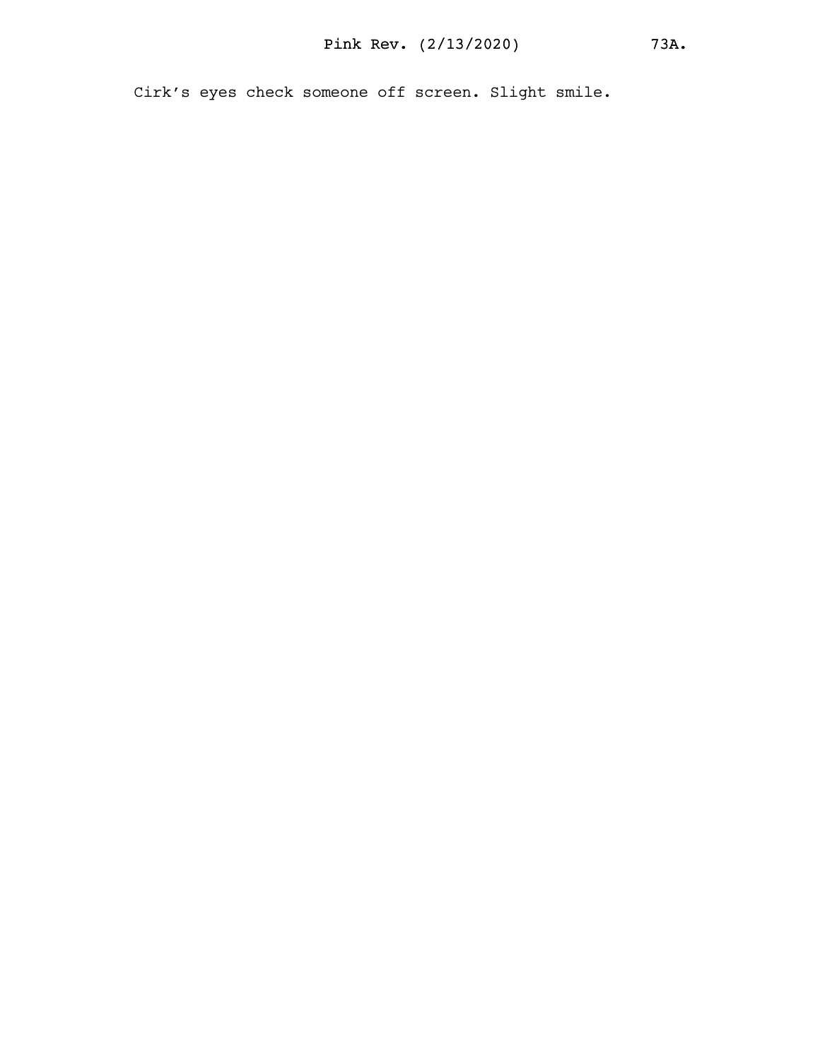Cirk’s eyes check someone off screen. Slight smile.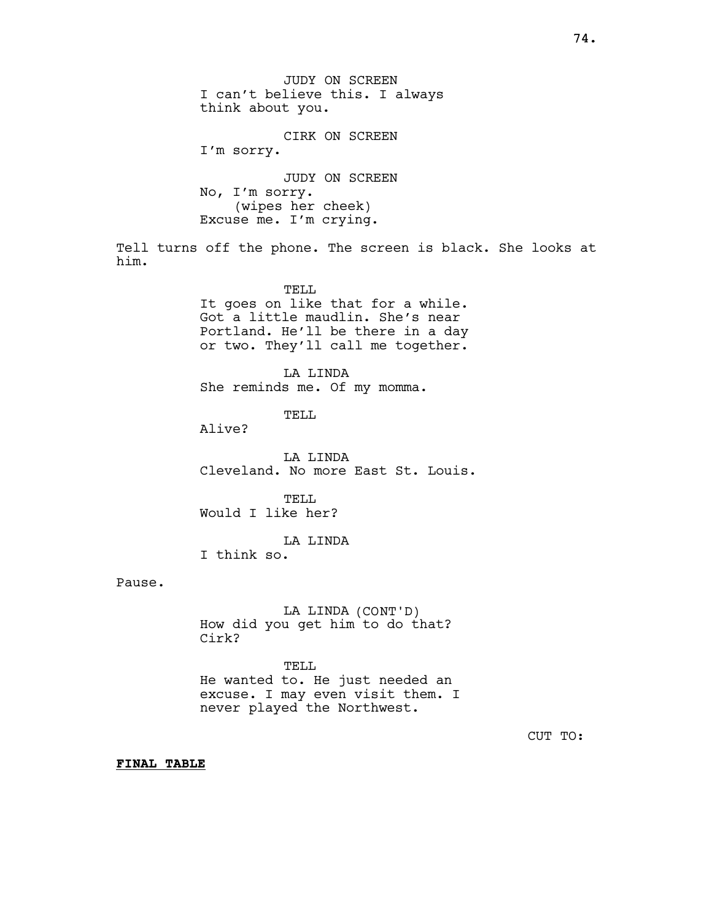JUDY ON SCREEN
I can't believe this. I always think about you.

CIRK ON SCREEN
I'm sorry.

JUDY ON SCREEN
No, I'm sorry.
(wipes her cheek)
Excuse me. I'm crying.

Tell turns off the phone. The screen is black. She looks at him.

TELL
It goes on like that for a while. Got a little maudlin. She's near Portland. He'll be there in a day or two. They'll call me together.

LA LINDA
She reminds me. Of my momma.

TELL
Alive?

LA LINDA
Cleveland. No more East St. Louis.

TELL
Would I like her?

LA LINDA
I think so.

Pause.

LA LINDA (CONT'D)
How did you get him to do that? Cirk?

TELL
He wanted to. He just needed an excuse. I may even visit them. I never played the Northwest.

CUT TO:

**FINAL TABLE**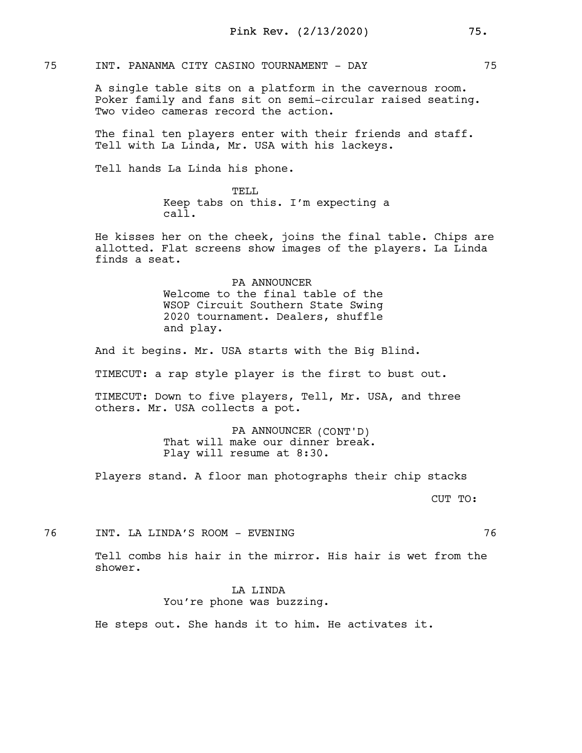75 INT. PANANMA CITY CASINO TOURNAMENT - DAY 75

A single table sits on a platform in the cavernous room. Poker family and fans sit on semi-circular raised seating. Two video cameras record the action.

The final ten players enter with their friends and staff. Tell with La Linda, Mr. USA with his lackeys.

Tell hands La Linda his phone.

TELL
Keep tabs on this. I'm expecting a call.

He kisses her on the cheek, joins the final table. Chips are allotted. Flat screens show images of the players. La Linda finds a seat.

PA ANNOUNCER
Welcome to the final table of the WSOP Circuit Southern State Swing 2020 tournament. Dealers, shuffle and play.

And it begins. Mr. USA starts with the Big Blind.

TIMECUT: a rap style player is the first to bust out.

TIMECUT: Down to five players, Tell, Mr. USA, and three others. Mr. USA collects a pot.

PA ANNOUNCER (CONT'D)
That will make our dinner break. Play will resume at 8:30.

Players stand. A floor man photographs their chip stacks

CUT TO:

76 INT. LA LINDA'S ROOM - EVENING 76

Tell combs his hair in the mirror. His hair is wet from the shower.

LA LINDA
You're phone was buzzing.

He steps out. She hands it to him. He activates it.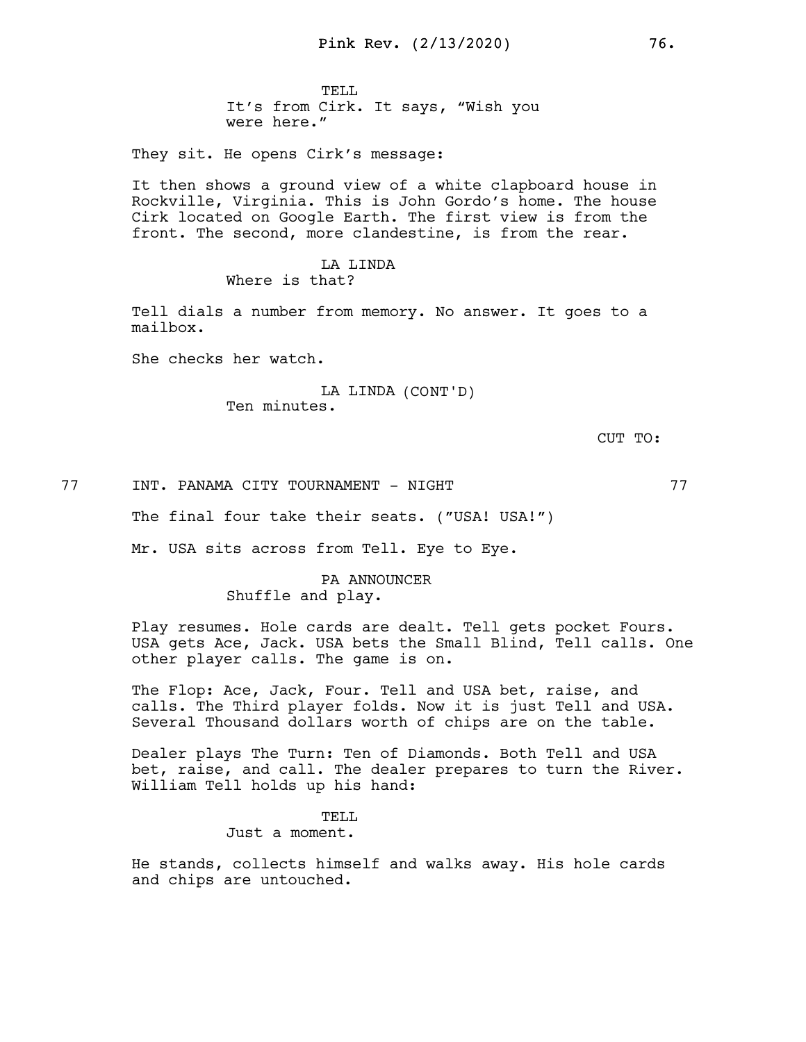TELL

It's from Cirk. It says, "Wish you were here."

They sit. He opens Cirk's message:

It then shows a ground view of a white clapboard house in Rockville, Virginia. This is John Gordo's home. The house Cirk located on Google Earth. The first view is from the front. The second, more clandestine, is from the rear.

LA LINDA

Where is that?

Tell dials a number from memory. No answer. It goes to a mailbox.

She checks her watch.

LA LINDA (CONT'D)

Ten minutes.

CUT TO:

77 INT. PANAMA CITY TOURNAMENT - NIGHT 77

The final four take their seats. ("USA! USA!")

Mr. USA sits across from Tell. Eye to Eye.

PA ANNOUNCER

Shuffle and play.

Play resumes. Hole cards are dealt. Tell gets pocket Fours. USA gets Ace, Jack. USA bets the Small Blind, Tell calls. One other player calls. The game is on.

The Flop: Ace, Jack, Four. Tell and USA bet, raise, and calls. The Third player folds. Now it is just Tell and USA. Several Thousand dollars worth of chips are on the table.

Dealer plays The Turn: Ten of Diamonds. Both Tell and USA bet, raise, and call. The dealer prepares to turn the River. William Tell holds up his hand:

TELL

Just a moment.

He stands, collects himself and walks away. His hole cards and chips are untouched.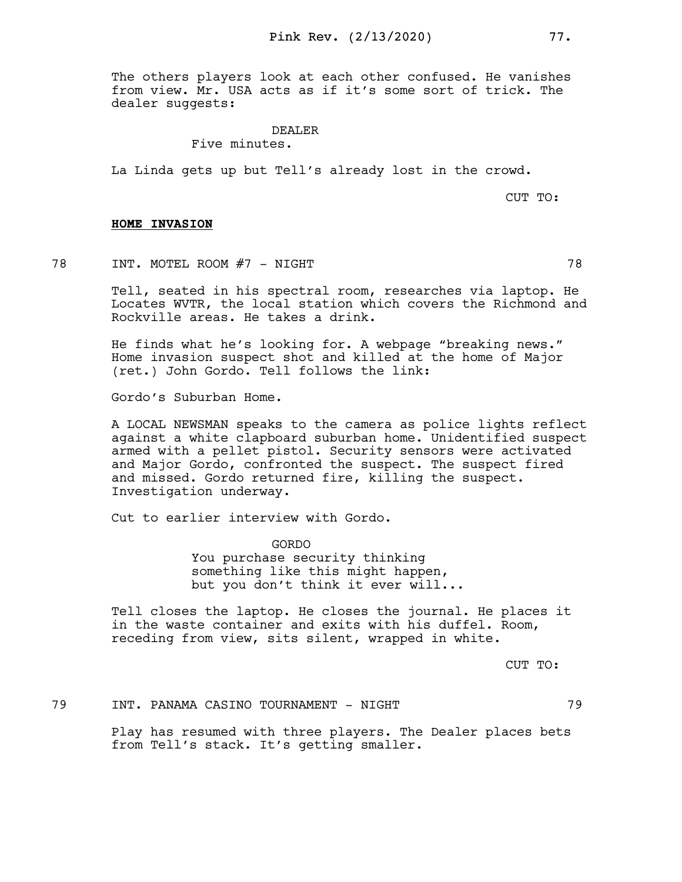The others players look at each other confused. He vanishes from view. Mr. USA acts as if it's some sort of trick. The dealer suggests:

DEALER
Five minutes.

La Linda gets up but Tell's already lost in the crowd.

CUT TO:

**HOME INVASION**

78 INT. MOTEL ROOM #7 - NIGHT 78

Tell, seated in his spectral room, researches via laptop. He Locates WVTR, the local station which covers the Richmond and Rockville areas. He takes a drink.

He finds what he's looking for. A webpage "breaking news." Home invasion suspect shot and killed at the home of Major (ret.) John Gordo. Tell follows the link:

Gordo's Suburban Home.

A LOCAL NEWSMAN speaks to the camera as police lights reflect against a white clapboard suburban home. Unidentified suspect armed with a pellet pistol. Security sensors were activated and Major Gordo, confronted the suspect. The suspect fired and missed. Gordo returned fire, killing the suspect. Investigation underway.

Cut to earlier interview with Gordo.

GORDO
You purchase security thinking something like this might happen, but you don't think it ever will...

Tell closes the laptop. He closes the journal. He places it in the waste container and exits with his duffel. Room, receding from view, sits silent, wrapped in white.

CUT TO:

79 INT. PANAMA CASINO TOURNAMENT - NIGHT 79

Play has resumed with three players. The Dealer places bets from Tell's stack. It's getting smaller.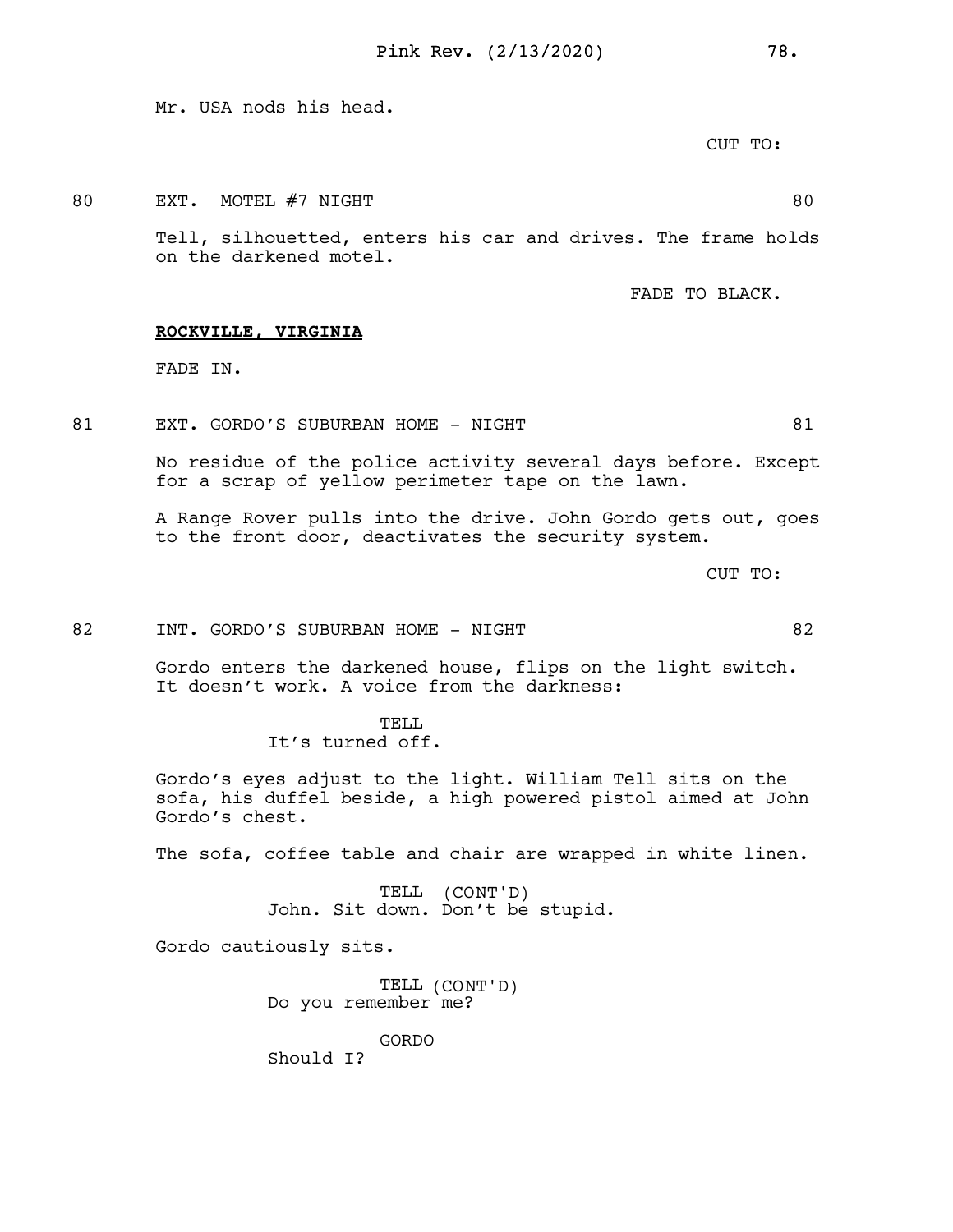Mr. USA nods his head.

CUT TO:

80 EXT. MOTEL #7 NIGHT 80

Tell, silhouetted, enters his car and drives. The frame holds on the darkened motel.

FADE TO BLACK.

**ROCKVILLE, VIRGINIA**

FADE IN.

81 EXT. GORDO'S SUBURBAN HOME - NIGHT 81

No residue of the police activity several days before. Except for a scrap of yellow perimeter tape on the lawn.

A Range Rover pulls into the drive. John Gordo gets out, goes to the front door, deactivates the security system.

CUT TO:

82 INT. GORDO'S SUBURBAN HOME - NIGHT 82

Gordo enters the darkened house, flips on the light switch. It doesn't work. A voice from the darkness:

TELL
It's turned off.

Gordo's eyes adjust to the light. William Tell sits on the sofa, his duffel beside, a high powered pistol aimed at John Gordo's chest.

The sofa, coffee table and chair are wrapped in white linen.

TELL (CONT'D)
John. Sit down. Don't be stupid.

Gordo cautiously sits.

TELL (CONT'D)
Do you remember me?

GORDO
Should I?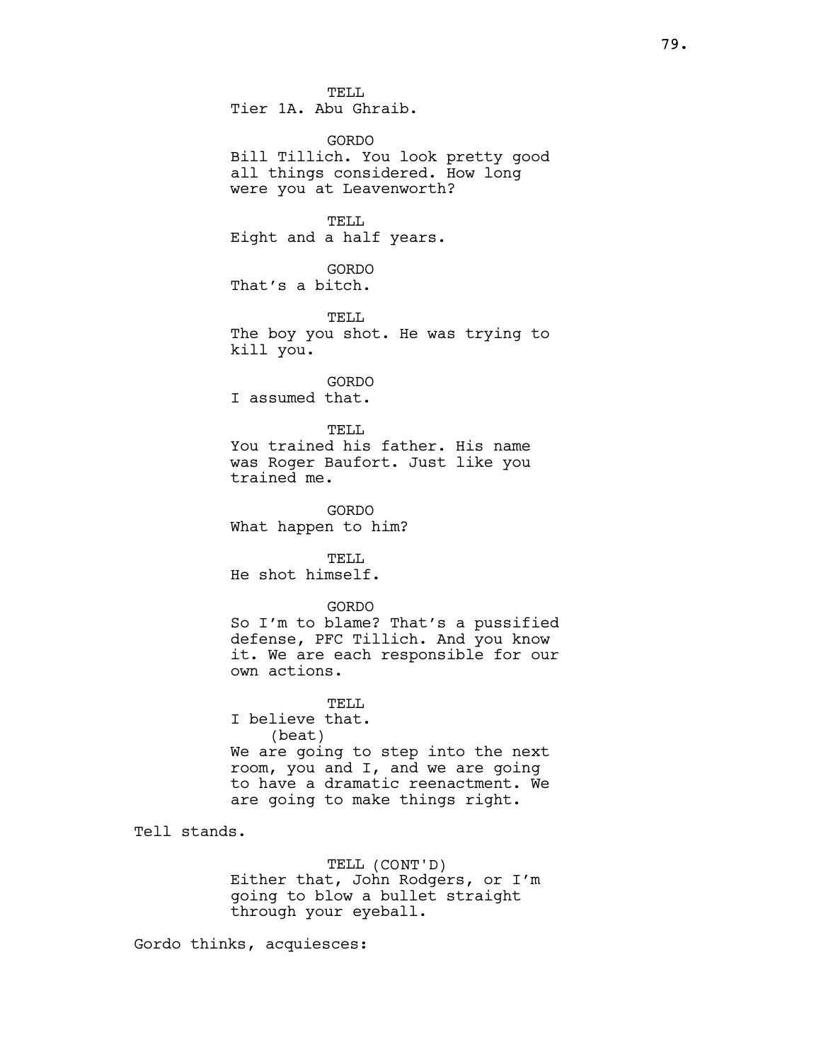TELL
Tier 1A. Abu Ghraib.

GORDO
Bill Tillich. You look pretty good all things considered. How long were you at Leavenworth?

TELL
Eight and a half years.

GORDO
That's a bitch.

TELL
The boy you shot. He was trying to kill you.

GORDO
I assumed that.

TELL
You trained his father. His name was Roger Baufort. Just like you trained me.

GORDO
What happen to him?

TELL
He shot himself.

GORDO
So I'm to blame? That's a pussified defense, PFC Tillich. And you know it. We are each responsible for our own actions.

TELL
I believe that.
(beat)
We are going to step into the next room, you and I, and we are going to have a dramatic reenactment. We are going to make things right.

Tell stands.

TELL (CONT'D)
Either that, John Rodgers, or I'm going to blow a bullet straight through your eyeball.

Gordo thinks, acquiesces: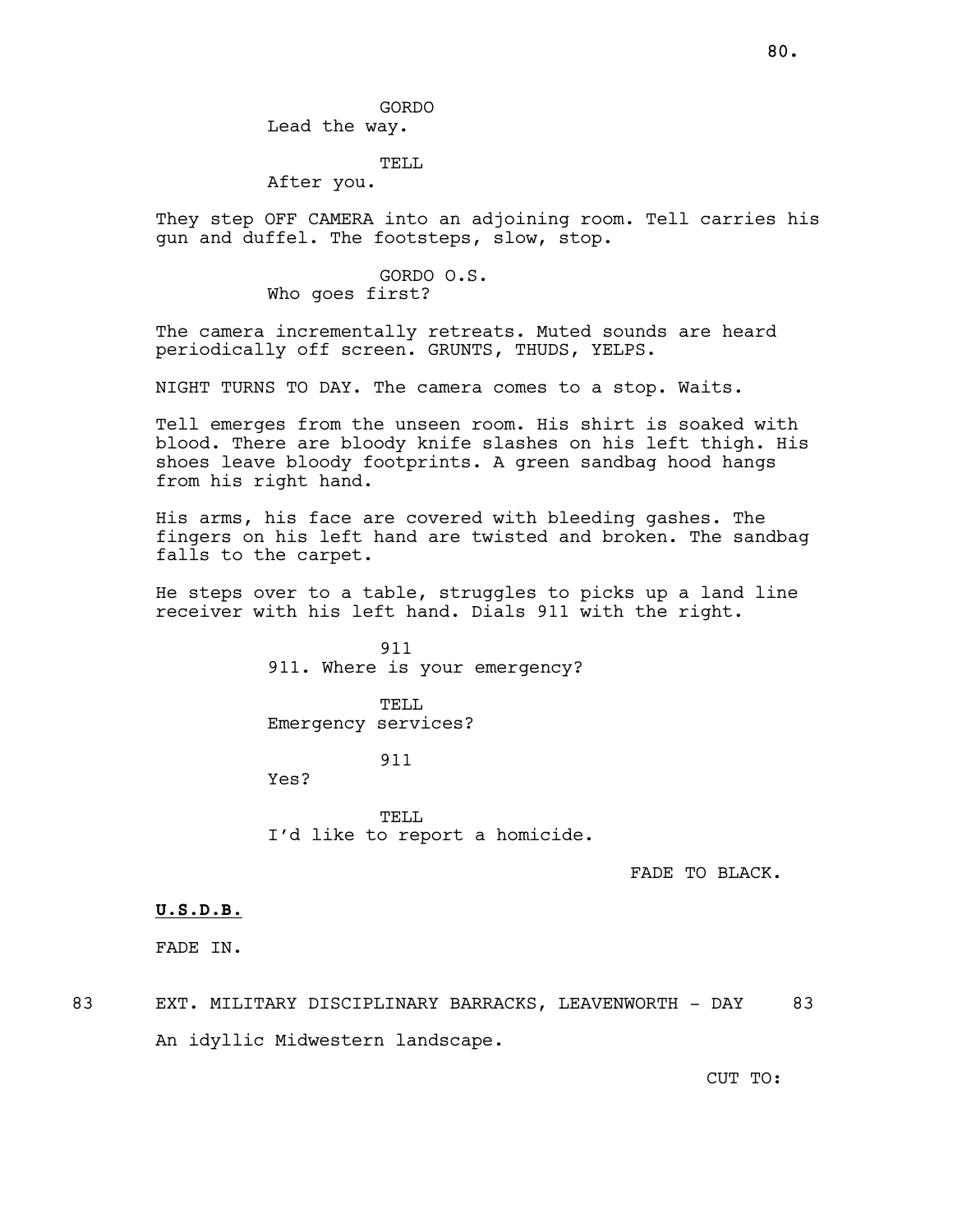GORDO
Lead the way.

TELL
After you.

They step OFF CAMERA into an adjoining room. Tell carries his gun and duffel. The footsteps, slow, stop.

GORDO O.S.
Who goes first?

The camera incrementally retreats. Muted sounds are heard periodically off screen. GRUNTS, THUDS, YELPS.

NIGHT TURNS TO DAY. The camera comes to a stop. Waits.

Tell emerges from the unseen room. His shirt is soaked with blood. There are bloody knife slashes on his left thigh. His shoes leave bloody footprints. A green sandbag hood hangs from his right hand.

His arms, his face are covered with bleeding gashes. The fingers on his left hand are twisted and broken. The sandbag falls to the carpet.

He steps over to a table, struggles to picks up a land line receiver with his left hand. Dials 911 with the right.

911
911. Where is your emergency?

TELL
Emergency services?

911
Yes?

TELL
I'd like to report a homicide.

FADE TO BLACK.

**U.S.D.B.**

FADE IN.

83 EXT. MILITARY DISCIPLINARY BARRACKS, LEAVENWORTH - DAY 83

An idyllic Midwestern landscape.

CUT TO: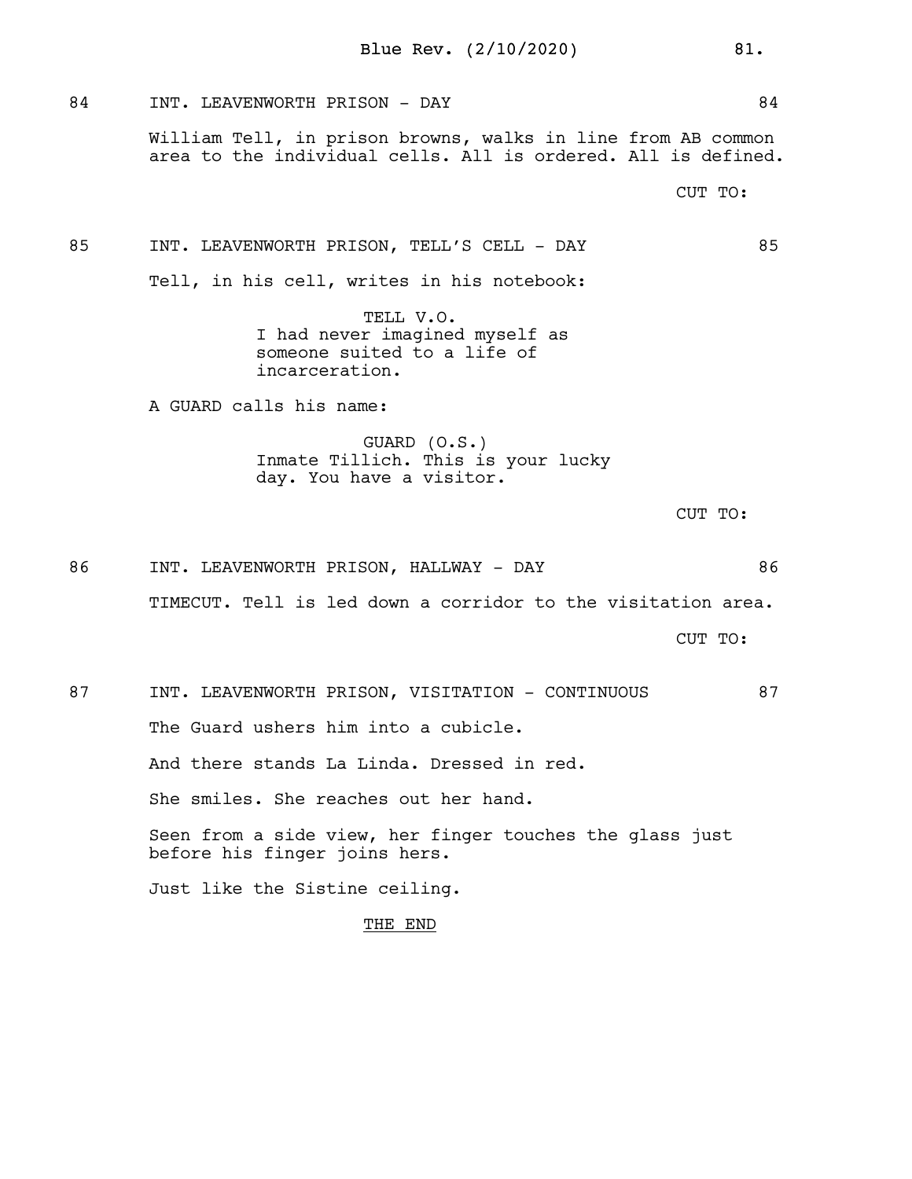84 INT. LEAVENWORTH PRISON - DAY 84

William Tell, in prison browns, walks in line from AB common area to the individual cells. All is ordered. All is defined.

CUT TO:

85 INT. LEAVENWORTH PRISON, TELL'S CELL - DAY 85

Tell, in his cell, writes in his notebook:

TELL V.O.
I had never imagined myself as someone suited to a life of incarceration.

A GUARD calls his name:

GUARD (O.S.)
Inmate Tillich. This is your lucky day. You have a visitor.

CUT TO:

86 INT. LEAVENWORTH PRISON, HALLWAY - DAY 86

TIMECUT. Tell is led down a corridor to the visitation area.

CUT TO:

87 INT. LEAVENWORTH PRISON, VISITATION - CONTINUOUS 87

The Guard ushers him into a cubicle.

And there stands La Linda. Dressed in red.

She smiles. She reaches out her hand.

Seen from a side view, her finger touches the glass just before his finger joins hers.

Just like the Sistine ceiling.

THE END